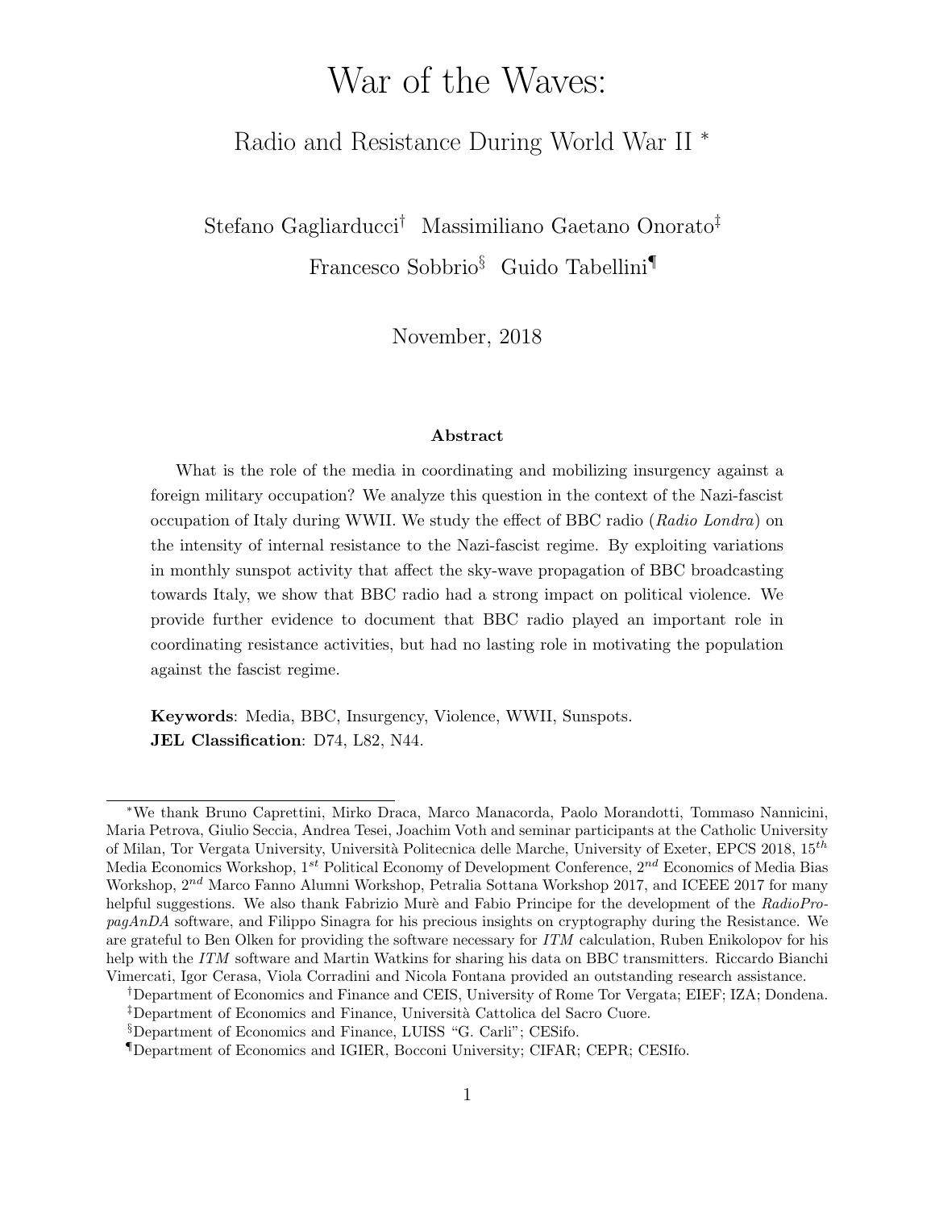# War of the Waves:

## Radio and Resistance During World War II [*]

Stefano Gagliarducci[†] Massimiliano Gaetano Onorato[‡]
Francesco Sobbrio[§] Guido Tabellini[¶]

November, 2018

**Abstract**

What is the role of the media in coordinating and mobilizing insurgency against a foreign military occupation? We analyze this question in the context of the Nazi-fascist occupation of Italy during WWII. We study the effect of BBC radio (*Radio Londra*) on the intensity of internal resistance to the Nazi-fascist regime. By exploiting variations in monthly sunspot activity that affect the sky-wave propagation of BBC broadcasting towards Italy, we show that BBC radio had a strong impact on political violence. We provide further evidence to document that BBC radio played an important role in coordinating resistance activities, but had no lasting role in motivating the population against the fascist regime.

**Keywords**: Media, BBC, Insurgency, Violence, WWII, Sunspots.
**JEL Classification**: D74, L82, N44.

---

[*] We thank Bruno Caprettini, Mirko Draca, Marco Manacorda, Paolo Morandotti, Tommaso Nannicini, Maria Petrova, Giulio Seccia, Andrea Tesei, Joachim Voth and seminar participants at the Catholic University of Milan, Tor Vergata University, Università Politecnica delle Marche, University of Exeter, EPCS 2018, 15[th] Media Economics Workshop, 1[st] Political Economy of Development Conference, 2[nd] Economics of Media Bias Workshop, 2[nd] Marco Fanno Alumni Workshop, Petralia Sottana Workshop 2017, and ICEEE 2017 for many helpful suggestions. We also thank Fabrizio Murè and Fabio Principe for the development of the *RadioPropagAnDA* software, and Filippo Sinagra for his precious insights on cryptography during the Resistance. We are grateful to Ben Olken for providing the software necessary for *ITM* calculation, Ruben Enikolopov for his help with the *ITM* software and Martin Watkins for sharing his data on BBC transmitters. Riccardo Bianchi Vimercati, Igor Cerasa, Viola Corradini and Nicola Fontana provided an outstanding research assistance.

[†] Department of Economics and Finance and CEIS, University of Rome Tor Vergata; EIEF; IZA; Dondena.

[‡] Department of Economics and Finance, Università Cattolica del Sacro Cuore.

[§] Department of Economics and Finance, LUISS "G. Carli"; CESifo.

[¶] Department of Economics and IGIER, Bocconi University; CIFAR; CEPR; CESIfo.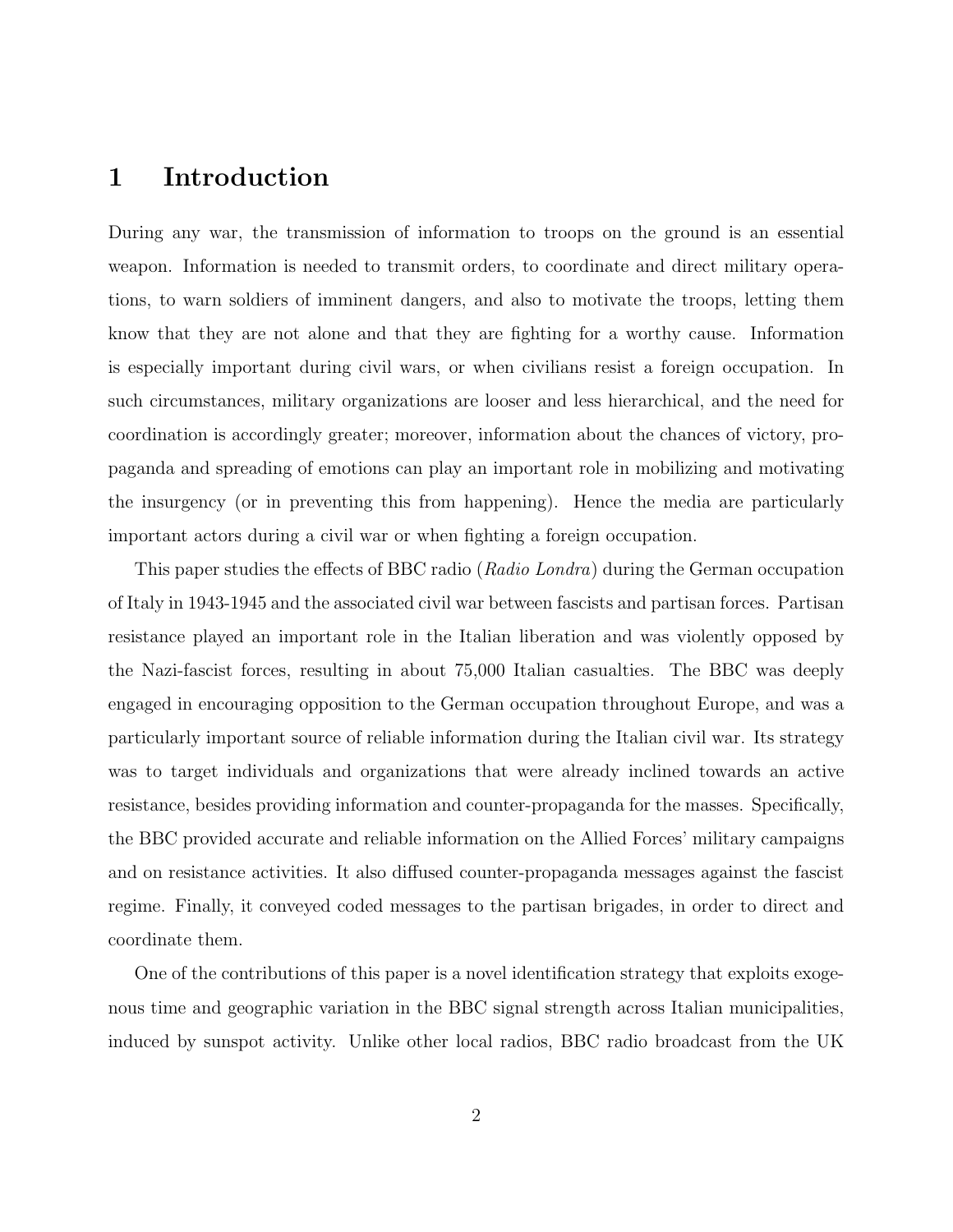# 1 Introduction

During any war, the transmission of information to troops on the ground is an essential weapon. Information is needed to transmit orders, to coordinate and direct military operations, to warn soldiers of imminent dangers, and also to motivate the troops, letting them know that they are not alone and that they are fighting for a worthy cause. Information is especially important during civil wars, or when civilians resist a foreign occupation. In such circumstances, military organizations are looser and less hierarchical, and the need for coordination is accordingly greater; moreover, information about the chances of victory, propaganda and spreading of emotions can play an important role in mobilizing and motivating the insurgency (or in preventing this from happening). Hence the media are particularly important actors during a civil war or when fighting a foreign occupation.

This paper studies the effects of BBC radio (*Radio Londra*) during the German occupation of Italy in 1943-1945 and the associated civil war between fascists and partisan forces. Partisan resistance played an important role in the Italian liberation and was violently opposed by the Nazi-fascist forces, resulting in about 75,000 Italian casualties. The BBC was deeply engaged in encouraging opposition to the German occupation throughout Europe, and was a particularly important source of reliable information during the Italian civil war. Its strategy was to target individuals and organizations that were already inclined towards an active resistance, besides providing information and counter-propaganda for the masses. Specifically, the BBC provided accurate and reliable information on the Allied Forces' military campaigns and on resistance activities. It also diffused counter-propaganda messages against the fascist regime. Finally, it conveyed coded messages to the partisan brigades, in order to direct and coordinate them.

One of the contributions of this paper is a novel identification strategy that exploits exogenous time and geographic variation in the BBC signal strength across Italian municipalities, induced by sunspot activity. Unlike other local radios, BBC radio broadcast from the UK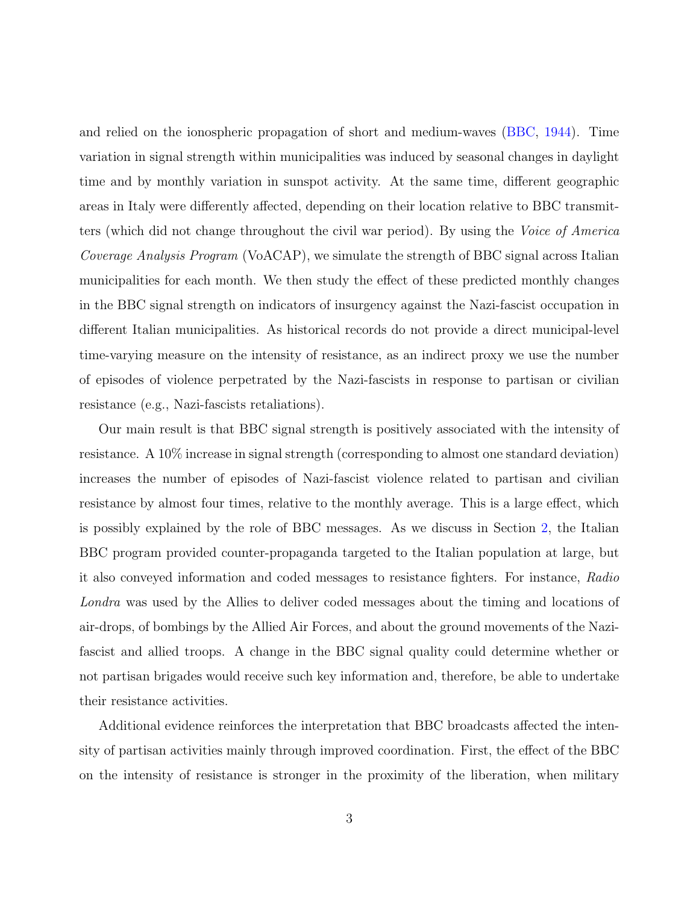and relied on the ionospheric propagation of short and medium-waves (BBC, 1944). Time variation in signal strength within municipalities was induced by seasonal changes in daylight time and by monthly variation in sunspot activity. At the same time, different geographic areas in Italy were differently affected, depending on their location relative to BBC transmitters (which did not change throughout the civil war period). By using the *Voice of America Coverage Analysis Program* (VoACAP), we simulate the strength of BBC signal across Italian municipalities for each month. We then study the effect of these predicted monthly changes in the BBC signal strength on indicators of insurgency against the Nazi-fascist occupation in different Italian municipalities. As historical records do not provide a direct municipal-level time-varying measure on the intensity of resistance, as an indirect proxy we use the number of episodes of violence perpetrated by the Nazi-fascists in response to partisan or civilian resistance (e.g., Nazi-fascists retaliations).

Our main result is that BBC signal strength is positively associated with the intensity of resistance. A 10% increase in signal strength (corresponding to almost one standard deviation) increases the number of episodes of Nazi-fascist violence related to partisan and civilian resistance by almost four times, relative to the monthly average. This is a large effect, which is possibly explained by the role of BBC messages. As we discuss in Section 2, the Italian BBC program provided counter-propaganda targeted to the Italian population at large, but it also conveyed information and coded messages to resistance fighters. For instance, *Radio Londra* was used by the Allies to deliver coded messages about the timing and locations of air-drops, of bombings by the Allied Air Forces, and about the ground movements of the Nazi-fascist and allied troops. A change in the BBC signal quality could determine whether or not partisan brigades would receive such key information and, therefore, be able to undertake their resistance activities.

Additional evidence reinforces the interpretation that BBC broadcasts affected the intensity of partisan activities mainly through improved coordination. First, the effect of the BBC on the intensity of resistance is stronger in the proximity of the liberation, when military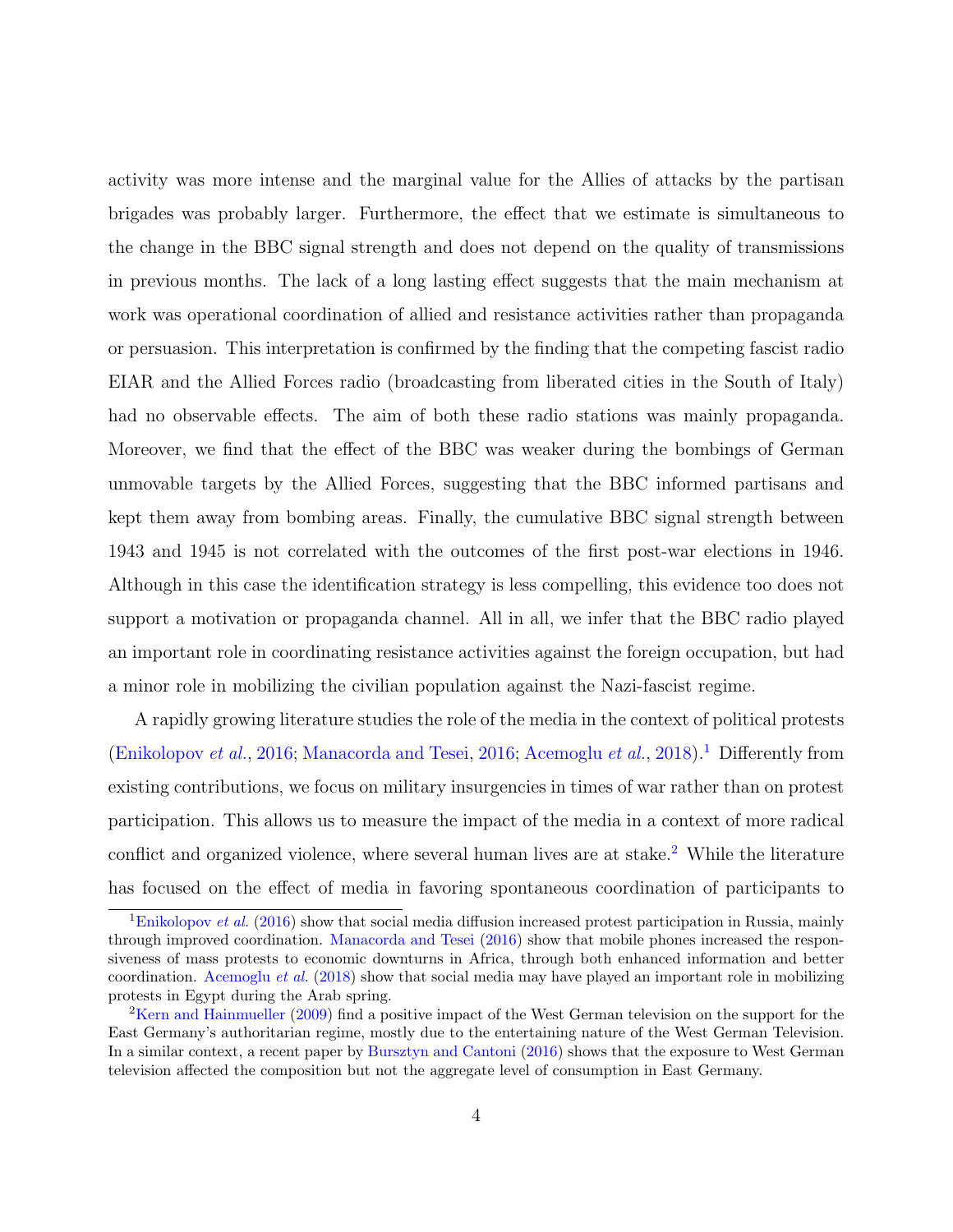activity was more intense and the marginal value for the Allies of attacks by the partisan brigades was probably larger. Furthermore, the effect that we estimate is simultaneous to the change in the BBC signal strength and does not depend on the quality of transmissions in previous months. The lack of a long lasting effect suggests that the main mechanism at work was operational coordination of allied and resistance activities rather than propaganda or persuasion. This interpretation is confirmed by the finding that the competing fascist radio EIAR and the Allied Forces radio (broadcasting from liberated cities in the South of Italy) had no observable effects. The aim of both these radio stations was mainly propaganda. Moreover, we find that the effect of the BBC was weaker during the bombings of German unmovable targets by the Allied Forces, suggesting that the BBC informed partisans and kept them away from bombing areas. Finally, the cumulative BBC signal strength between 1943 and 1945 is not correlated with the outcomes of the first post-war elections in 1946. Although in this case the identification strategy is less compelling, this evidence too does not support a motivation or propaganda channel. All in all, we infer that the BBC radio played an important role in coordinating resistance activities against the foreign occupation, but had a minor role in mobilizing the civilian population against the Nazi-fascist regime.

A rapidly growing literature studies the role of the media in the context of political protests (Enikolopov *et al.*, 2016; Manacorda and Tesei, 2016; Acemoglu *et al.*, 2018).[1] Differently from existing contributions, we focus on military insurgencies in times of war rather than on protest participation. This allows us to measure the impact of the media in a context of more radical conflict and organized violence, where several human lives are at stake.[2] While the literature has focused on the effect of media in favoring spontaneous coordination of participants to

[1] Enikolopov *et al.* (2016) show that social media diffusion increased protest participation in Russia, mainly through improved coordination. Manacorda and Tesei (2016) show that mobile phones increased the responsiveness of mass protests to economic downturns in Africa, through both enhanced information and better coordination. Acemoglu *et al.* (2018) show that social media may have played an important role in mobilizing protests in Egypt during the Arab spring.

[2] Kern and Hainmueller (2009) find a positive impact of the West German television on the support for the East Germany's authoritarian regime, mostly due to the entertaining nature of the West German Television. In a similar context, a recent paper by Bursztyn and Cantoni (2016) shows that the exposure to West German television affected the composition but not the aggregate level of consumption in East Germany.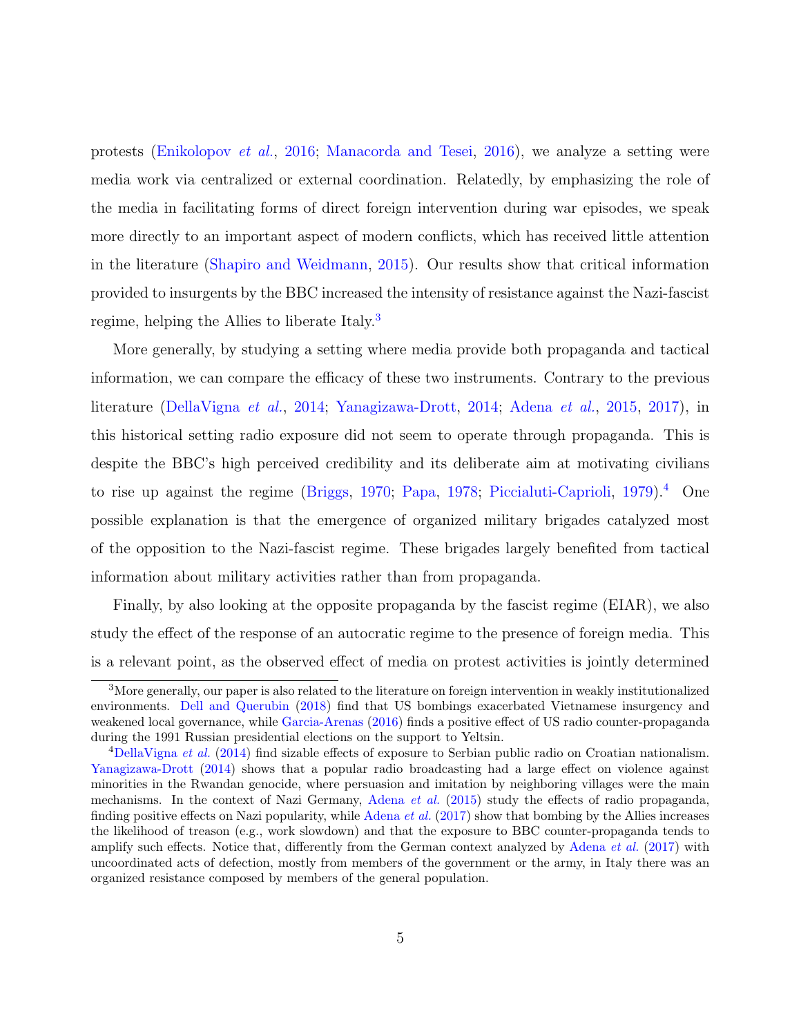protests (Enikolopov *et al.*, 2016; Manacorda and Tesei, 2016), we analyze a setting were media work via centralized or external coordination. Relatedly, by emphasizing the role of the media in facilitating forms of direct foreign intervention during war episodes, we speak more directly to an important aspect of modern conflicts, which has received little attention in the literature (Shapiro and Weidmann, 2015). Our results show that critical information provided to insurgents by the BBC increased the intensity of resistance against the Nazi-fascist regime, helping the Allies to liberate Italy.[3]

More generally, by studying a setting where media provide both propaganda and tactical information, we can compare the efficacy of these two instruments. Contrary to the previous literature (DellaVigna *et al.*, 2014; Yanagizawa-Drott, 2014; Adena *et al.*, 2015, 2017), in this historical setting radio exposure did not seem to operate through propaganda. This is despite the BBC's high perceived credibility and its deliberate aim at motivating civilians to rise up against the regime (Briggs, 1970; Papa, 1978; Piccialuti-Caprioli, 1979).[4] One possible explanation is that the emergence of organized military brigades catalyzed most of the opposition to the Nazi-fascist regime. These brigades largely benefited from tactical information about military activities rather than from propaganda.

Finally, by also looking at the opposite propaganda by the fascist regime (EIAR), we also study the effect of the response of an autocratic regime to the presence of foreign media. This is a relevant point, as the observed effect of media on protest activities is jointly determined

[3] More generally, our paper is also related to the literature on foreign intervention in weakly institutionalized environments. Dell and Querubin (2018) find that US bombings exacerbated Vietnamese insurgency and weakened local governance, while Garcia-Arenas (2016) finds a positive effect of US radio counter-propaganda during the 1991 Russian presidential elections on the support to Yeltsin.

[4] DellaVigna *et al.* (2014) find sizable effects of exposure to Serbian public radio on Croatian nationalism. Yanagizawa-Drott (2014) shows that a popular radio broadcasting had a large effect on violence against minorities in the Rwandan genocide, where persuasion and imitation by neighboring villages were the main mechanisms. In the context of Nazi Germany, Adena *et al.* (2015) study the effects of radio propaganda, finding positive effects on Nazi popularity, while Adena *et al.* (2017) show that bombing by the Allies increases the likelihood of treason (e.g., work slowdown) and that the exposure to BBC counter-propaganda tends to amplify such effects. Notice that, differently from the German context analyzed by Adena *et al.* (2017) with uncoordinated acts of defection, mostly from members of the government or the army, in Italy there was an organized resistance composed by members of the general population.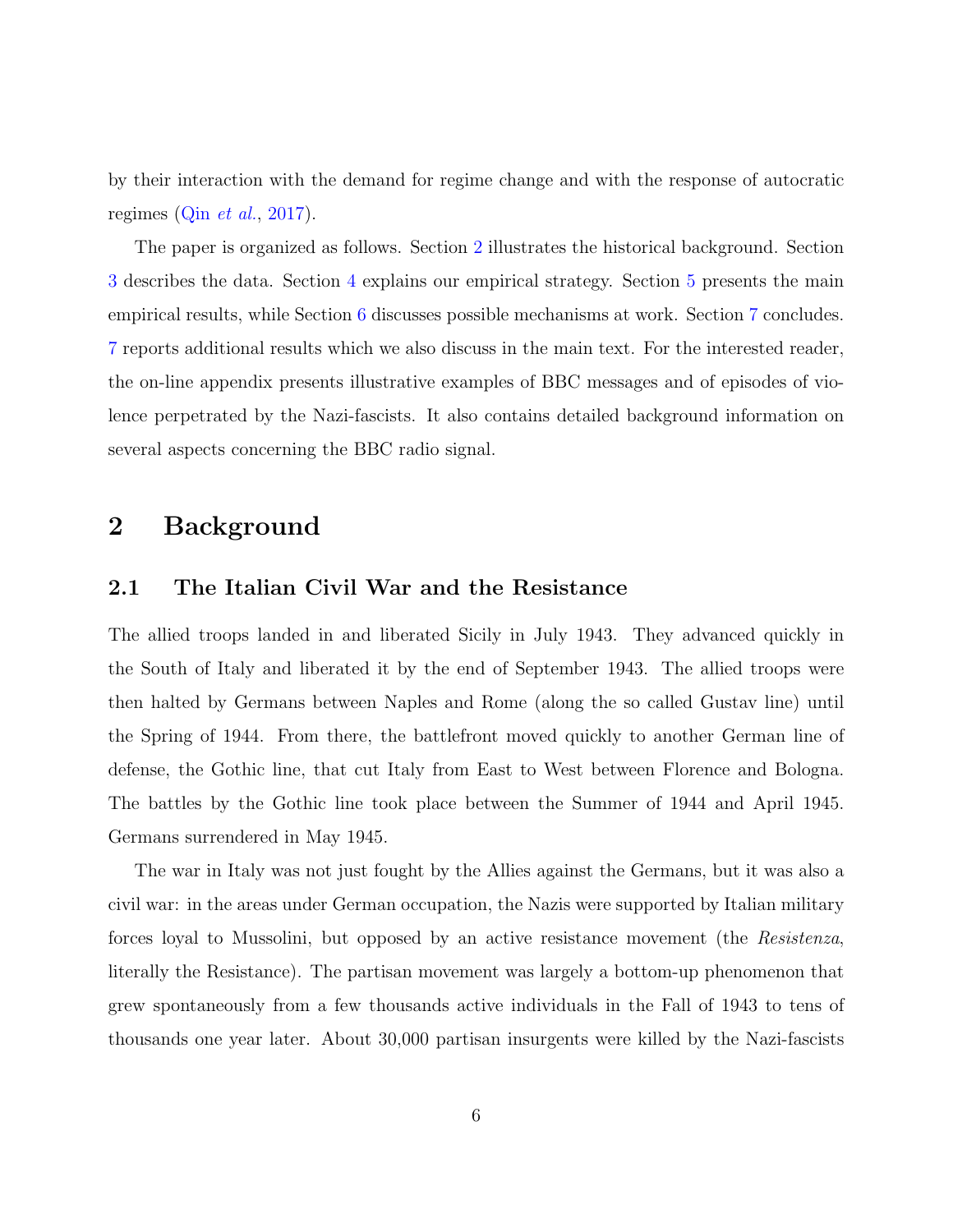by their interaction with the demand for regime change and with the response of autocratic regimes (Qin *et al.*, 2017).

The paper is organized as follows. Section 2 illustrates the historical background. Section 3 describes the data. Section 4 explains our empirical strategy. Section 5 presents the main empirical results, while Section 6 discusses possible mechanisms at work. Section 7 concludes. 7 reports additional results which we also discuss in the main text. For the interested reader, the on-line appendix presents illustrative examples of BBC messages and of episodes of violence perpetrated by the Nazi-fascists. It also contains detailed background information on several aspects concerning the BBC radio signal.

# 2 Background

## 2.1 The Italian Civil War and the Resistance

The allied troops landed in and liberated Sicily in July 1943. They advanced quickly in the South of Italy and liberated it by the end of September 1943. The allied troops were then halted by Germans between Naples and Rome (along the so called Gustav line) until the Spring of 1944. From there, the battlefront moved quickly to another German line of defense, the Gothic line, that cut Italy from East to West between Florence and Bologna. The battles by the Gothic line took place between the Summer of 1944 and April 1945. Germans surrendered in May 1945.

The war in Italy was not just fought by the Allies against the Germans, but it was also a civil war: in the areas under German occupation, the Nazis were supported by Italian military forces loyal to Mussolini, but opposed by an active resistance movement (the *Resistenza*, literally the Resistance). The partisan movement was largely a bottom-up phenomenon that grew spontaneously from a few thousands active individuals in the Fall of 1943 to tens of thousands one year later. About 30,000 partisan insurgents were killed by the Nazi-fascists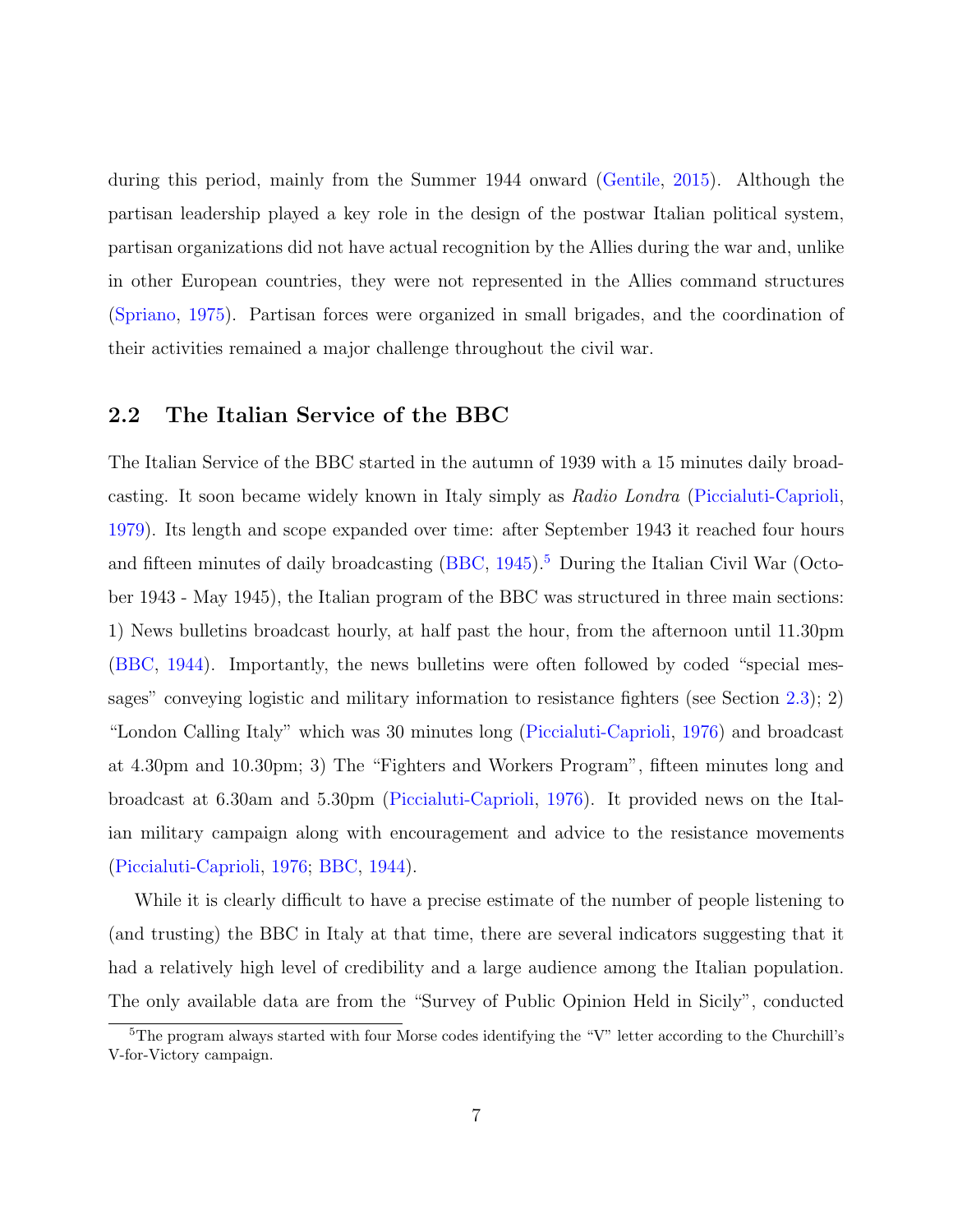during this period, mainly from the Summer 1944 onward (Gentile, 2015). Although the partisan leadership played a key role in the design of the postwar Italian political system, partisan organizations did not have actual recognition by the Allies during the war and, unlike in other European countries, they were not represented in the Allies command structures (Spriano, 1975). Partisan forces were organized in small brigades, and the coordination of their activities remained a major challenge throughout the civil war.

## 2.2 The Italian Service of the BBC

The Italian Service of the BBC started in the autumn of 1939 with a 15 minutes daily broadcasting. It soon became widely known in Italy simply as *Radio Londra* (Piccialuti-Caprioli, 1979). Its length and scope expanded over time: after September 1943 it reached four hours and fifteen minutes of daily broadcasting (BBC, 1945).[5] During the Italian Civil War (October 1943 - May 1945), the Italian program of the BBC was structured in three main sections: 1) News bulletins broadcast hourly, at half past the hour, from the afternoon until 11.30pm (BBC, 1944). Importantly, the news bulletins were often followed by coded "special messages" conveying logistic and military information to resistance fighters (see Section 2.3); 2) "London Calling Italy" which was 30 minutes long (Piccialuti-Caprioli, 1976) and broadcast at 4.30pm and 10.30pm; 3) The "Fighters and Workers Program", fifteen minutes long and broadcast at 6.30am and 5.30pm (Piccialuti-Caprioli, 1976). It provided news on the Italian military campaign along with encouragement and advice to the resistance movements (Piccialuti-Caprioli, 1976; BBC, 1944).

While it is clearly difficult to have a precise estimate of the number of people listening to (and trusting) the BBC in Italy at that time, there are several indicators suggesting that it had a relatively high level of credibility and a large audience among the Italian population. The only available data are from the "Survey of Public Opinion Held in Sicily", conducted

[5] The program always started with four Morse codes identifying the "V" letter according to the Churchill's V-for-Victory campaign.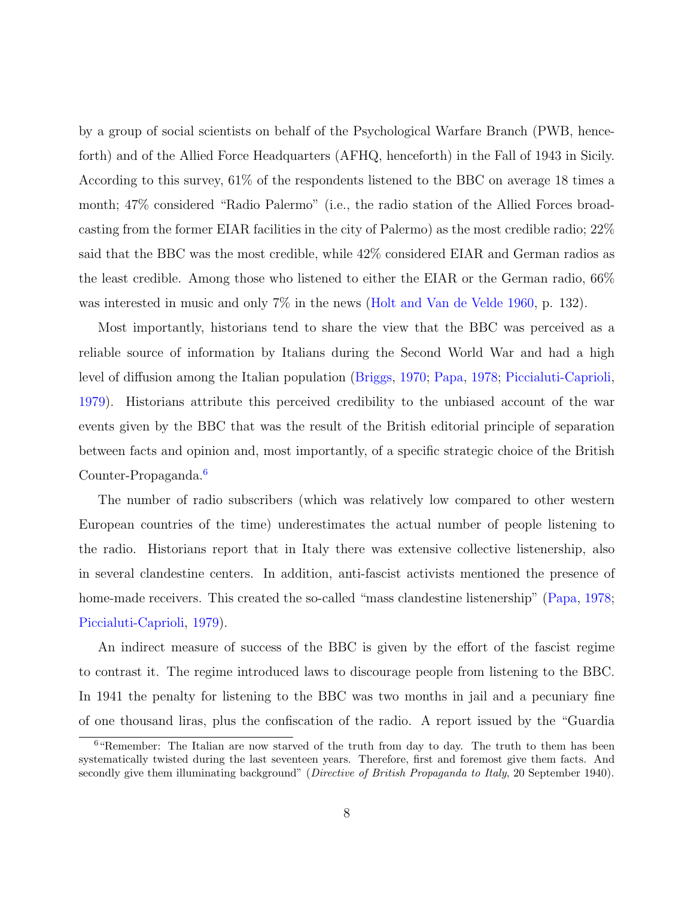by a group of social scientists on behalf of the Psychological Warfare Branch (PWB, henceforth) and of the Allied Force Headquarters (AFHQ, henceforth) in the Fall of 1943 in Sicily. According to this survey, 61% of the respondents listened to the BBC on average 18 times a month; 47% considered "Radio Palermo" (i.e., the radio station of the Allied Forces broadcasting from the former EIAR facilities in the city of Palermo) as the most credible radio; 22% said that the BBC was the most credible, while 42% considered EIAR and German radios as the least credible. Among those who listened to either the EIAR or the German radio, 66% was interested in music and only 7% in the news (Holt and Van de Velde 1960, p. 132).

Most importantly, historians tend to share the view that the BBC was perceived as a reliable source of information by Italians during the Second World War and had a high level of diffusion among the Italian population (Briggs, 1970; Papa, 1978; Piccialuti-Caprioli, 1979). Historians attribute this perceived credibility to the unbiased account of the war events given by the BBC that was the result of the British editorial principle of separation between facts and opinion and, most importantly, of a specific strategic choice of the British Counter-Propaganda.[6]

The number of radio subscribers (which was relatively low compared to other western European countries of the time) underestimates the actual number of people listening to the radio. Historians report that in Italy there was extensive collective listenership, also in several clandestine centers. In addition, anti-fascist activists mentioned the presence of home-made receivers. This created the so-called "mass clandestine listenership" (Papa, 1978; Piccialuti-Caprioli, 1979).

An indirect measure of success of the BBC is given by the effort of the fascist regime to contrast it. The regime introduced laws to discourage people from listening to the BBC. In 1941 the penalty for listening to the BBC was two months in jail and a pecuniary fine of one thousand liras, plus the confiscation of the radio. A report issued by the "Guardia

[6] "Remember: The Italian are now starved of the truth from day to day. The truth to them has been systematically twisted during the last seventeen years. Therefore, first and foremost give them facts. And secondly give them illuminating background" (*Directive of British Propaganda to Italy*, 20 September 1940).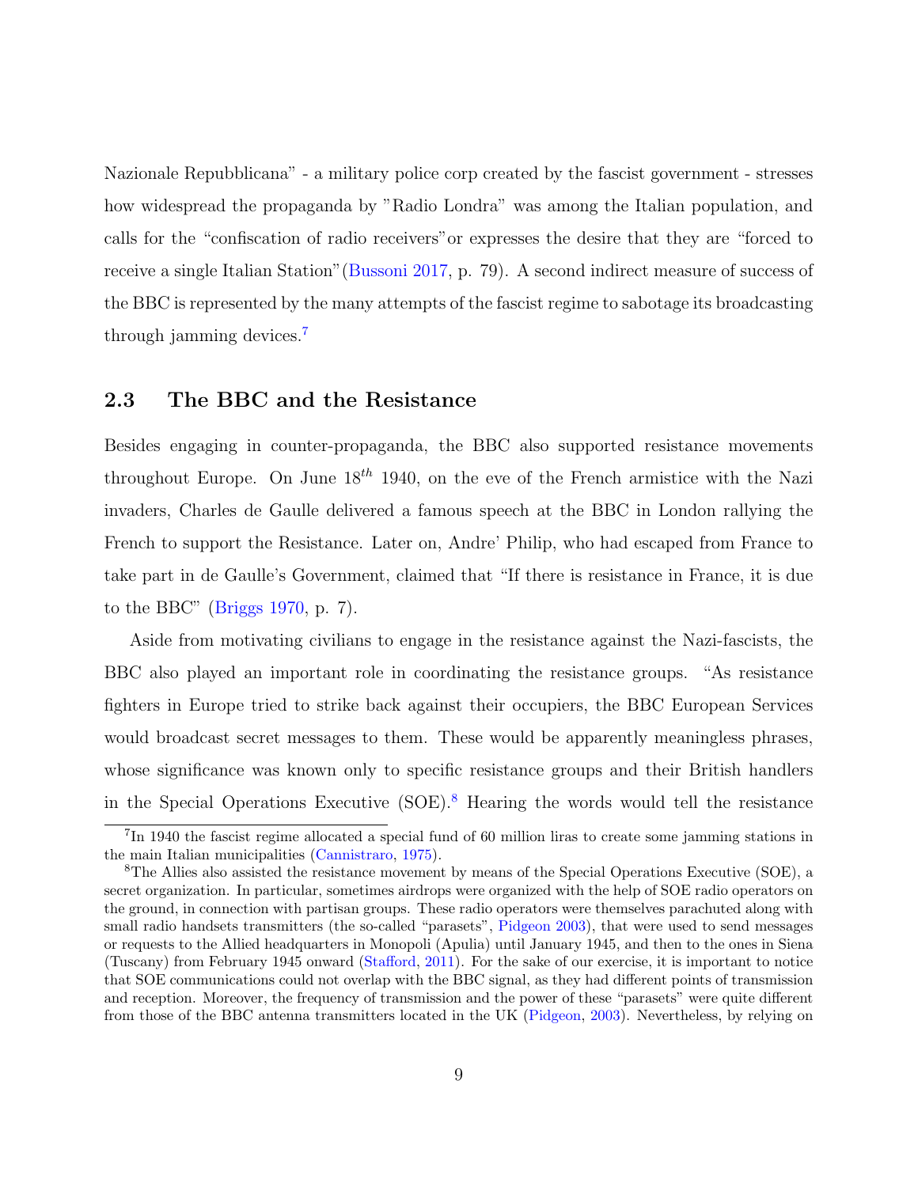Nazionale Repubblicana" - a military police corp created by the fascist government - stresses how widespread the propaganda by "Radio Londra" was among the Italian population, and calls for the "confiscation of radio receivers"or expresses the desire that they are "forced to receive a single Italian Station"(Bussoni 2017, p. 79). A second indirect measure of success of the BBC is represented by the many attempts of the fascist regime to sabotage its broadcasting through jamming devices.[7]

## 2.3 The BBC and the Resistance

Besides engaging in counter-propaganda, the BBC also supported resistance movements throughout Europe. On June $18^{th}$ 1940, on the eve of the French armistice with the Nazi invaders, Charles de Gaulle delivered a famous speech at the BBC in London rallying the French to support the Resistance. Later on, Andre' Philip, who had escaped from France to take part in de Gaulle's Government, claimed that "If there is resistance in France, it is due to the BBC" (Briggs 1970, p. 7).

Aside from motivating civilians to engage in the resistance against the Nazi-fascists, the BBC also played an important role in coordinating the resistance groups. "As resistance fighters in Europe tried to strike back against their occupiers, the BBC European Services would broadcast secret messages to them. These would be apparently meaningless phrases, whose significance was known only to specific resistance groups and their British handlers in the Special Operations Executive (SOE).[8] Hearing the words would tell the resistance

[7] In 1940 the fascist regime allocated a special fund of 60 million liras to create some jamming stations in the main Italian municipalities (Cannistraro, 1975).

[8] The Allies also assisted the resistance movement by means of the Special Operations Executive (SOE), a secret organization. In particular, sometimes airdrops were organized with the help of SOE radio operators on the ground, in connection with partisan groups. These radio operators were themselves parachuted along with small radio handsets transmitters (the so-called "parasets", Pidgeon 2003), that were used to send messages or requests to the Allied headquarters in Monopoli (Apulia) until January 1945, and then to the ones in Siena (Tuscany) from February 1945 onward (Stafford, 2011). For the sake of our exercise, it is important to notice that SOE communications could not overlap with the BBC signal, as they had different points of transmission and reception. Moreover, the frequency of transmission and the power of these "parasets" were quite different from those of the BBC antenna transmitters located in the UK (Pidgeon, 2003). Nevertheless, by relying on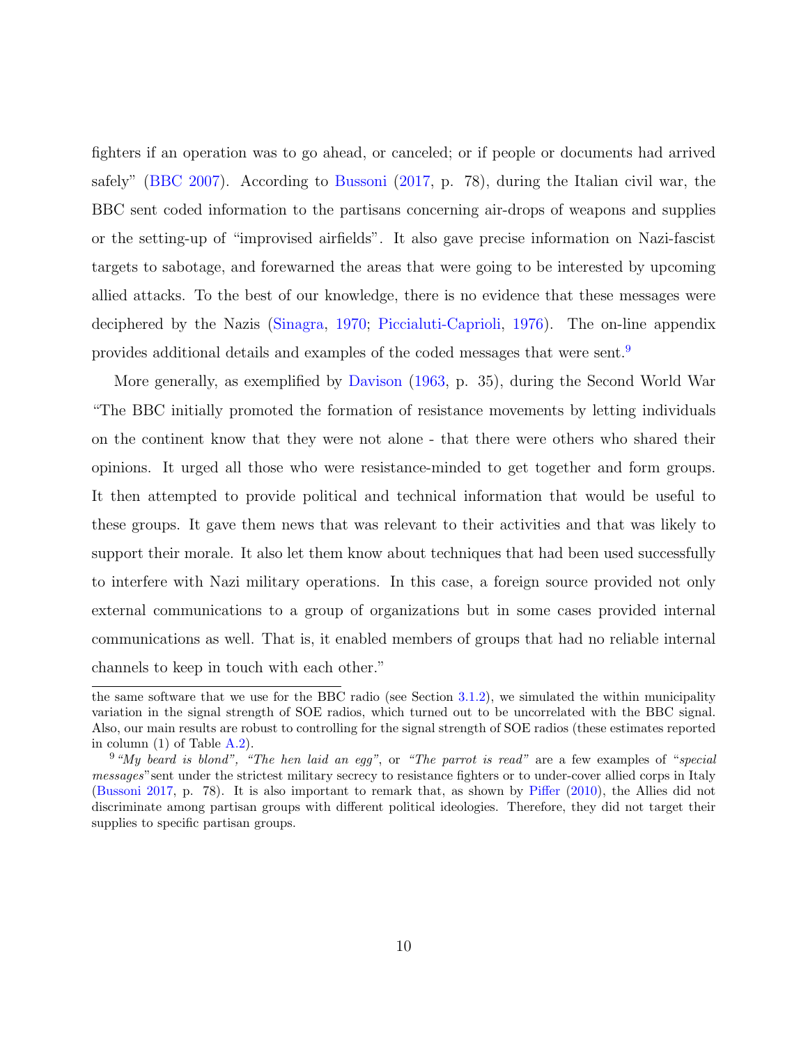fighters if an operation was to go ahead, or canceled; or if people or documents had arrived safely" (BBC 2007). According to Bussoni (2017, p. 78), during the Italian civil war, the BBC sent coded information to the partisans concerning air-drops of weapons and supplies or the setting-up of "improvised airfields". It also gave precise information on Nazi-fascist targets to sabotage, and forewarned the areas that were going to be interested by upcoming allied attacks. To the best of our knowledge, there is no evidence that these messages were deciphered by the Nazis (Sinagra, 1970; Piccialuti-Caprioli, 1976). The on-line appendix provides additional details and examples of the coded messages that were sent.[9]

More generally, as exemplified by Davison (1963, p. 35), during the Second World War "The BBC initially promoted the formation of resistance movements by letting individuals on the continent know that they were not alone - that there were others who shared their opinions. It urged all those who were resistance-minded to get together and form groups. It then attempted to provide political and technical information that would be useful to these groups. It gave them news that was relevant to their activities and that was likely to support their morale. It also let them know about techniques that had been used successfully to interfere with Nazi military operations. In this case, a foreign source provided not only external communications to a group of organizations but in some cases provided internal communications as well. That is, it enabled members of groups that had no reliable internal channels to keep in touch with each other."

---

the same software that we use for the BBC radio (see Section 3.1.2), we simulated the within municipality variation in the signal strength of SOE radios, which turned out to be uncorrelated with the BBC signal. Also, our main results are robust to controlling for the signal strength of SOE radios (these estimates reported in column (1) of Table A.2).

[9] *"My beard is blond"*, *"The hen laid an egg"*, or *"The parrot is read"* are a few examples of "*special messages*" sent under the strictest military secrecy to resistance fighters or to under-cover allied corps in Italy (Bussoni 2017, p. 78). It is also important to remark that, as shown by Piffer (2010), the Allies did not discriminate among partisan groups with different political ideologies. Therefore, they did not target their supplies to specific partisan groups.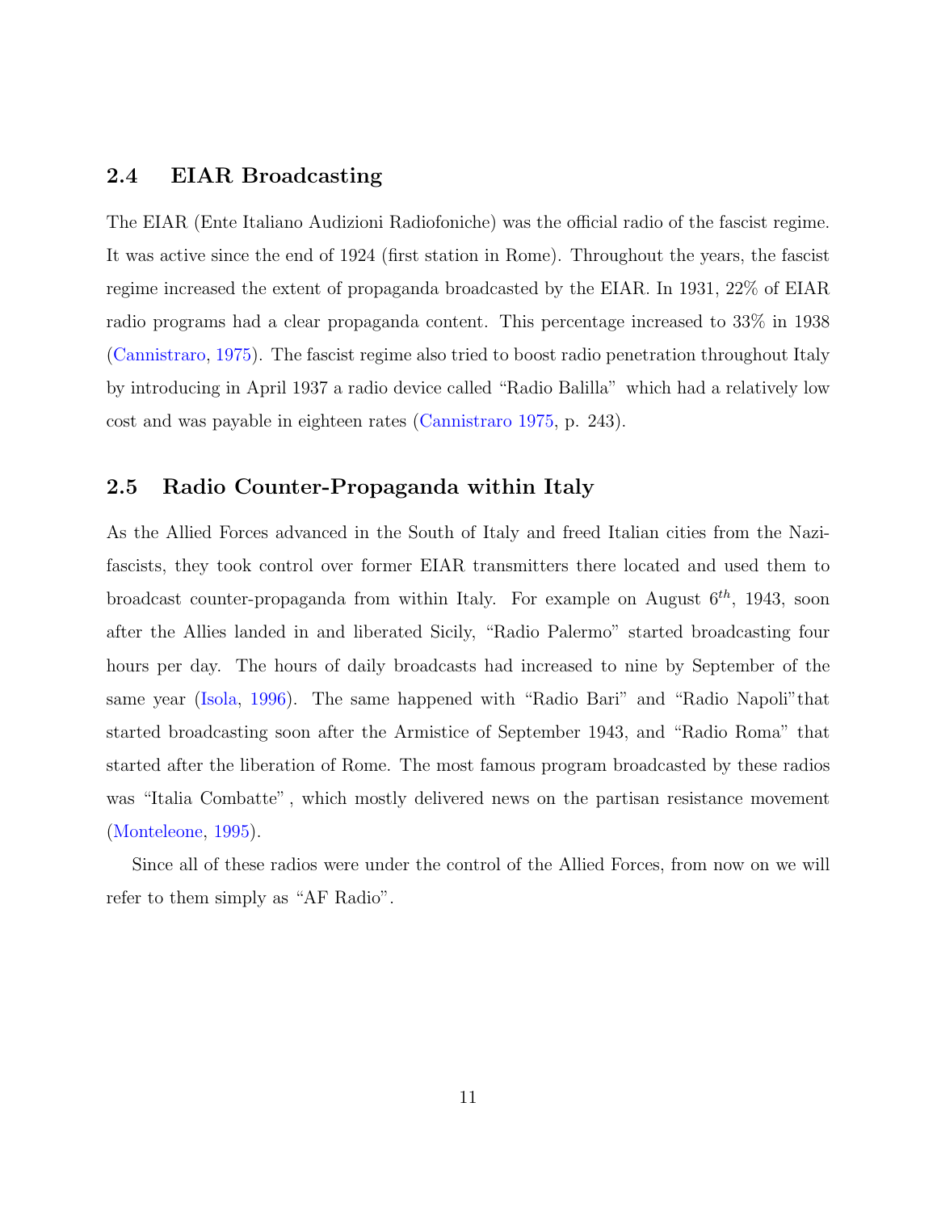## 2.4 EIAR Broadcasting

The EIAR (Ente Italiano Audizioni Radiofoniche) was the official radio of the fascist regime. It was active since the end of 1924 (first station in Rome). Throughout the years, the fascist regime increased the extent of propaganda broadcasted by the EIAR. In 1931, 22% of EIAR radio programs had a clear propaganda content. This percentage increased to 33% in 1938 (Cannistraro, 1975). The fascist regime also tried to boost radio penetration throughout Italy by introducing in April 1937 a radio device called "Radio Balilla" which had a relatively low cost and was payable in eighteen rates (Cannistraro 1975, p. 243).

## 2.5 Radio Counter-Propaganda within Italy

As the Allied Forces advanced in the South of Italy and freed Italian cities from the Nazi-fascists, they took control over former EIAR transmitters there located and used them to broadcast counter-propaganda from within Italy. For example on August $6^{th}$, 1943, soon after the Allies landed in and liberated Sicily, "Radio Palermo" started broadcasting four hours per day. The hours of daily broadcasts had increased to nine by September of the same year (Isola, 1996). The same happened with "Radio Bari" and "Radio Napoli"that started broadcasting soon after the Armistice of September 1943, and "Radio Roma" that started after the liberation of Rome. The most famous program broadcasted by these radios was "Italia Combatte", which mostly delivered news on the partisan resistance movement (Monteleone, 1995).

Since all of these radios were under the control of the Allied Forces, from now on we will refer to them simply as "AF Radio".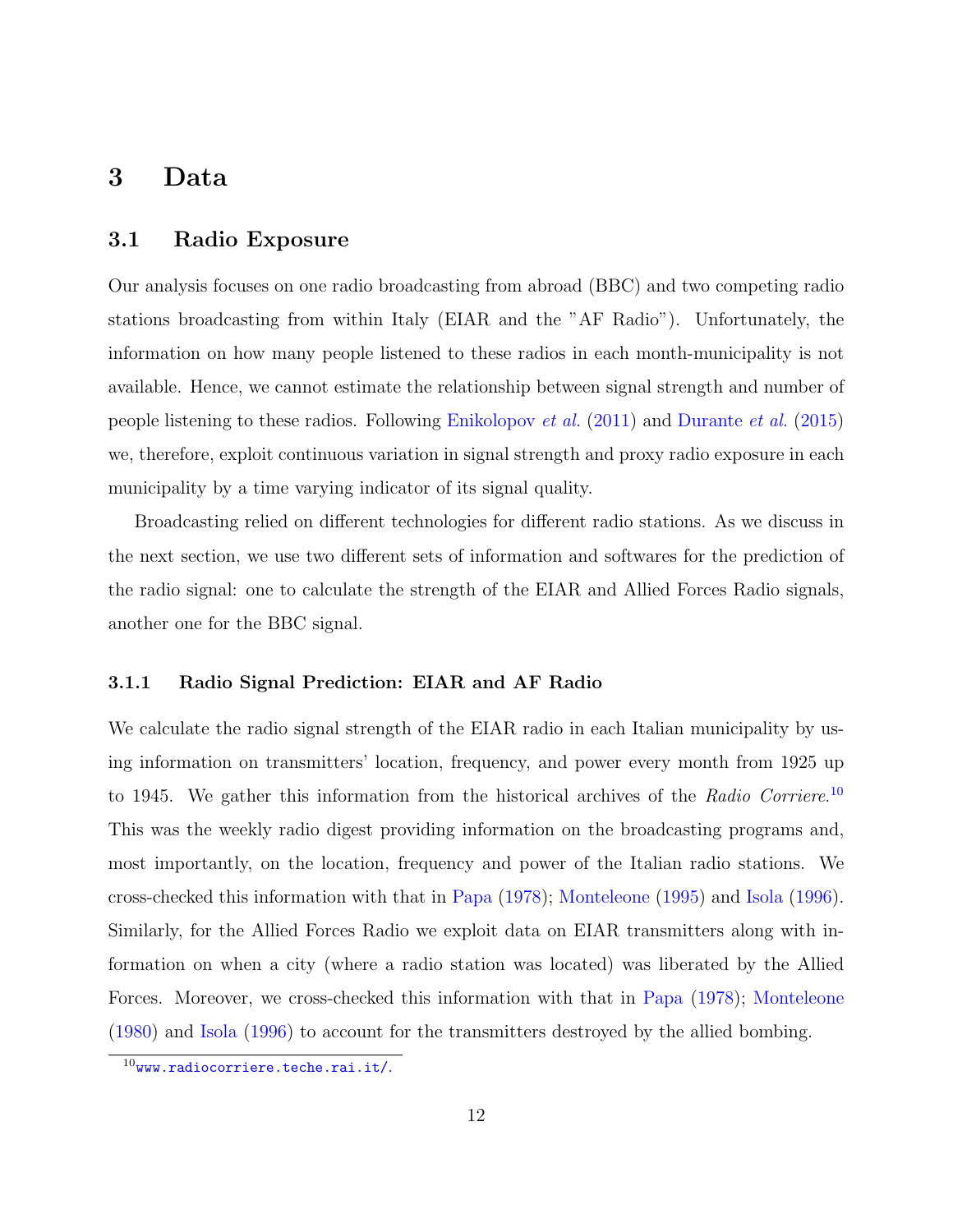# 3 Data

## 3.1 Radio Exposure

Our analysis focuses on one radio broadcasting from abroad (BBC) and two competing radio stations broadcasting from within Italy (EIAR and the "AF Radio"). Unfortunately, the information on how many people listened to these radios in each month-municipality is not available. Hence, we cannot estimate the relationship between signal strength and number of people listening to these radios. Following Enikolopov *et al.* (2011) and Durante *et al.* (2015) we, therefore, exploit continuous variation in signal strength and proxy radio exposure in each municipality by a time varying indicator of its signal quality.

Broadcasting relied on different technologies for different radio stations. As we discuss in the next section, we use two different sets of information and softwares for the prediction of the radio signal: one to calculate the strength of the EIAR and Allied Forces Radio signals, another one for the BBC signal.

### 3.1.1 Radio Signal Prediction: EIAR and AF Radio

We calculate the radio signal strength of the EIAR radio in each Italian municipality by using information on transmitters' location, frequency, and power every month from 1925 up to 1945. We gather this information from the historical archives of the *Radio Corriere*.[10] This was the weekly radio digest providing information on the broadcasting programs and, most importantly, on the location, frequency and power of the Italian radio stations. We cross-checked this information with that in Papa (1978); Monteleone (1995) and Isola (1996). Similarly, for the Allied Forces Radio we exploit data on EIAR transmitters along with information on when a city (where a radio station was located) was liberated by the Allied Forces. Moreover, we cross-checked this information with that in Papa (1978); Monteleone (1980) and Isola (1996) to account for the transmitters destroyed by the allied bombing.

[10] www.radiocorriere.teche.rai.it/.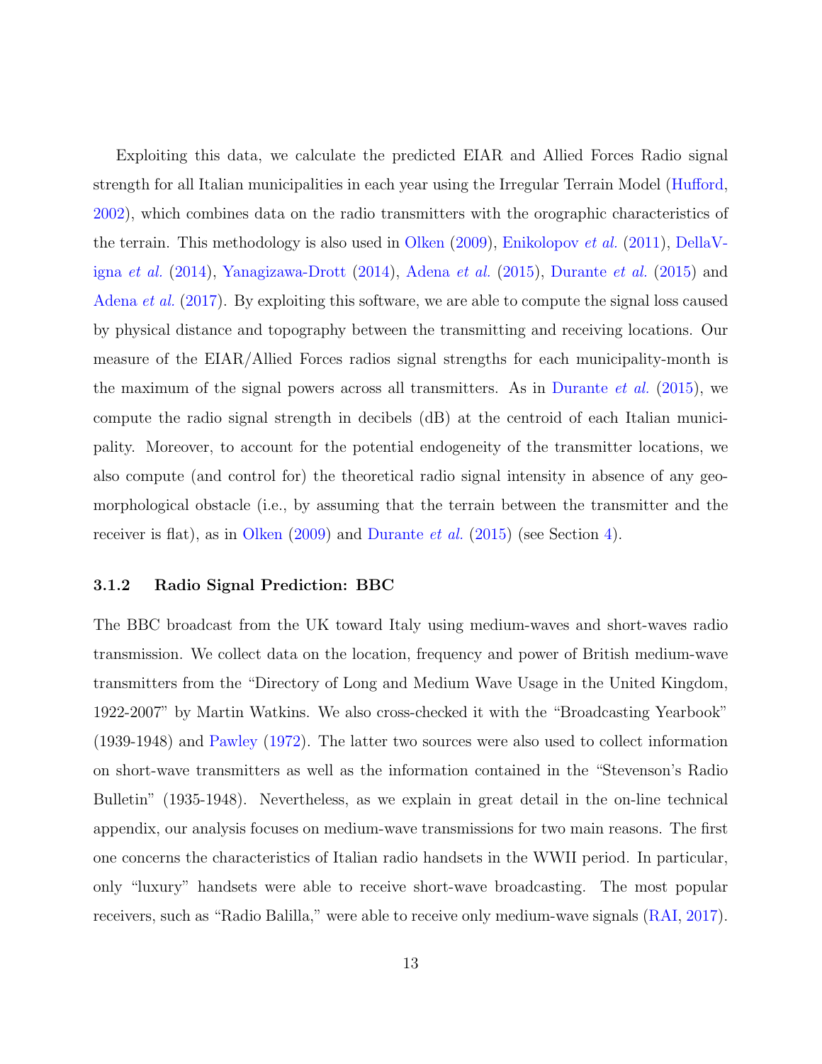Exploiting this data, we calculate the predicted EIAR and Allied Forces Radio signal strength for all Italian municipalities in each year using the Irregular Terrain Model (Hufford, 2002), which combines data on the radio transmitters with the orographic characteristics of the terrain. This methodology is also used in Olken (2009), Enikolopov *et al.* (2011), DellaVigna *et al.* (2014), Yanagizawa-Drott (2014), Adena *et al.* (2015), Durante *et al.* (2015) and Adena *et al.* (2017). By exploiting this software, we are able to compute the signal loss caused by physical distance and topography between the transmitting and receiving locations. Our measure of the EIAR/Allied Forces radios signal strengths for each municipality-month is the maximum of the signal powers across all transmitters. As in Durante *et al.* (2015), we compute the radio signal strength in decibels (dB) at the centroid of each Italian municipality. Moreover, to account for the potential endogeneity of the transmitter locations, we also compute (and control for) the theoretical radio signal intensity in absence of any geomorphological obstacle (i.e., by assuming that the terrain between the transmitter and the receiver is flat), as in Olken (2009) and Durante *et al.* (2015) (see Section 4).

### 3.1.2 Radio Signal Prediction: BBC

The BBC broadcast from the UK toward Italy using medium-waves and short-waves radio transmission. We collect data on the location, frequency and power of British medium-wave transmitters from the "Directory of Long and Medium Wave Usage in the United Kingdom, 1922-2007" by Martin Watkins. We also cross-checked it with the "Broadcasting Yearbook" (1939-1948) and Pawley (1972). The latter two sources were also used to collect information on short-wave transmitters as well as the information contained in the "Stevenson's Radio Bulletin" (1935-1948). Nevertheless, as we explain in great detail in the on-line technical appendix, our analysis focuses on medium-wave transmissions for two main reasons. The first one concerns the characteristics of Italian radio handsets in the WWII period. In particular, only "luxury" handsets were able to receive short-wave broadcasting. The most popular receivers, such as "Radio Balilla," were able to receive only medium-wave signals (RAI, 2017).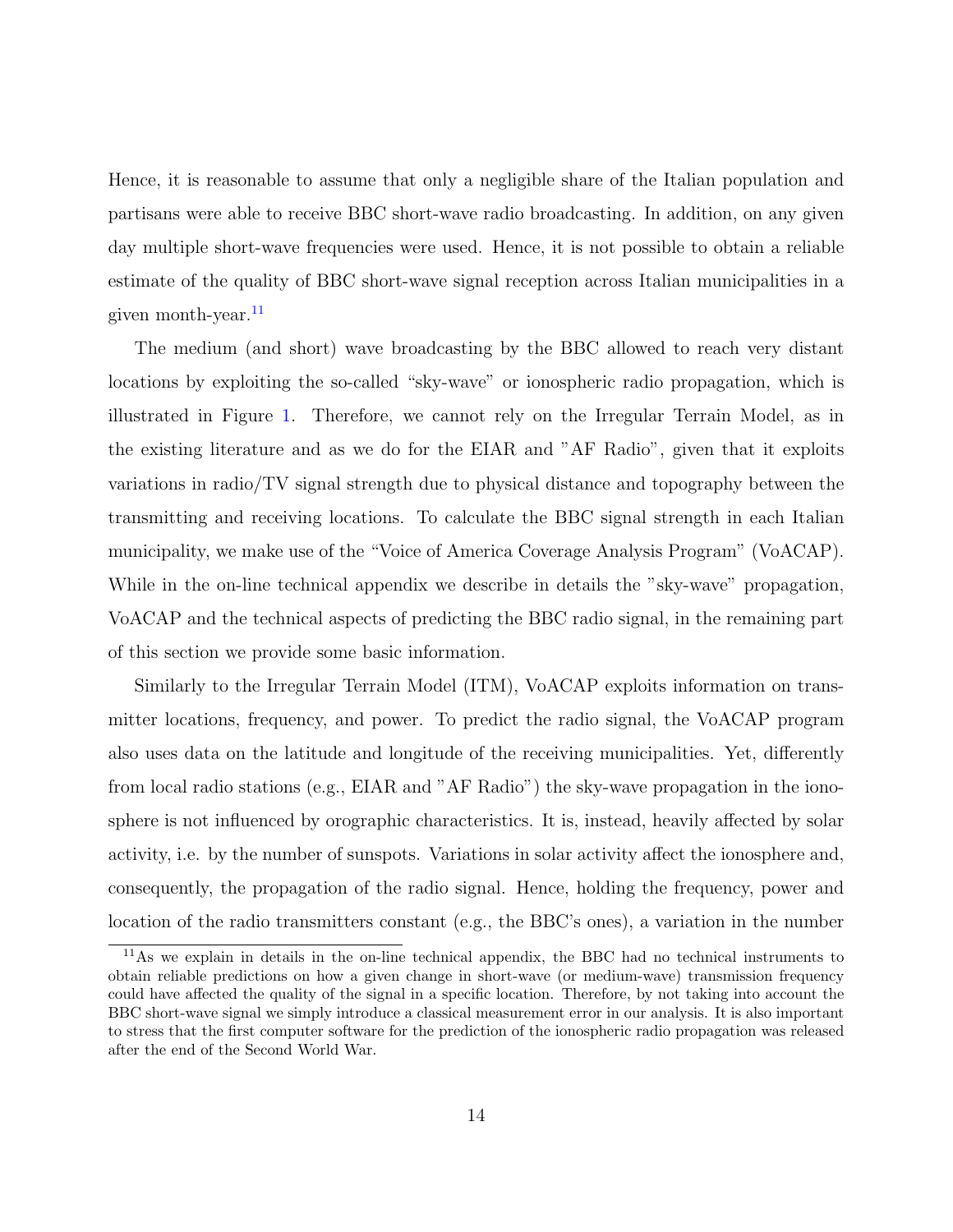Hence, it is reasonable to assume that only a negligible share of the Italian population and partisans were able to receive BBC short-wave radio broadcasting. In addition, on any given day multiple short-wave frequencies were used. Hence, it is not possible to obtain a reliable estimate of the quality of BBC short-wave signal reception across Italian municipalities in a given month-year.[11]

The medium (and short) wave broadcasting by the BBC allowed to reach very distant locations by exploiting the so-called "sky-wave" or ionospheric radio propagation, which is illustrated in Figure 1. Therefore, we cannot rely on the Irregular Terrain Model, as in the existing literature and as we do for the EIAR and "AF Radio", given that it exploits variations in radio/TV signal strength due to physical distance and topography between the transmitting and receiving locations. To calculate the BBC signal strength in each Italian municipality, we make use of the "Voice of America Coverage Analysis Program" (VoACAP). While in the on-line technical appendix we describe in details the "sky-wave" propagation, VoACAP and the technical aspects of predicting the BBC radio signal, in the remaining part of this section we provide some basic information.

Similarly to the Irregular Terrain Model (ITM), VoACAP exploits information on transmitter locations, frequency, and power. To predict the radio signal, the VoACAP program also uses data on the latitude and longitude of the receiving municipalities. Yet, differently from local radio stations (e.g., EIAR and "AF Radio") the sky-wave propagation in the ionosphere is not influenced by orographic characteristics. It is, instead, heavily affected by solar activity, i.e. by the number of sunspots. Variations in solar activity affect the ionosphere and, consequently, the propagation of the radio signal. Hence, holding the frequency, power and location of the radio transmitters constant (e.g., the BBC's ones), a variation in the number

[11] As we explain in details in the on-line technical appendix, the BBC had no technical instruments to obtain reliable predictions on how a given change in short-wave (or medium-wave) transmission frequency could have affected the quality of the signal in a specific location. Therefore, by not taking into account the BBC short-wave signal we simply introduce a classical measurement error in our analysis. It is also important to stress that the first computer software for the prediction of the ionospheric radio propagation was released after the end of the Second World War.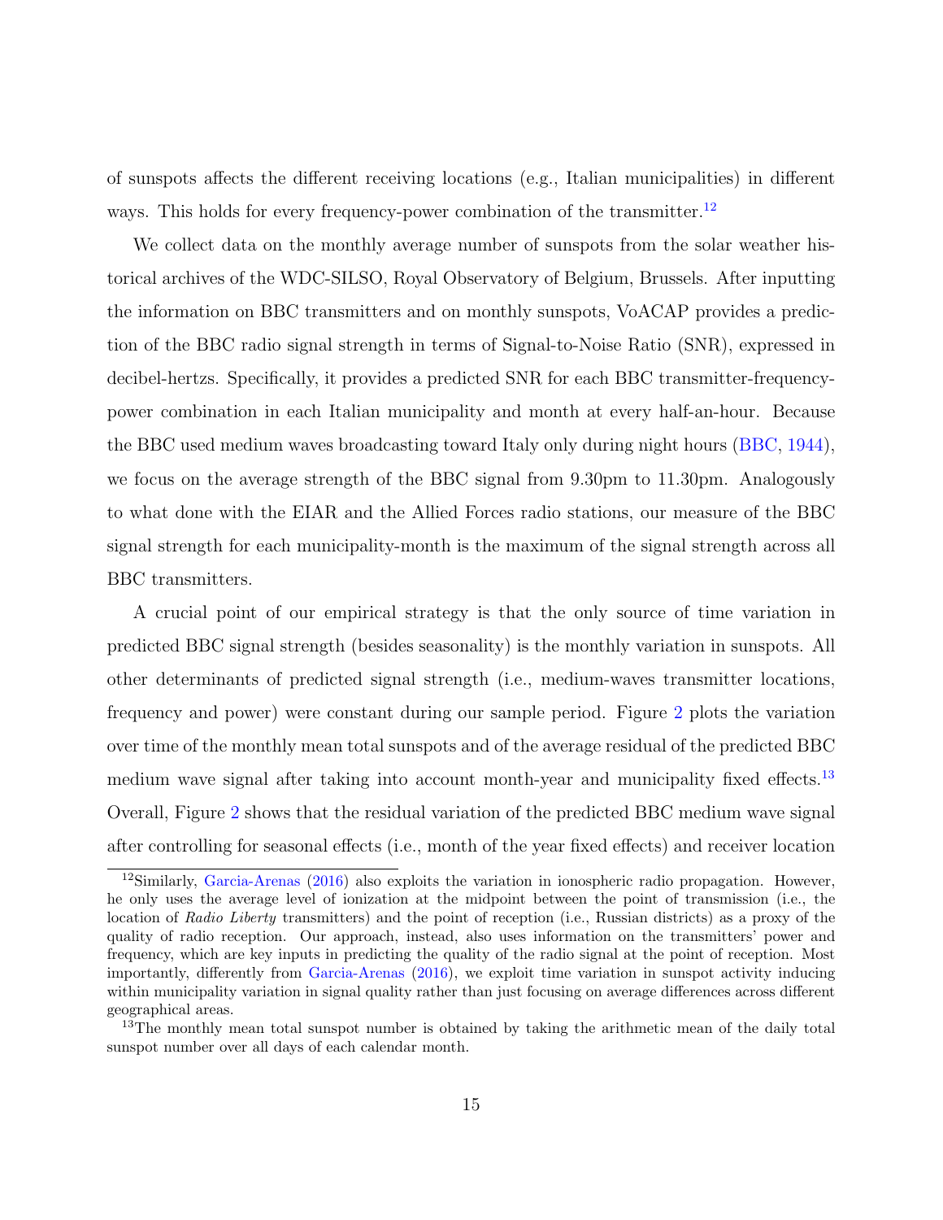of sunspots affects the different receiving locations (e.g., Italian municipalities) in different ways. This holds for every frequency-power combination of the transmitter.[12]

We collect data on the monthly average number of sunspots from the solar weather historical archives of the WDC-SILSO, Royal Observatory of Belgium, Brussels. After inputting the information on BBC transmitters and on monthly sunspots, VoACAP provides a prediction of the BBC radio signal strength in terms of Signal-to-Noise Ratio (SNR), expressed in decibel-hertzs. Specifically, it provides a predicted SNR for each BBC transmitter-frequency-power combination in each Italian municipality and month at every half-an-hour. Because the BBC used medium waves broadcasting toward Italy only during night hours (BBC, 1944), we focus on the average strength of the BBC signal from 9.30pm to 11.30pm. Analogously to what done with the EIAR and the Allied Forces radio stations, our measure of the BBC signal strength for each municipality-month is the maximum of the signal strength across all BBC transmitters.

A crucial point of our empirical strategy is that the only source of time variation in predicted BBC signal strength (besides seasonality) is the monthly variation in sunspots. All other determinants of predicted signal strength (i.e., medium-waves transmitter locations, frequency and power) were constant during our sample period. Figure 2 plots the variation over time of the monthly mean total sunspots and of the average residual of the predicted BBC medium wave signal after taking into account month-year and municipality fixed effects.[13] Overall, Figure 2 shows that the residual variation of the predicted BBC medium wave signal after controlling for seasonal effects (i.e., month of the year fixed effects) and receiver location

[12] Similarly, Garcia-Arenas (2016) also exploits the variation in ionospheric radio propagation. However, he only uses the average level of ionization at the midpoint between the point of transmission (i.e., the location of *Radio Liberty* transmitters) and the point of reception (i.e., Russian districts) as a proxy of the quality of radio reception. Our approach, instead, also uses information on the transmitters' power and frequency, which are key inputs in predicting the quality of the radio signal at the point of reception. Most importantly, differently from Garcia-Arenas (2016), we exploit time variation in sunspot activity inducing within municipality variation in signal quality rather than just focusing on average differences across different geographical areas.

[13] The monthly mean total sunspot number is obtained by taking the arithmetic mean of the daily total sunspot number over all days of each calendar month.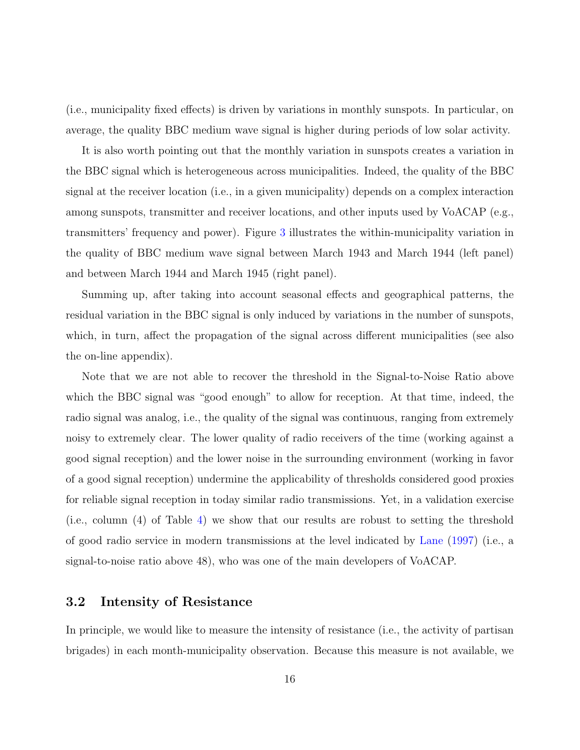(i.e., municipality fixed effects) is driven by variations in monthly sunspots. In particular, on average, the quality BBC medium wave signal is higher during periods of low solar activity.

It is also worth pointing out that the monthly variation in sunspots creates a variation in the BBC signal which is heterogeneous across municipalities. Indeed, the quality of the BBC signal at the receiver location (i.e., in a given municipality) depends on a complex interaction among sunspots, transmitter and receiver locations, and other inputs used by VoACAP (e.g., transmitters' frequency and power). Figure 3 illustrates the within-municipality variation in the quality of BBC medium wave signal between March 1943 and March 1944 (left panel) and between March 1944 and March 1945 (right panel).

Summing up, after taking into account seasonal effects and geographical patterns, the residual variation in the BBC signal is only induced by variations in the number of sunspots, which, in turn, affect the propagation of the signal across different municipalities (see also the on-line appendix).

Note that we are not able to recover the threshold in the Signal-to-Noise Ratio above which the BBC signal was "good enough" to allow for reception. At that time, indeed, the radio signal was analog, i.e., the quality of the signal was continuous, ranging from extremely noisy to extremely clear. The lower quality of radio receivers of the time (working against a good signal reception) and the lower noise in the surrounding environment (working in favor of a good signal reception) undermine the applicability of thresholds considered good proxies for reliable signal reception in today similar radio transmissions. Yet, in a validation exercise (i.e., column (4) of Table 4) we show that our results are robust to setting the threshold of good radio service in modern transmissions at the level indicated by Lane (1997) (i.e., a signal-to-noise ratio above 48), who was one of the main developers of VoACAP.

## 3.2 Intensity of Resistance

In principle, we would like to measure the intensity of resistance (i.e., the activity of partisan brigades) in each month-municipality observation. Because this measure is not available, we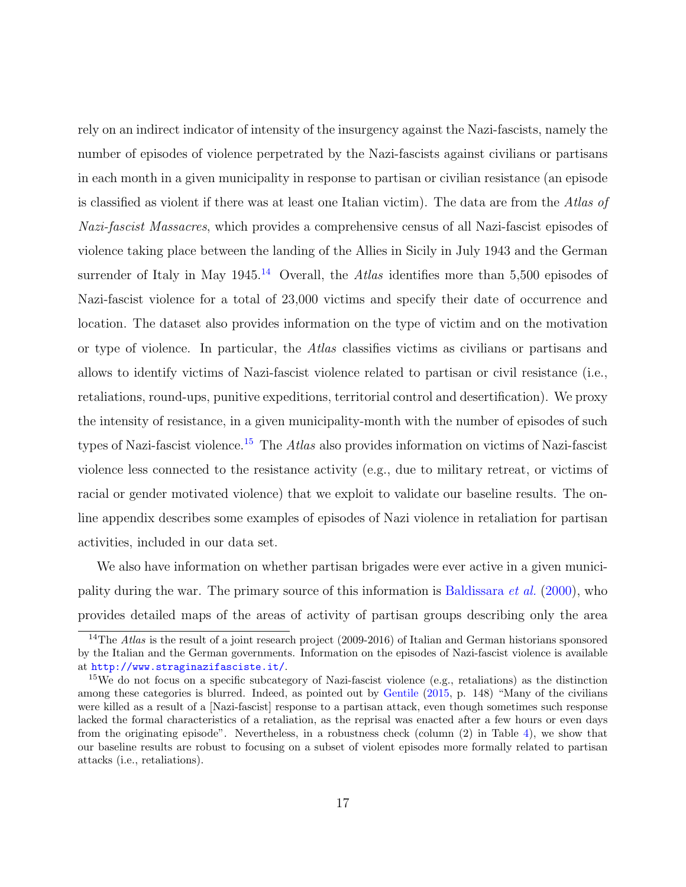rely on an indirect indicator of intensity of the insurgency against the Nazi-fascists, namely the number of episodes of violence perpetrated by the Nazi-fascists against civilians or partisans in each month in a given municipality in response to partisan or civilian resistance (an episode is classified as violent if there was at least one Italian victim). The data are from the *Atlas of Nazi-fascist Massacres*, which provides a comprehensive census of all Nazi-fascist episodes of violence taking place between the landing of the Allies in Sicily in July 1943 and the German surrender of Italy in May 1945.[14] Overall, the *Atlas* identifies more than 5,500 episodes of Nazi-fascist violence for a total of 23,000 victims and specify their date of occurrence and location. The dataset also provides information on the type of victim and on the motivation or type of violence. In particular, the *Atlas* classifies victims as civilians or partisans and allows to identify victims of Nazi-fascist violence related to partisan or civil resistance (i.e., retaliations, round-ups, punitive expeditions, territorial control and desertification). We proxy the intensity of resistance, in a given municipality-month with the number of episodes of such types of Nazi-fascist violence.[15] The *Atlas* also provides information on victims of Nazi-fascist violence less connected to the resistance activity (e.g., due to military retreat, or victims of racial or gender motivated violence) that we exploit to validate our baseline results. The online appendix describes some examples of episodes of Nazi violence in retaliation for partisan activities, included in our data set.

We also have information on whether partisan brigades were ever active in a given municipality during the war. The primary source of this information is Baldissara *et al.* (2000), who provides detailed maps of the areas of activity of partisan groups describing only the area

[14] The *Atlas* is the result of a joint research project (2009-2016) of Italian and German historians sponsored by the Italian and the German governments. Information on the episodes of Nazi-fascist violence is available at http://www.straginazifasciste.it/.

[15] We do not focus on a specific subcategory of Nazi-fascist violence (e.g., retaliations) as the distinction among these categories is blurred. Indeed, as pointed out by Gentile (2015, p. 148) "Many of the civilians were killed as a result of a [Nazi-fascist] response to a partisan attack, even though sometimes such response lacked the formal characteristics of a retaliation, as the reprisal was enacted after a few hours or even days from the originating episode". Nevertheless, in a robustness check (column (2) in Table 4), we show that our baseline results are robust to focusing on a subset of violent episodes more formally related to partisan attacks (i.e., retaliations).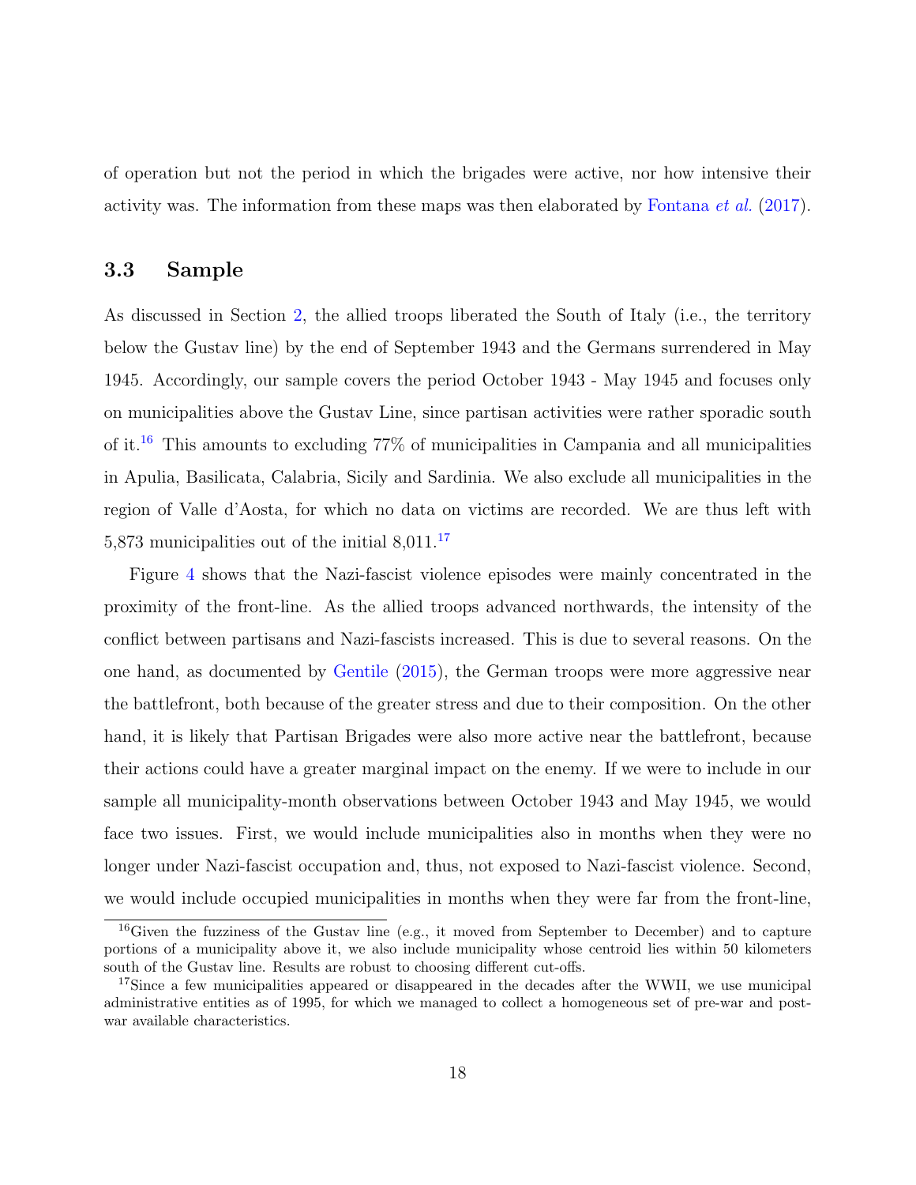of operation but not the period in which the brigades were active, nor how intensive their activity was. The information from these maps was then elaborated by Fontana *et al.* (2017).

### 3.3 Sample

As discussed in Section 2, the allied troops liberated the South of Italy (i.e., the territory below the Gustav line) by the end of September 1943 and the Germans surrendered in May 1945. Accordingly, our sample covers the period October 1943 - May 1945 and focuses only on municipalities above the Gustav Line, since partisan activities were rather sporadic south of it.[16] This amounts to excluding 77% of municipalities in Campania and all municipalities in Apulia, Basilicata, Calabria, Sicily and Sardinia. We also exclude all municipalities in the region of Valle d'Aosta, for which no data on victims are recorded. We are thus left with 5,873 municipalities out of the initial 8,011.[17]

Figure 4 shows that the Nazi-fascist violence episodes were mainly concentrated in the proximity of the front-line. As the allied troops advanced northwards, the intensity of the conflict between partisans and Nazi-fascists increased. This is due to several reasons. On the one hand, as documented by Gentile (2015), the German troops were more aggressive near the battlefront, both because of the greater stress and due to their composition. On the other hand, it is likely that Partisan Brigades were also more active near the battlefront, because their actions could have a greater marginal impact on the enemy. If we were to include in our sample all municipality-month observations between October 1943 and May 1945, we would face two issues. First, we would include municipalities also in months when they were no longer under Nazi-fascist occupation and, thus, not exposed to Nazi-fascist violence. Second, we would include occupied municipalities in months when they were far from the front-line,

[16] Given the fuzziness of the Gustav line (e.g., it moved from September to December) and to capture portions of a municipality above it, we also include municipality whose centroid lies within 50 kilometers south of the Gustav line. Results are robust to choosing different cut-offs.

[17] Since a few municipalities appeared or disappeared in the decades after the WWII, we use municipal administrative entities as of 1995, for which we managed to collect a homogeneous set of pre-war and post-war available characteristics.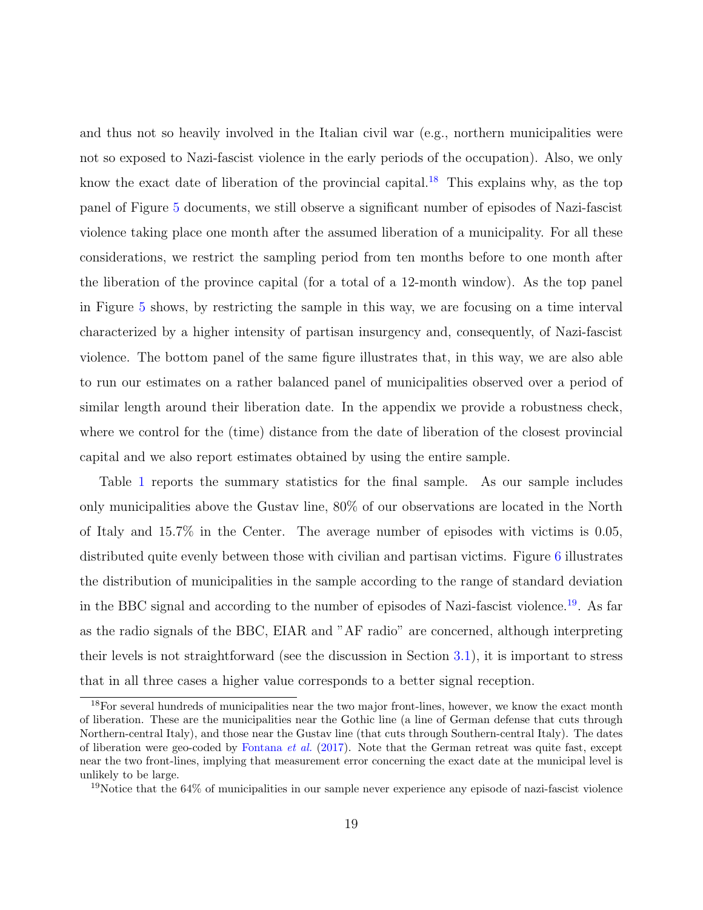and thus not so heavily involved in the Italian civil war (e.g., northern municipalities were not so exposed to Nazi-fascist violence in the early periods of the occupation). Also, we only know the exact date of liberation of the provincial capital.[18] This explains why, as the top panel of Figure 5 documents, we still observe a significant number of episodes of Nazi-fascist violence taking place one month after the assumed liberation of a municipality. For all these considerations, we restrict the sampling period from ten months before to one month after the liberation of the province capital (for a total of a 12-month window). As the top panel in Figure 5 shows, by restricting the sample in this way, we are focusing on a time interval characterized by a higher intensity of partisan insurgency and, consequently, of Nazi-fascist violence. The bottom panel of the same figure illustrates that, in this way, we are also able to run our estimates on a rather balanced panel of municipalities observed over a period of similar length around their liberation date. In the appendix we provide a robustness check, where we control for the (time) distance from the date of liberation of the closest provincial capital and we also report estimates obtained by using the entire sample.

Table 1 reports the summary statistics for the final sample. As our sample includes only municipalities above the Gustav line, 80% of our observations are located in the North of Italy and 15.7% in the Center. The average number of episodes with victims is 0.05, distributed quite evenly between those with civilian and partisan victims. Figure 6 illustrates the distribution of municipalities in the sample according to the range of standard deviation in the BBC signal and according to the number of episodes of Nazi-fascist violence.[19]. As far as the radio signals of the BBC, EIAR and "AF radio" are concerned, although interpreting their levels is not straightforward (see the discussion in Section 3.1), it is important to stress that in all three cases a higher value corresponds to a better signal reception.

---

[18] For several hundreds of municipalities near the two major front-lines, however, we know the exact month of liberation. These are the municipalities near the Gothic line (a line of German defense that cuts through Northern-central Italy), and those near the Gustav line (that cuts through Southern-central Italy). The dates of liberation were geo-coded by Fontana *et al.* (2017). Note that the German retreat was quite fast, except near the two front-lines, implying that measurement error concerning the exact date at the municipal level is unlikely to be large.

[19] Notice that the 64% of municipalities in our sample never experience any episode of nazi-fascist violence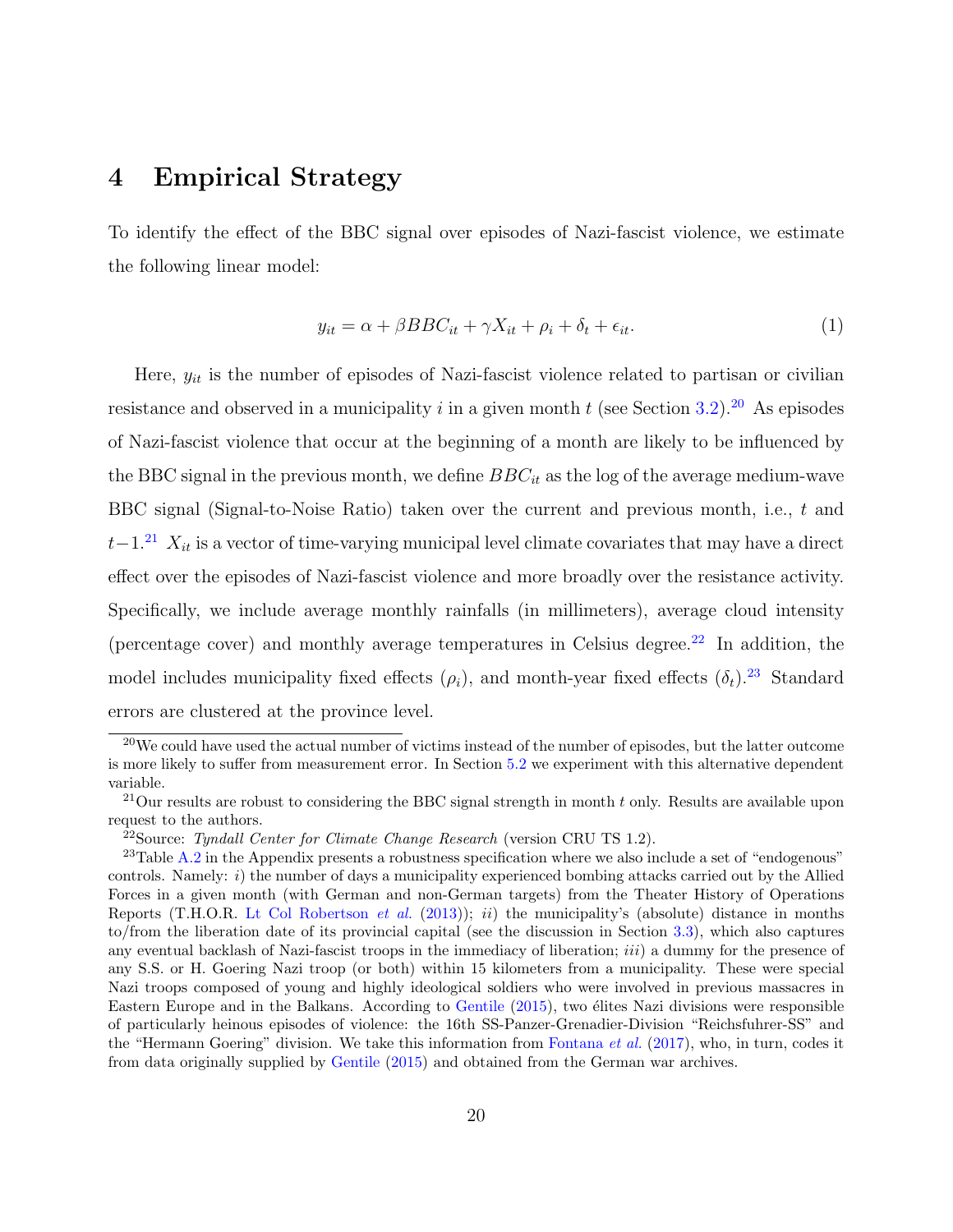# 4 Empirical Strategy

To identify the effect of the BBC signal over episodes of Nazi-fascist violence, we estimate the following linear model:

$$y_{it} = \alpha + \beta BBC_{it} + \gamma X_{it} + \rho_i + \delta_t + \epsilon_{it}. \tag{1}$$

Here, $y_{it}$ is the number of episodes of Nazi-fascist violence related to partisan or civilian resistance and observed in a municipality $i$ in a given month $t$ (see Section 3.2).[20] As episodes of Nazi-fascist violence that occur at the beginning of a month are likely to be influenced by the BBC signal in the previous month, we define $BBC_{it}$ as the log of the average medium-wave BBC signal (Signal-to-Noise Ratio) taken over the current and previous month, i.e., $t$ and $t-1$.[21] $X_{it}$ is a vector of time-varying municipal level climate covariates that may have a direct effect over the episodes of Nazi-fascist violence and more broadly over the resistance activity. Specifically, we include average monthly rainfalls (in millimeters), average cloud intensity (percentage cover) and monthly average temperatures in Celsius degree.[22] In addition, the model includes municipality fixed effects ($\rho_i$), and month-year fixed effects ($\delta_t$).[23] Standard errors are clustered at the province level.

[20] We could have used the actual number of victims instead of the number of episodes, but the latter outcome is more likely to suffer from measurement error. In Section 5.2 we experiment with this alternative dependent variable.

[21] Our results are robust to considering the BBC signal strength in month $t$ only. Results are available upon request to the authors.

[22] Source: *Tyndall Center for Climate Change Research* (version CRU TS 1.2).

[23] Table A.2 in the Appendix presents a robustness specification where we also include a set of "endogenous" controls. Namely: *i*) the number of days a municipality experienced bombing attacks carried out by the Allied Forces in a given month (with German and non-German targets) from the Theater History of Operations Reports (T.H.O.R. Lt Col Robertson *et al.* (2013)); *ii*) the municipality's (absolute) distance in months to/from the liberation date of its provincial capital (see the discussion in Section 3.3), which also captures any eventual backlash of Nazi-fascist troops in the immediacy of liberation; *iii*) a dummy for the presence of any S.S. or H. Goering Nazi troop (or both) within 15 kilometers from a municipality. These were special Nazi troops composed of young and highly ideological soldiers who were involved in previous massacres in Eastern Europe and in the Balkans. According to Gentile (2015), two élites Nazi divisions were responsible of particularly heinous episodes of violence: the 16th SS-Panzer-Grenadier-Division "Reichsfuhrer-SS" and the "Hermann Goering" division. We take this information from Fontana *et al.* (2017), who, in turn, codes it from data originally supplied by Gentile (2015) and obtained from the German war archives.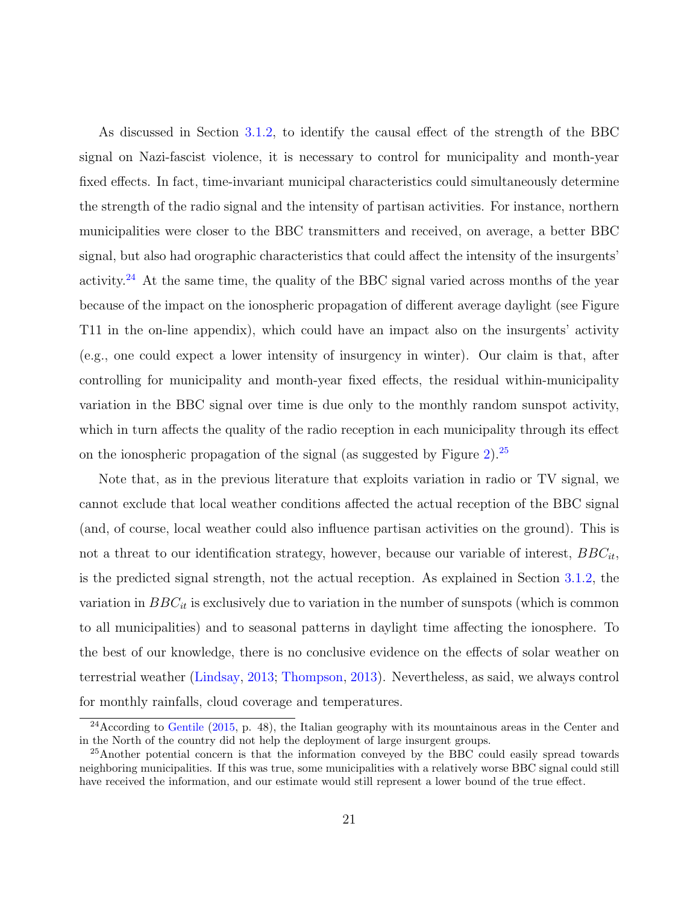As discussed in Section 3.1.2, to identify the causal effect of the strength of the BBC signal on Nazi-fascist violence, it is necessary to control for municipality and month-year fixed effects. In fact, time-invariant municipal characteristics could simultaneously determine the strength of the radio signal and the intensity of partisan activities. For instance, northern municipalities were closer to the BBC transmitters and received, on average, a better BBC signal, but also had orographic characteristics that could affect the intensity of the insurgents' activity.[24] At the same time, the quality of the BBC signal varied across months of the year because of the impact on the ionospheric propagation of different average daylight (see Figure T11 in the on-line appendix), which could have an impact also on the insurgents' activity (e.g., one could expect a lower intensity of insurgency in winter). Our claim is that, after controlling for municipality and month-year fixed effects, the residual within-municipality variation in the BBC signal over time is due only to the monthly random sunspot activity, which in turn affects the quality of the radio reception in each municipality through its effect on the ionospheric propagation of the signal (as suggested by Figure 2).[25]

Note that, as in the previous literature that exploits variation in radio or TV signal, we cannot exclude that local weather conditions affected the actual reception of the BBC signal (and, of course, local weather could also influence partisan activities on the ground). This is not a threat to our identification strategy, however, because our variable of interest, $BBC_{it}$, is the predicted signal strength, not the actual reception. As explained in Section 3.1.2, the variation in $BBC_{it}$ is exclusively due to variation in the number of sunspots (which is common to all municipalities) and to seasonal patterns in daylight time affecting the ionosphere. To the best of our knowledge, there is no conclusive evidence on the effects of solar weather on terrestrial weather (Lindsay, 2013; Thompson, 2013). Nevertheless, as said, we always control for monthly rainfalls, cloud coverage and temperatures.

[24] According to Gentile (2015, p. 48), the Italian geography with its mountainous areas in the Center and in the North of the country did not help the deployment of large insurgent groups.

[25] Another potential concern is that the information conveyed by the BBC could easily spread towards neighboring municipalities. If this was true, some municipalities with a relatively worse BBC signal could still have received the information, and our estimate would still represent a lower bound of the true effect.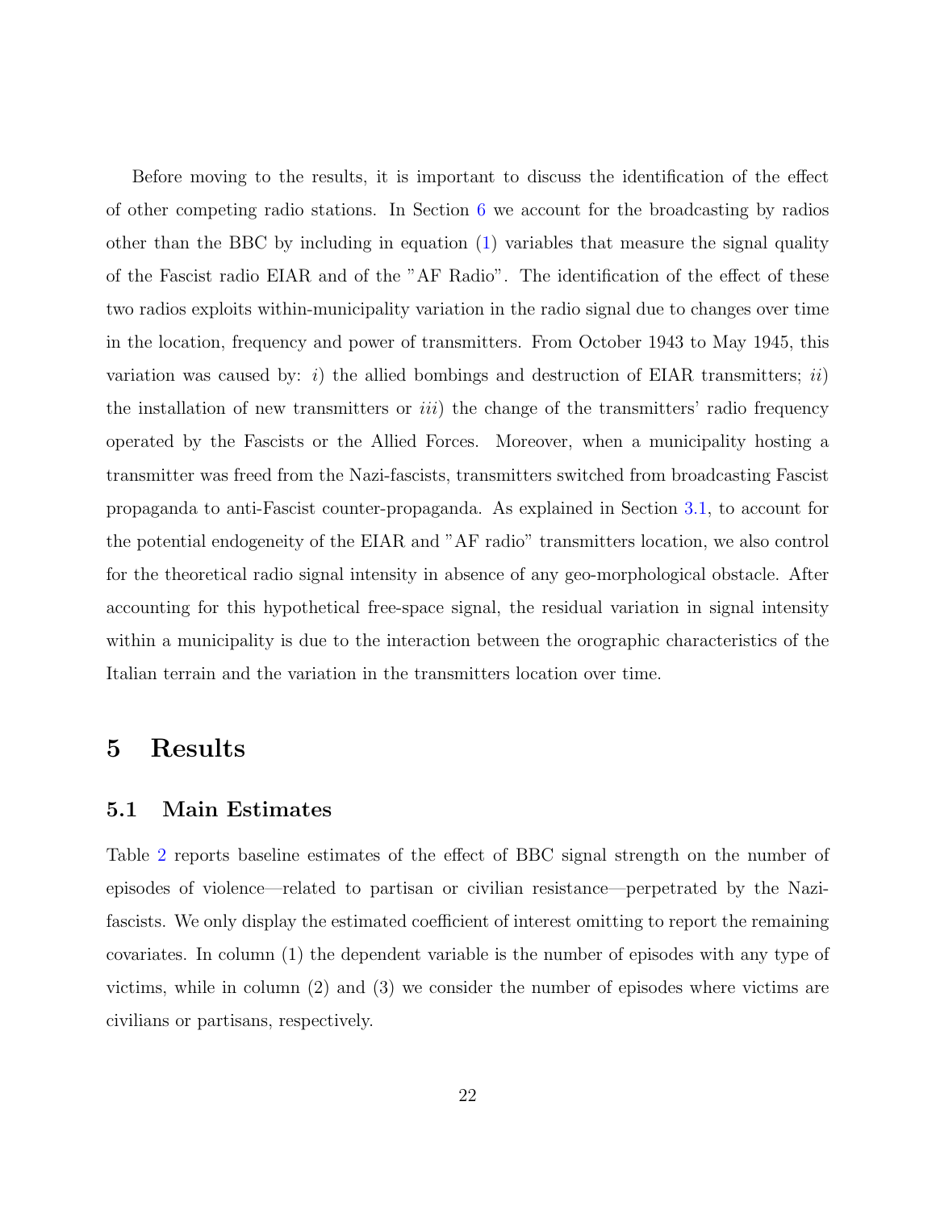Before moving to the results, it is important to discuss the identification of the effect of other competing radio stations. In Section 6 we account for the broadcasting by radios other than the BBC by including in equation (1) variables that measure the signal quality of the Fascist radio EIAR and of the "AF Radio". The identification of the effect of these two radios exploits within-municipality variation in the radio signal due to changes over time in the location, frequency and power of transmitters. From October 1943 to May 1945, this variation was caused by: *i*) the allied bombings and destruction of EIAR transmitters; *ii*) the installation of new transmitters or *iii*) the change of the transmitters' radio frequency operated by the Fascists or the Allied Forces. Moreover, when a municipality hosting a transmitter was freed from the Nazi-fascists, transmitters switched from broadcasting Fascist propaganda to anti-Fascist counter-propaganda. As explained in Section 3.1, to account for the potential endogeneity of the EIAR and "AF radio" transmitters location, we also control for the theoretical radio signal intensity in absence of any geo-morphological obstacle. After accounting for this hypothetical free-space signal, the residual variation in signal intensity within a municipality is due to the interaction between the orographic characteristics of the Italian terrain and the variation in the transmitters location over time.

# 5 Results

## 5.1 Main Estimates

Table 2 reports baseline estimates of the effect of BBC signal strength on the number of episodes of violence—related to partisan or civilian resistance—perpetrated by the Nazi-fascists. We only display the estimated coefficient of interest omitting to report the remaining covariates. In column (1) the dependent variable is the number of episodes with any type of victims, while in column (2) and (3) we consider the number of episodes where victims are civilians or partisans, respectively.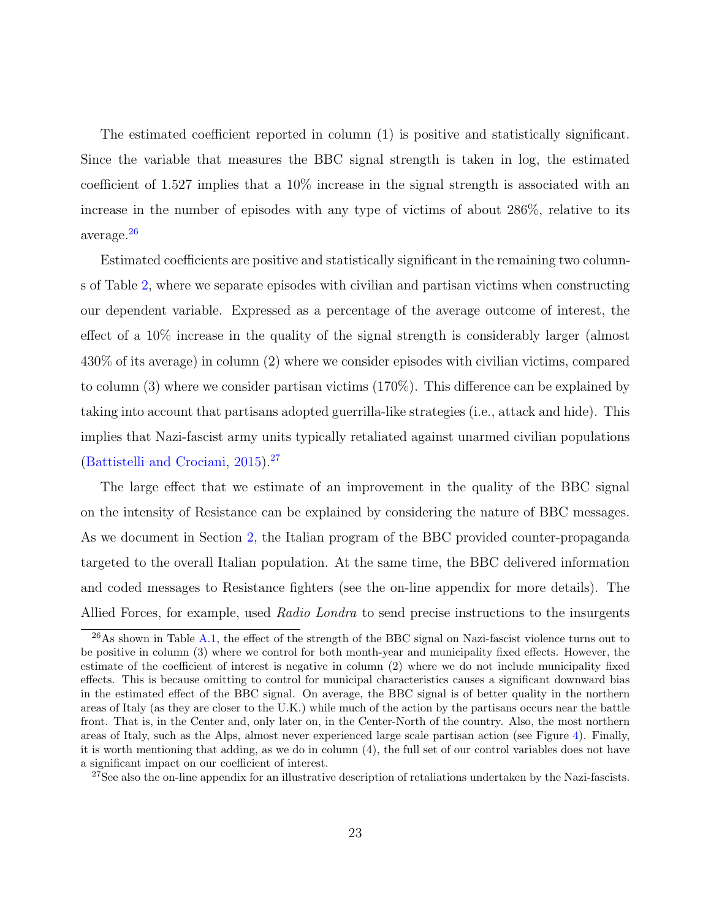The estimated coefficient reported in column (1) is positive and statistically significant. Since the variable that measures the BBC signal strength is taken in log, the estimated coefficient of 1.527 implies that a 10% increase in the signal strength is associated with an increase in the number of episodes with any type of victims of about 286%, relative to its average.[26]

Estimated coefficients are positive and statistically significant in the remaining two columns of Table 2, where we separate episodes with civilian and partisan victims when constructing our dependent variable. Expressed as a percentage of the average outcome of interest, the effect of a 10% increase in the quality of the signal strength is considerably larger (almost 430% of its average) in column (2) where we consider episodes with civilian victims, compared to column (3) where we consider partisan victims (170%). This difference can be explained by taking into account that partisans adopted guerrilla-like strategies (i.e., attack and hide). This implies that Nazi-fascist army units typically retaliated against unarmed civilian populations (Battistelli and Crociani, 2015).[27]

The large effect that we estimate of an improvement in the quality of the BBC signal on the intensity of Resistance can be explained by considering the nature of BBC messages. As we document in Section 2, the Italian program of the BBC provided counter-propaganda targeted to the overall Italian population. At the same time, the BBC delivered information and coded messages to Resistance fighters (see the on-line appendix for more details). The Allied Forces, for example, used *Radio Londra* to send precise instructions to the insurgents

[26] As shown in Table A.1, the effect of the strength of the BBC signal on Nazi-fascist violence turns out to be positive in column (3) where we control for both month-year and municipality fixed effects. However, the estimate of the coefficient of interest is negative in column (2) where we do not include municipality fixed effects. This is because omitting to control for municipal characteristics causes a significant downward bias in the estimated effect of the BBC signal. On average, the BBC signal is of better quality in the northern areas of Italy (as they are closer to the U.K.) while much of the action by the partisans occurs near the battle front. That is, in the Center and, only later on, in the Center-North of the country. Also, the most northern areas of Italy, such as the Alps, almost never experienced large scale partisan action (see Figure 4). Finally, it is worth mentioning that adding, as we do in column (4), the full set of our control variables does not have a significant impact on our coefficient of interest.

[27] See also the on-line appendix for an illustrative description of retaliations undertaken by the Nazi-fascists.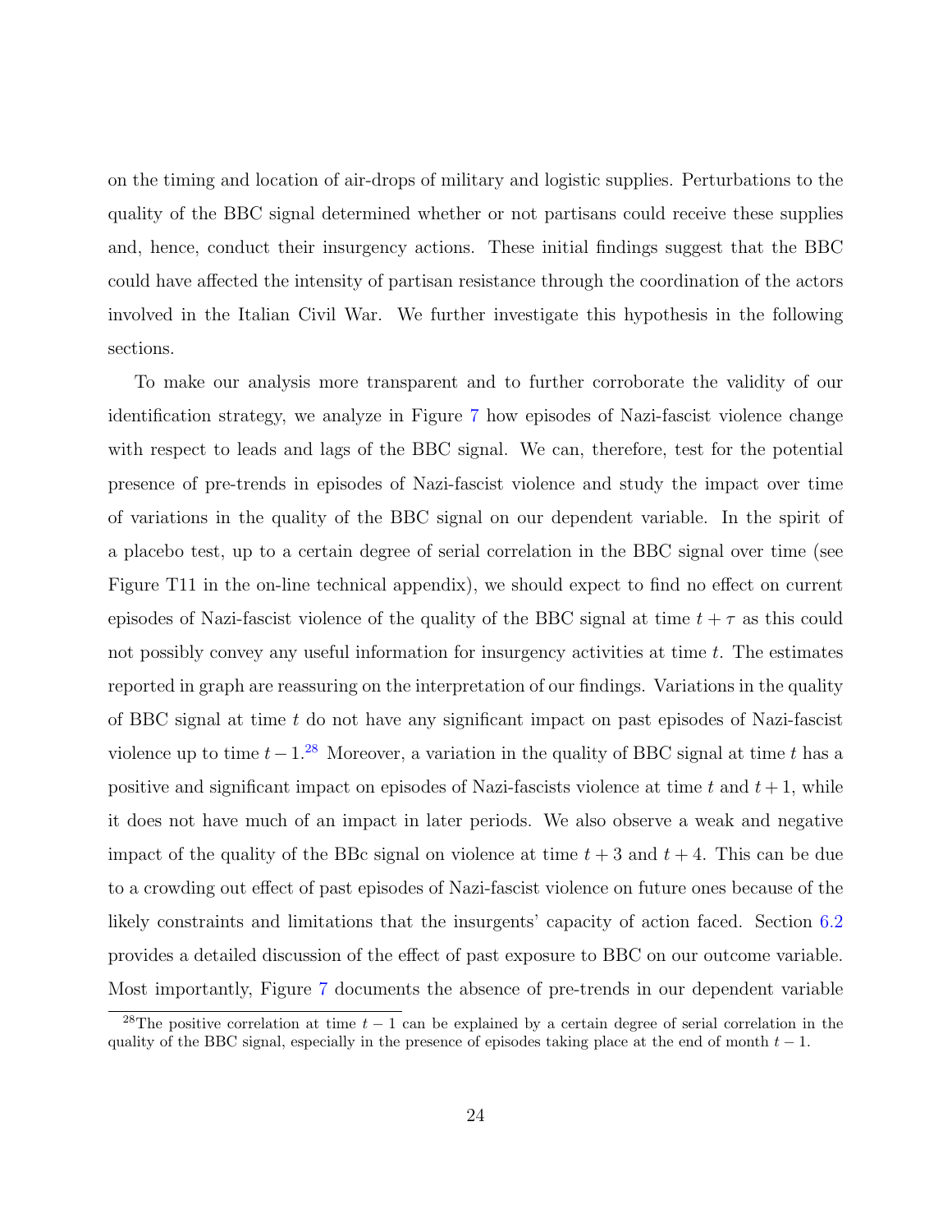on the timing and location of air-drops of military and logistic supplies. Perturbations to the quality of the BBC signal determined whether or not partisans could receive these supplies and, hence, conduct their insurgency actions. These initial findings suggest that the BBC could have affected the intensity of partisan resistance through the coordination of the actors involved in the Italian Civil War. We further investigate this hypothesis in the following sections.

To make our analysis more transparent and to further corroborate the validity of our identification strategy, we analyze in Figure 7 how episodes of Nazi-fascist violence change with respect to leads and lags of the BBC signal. We can, therefore, test for the potential presence of pre-trends in episodes of Nazi-fascist violence and study the impact over time of variations in the quality of the BBC signal on our dependent variable. In the spirit of a placebo test, up to a certain degree of serial correlation in the BBC signal over time (see Figure T11 in the on-line technical appendix), we should expect to find no effect on current episodes of Nazi-fascist violence of the quality of the BBC signal at time $t + \tau$ as this could not possibly convey any useful information for insurgency activities at time $t$. The estimates reported in graph are reassuring on the interpretation of our findings. Variations in the quality of BBC signal at time $t$ do not have any significant impact on past episodes of Nazi-fascist violence up to time $t - 1$.[28] Moreover, a variation in the quality of BBC signal at time $t$ has a positive and significant impact on episodes of Nazi-fascists violence at time $t$ and $t + 1$, while it does not have much of an impact in later periods. We also observe a weak and negative impact of the quality of the BBc signal on violence at time $t + 3$ and $t + 4$. This can be due to a crowding out effect of past episodes of Nazi-fascist violence on future ones because of the likely constraints and limitations that the insurgents' capacity of action faced. Section 6.2 provides a detailed discussion of the effect of past exposure to BBC on our outcome variable. Most importantly, Figure 7 documents the absence of pre-trends in our dependent variable

[28] The positive correlation at time $t - 1$ can be explained by a certain degree of serial correlation in the quality of the BBC signal, especially in the presence of episodes taking place at the end of month $t - 1$.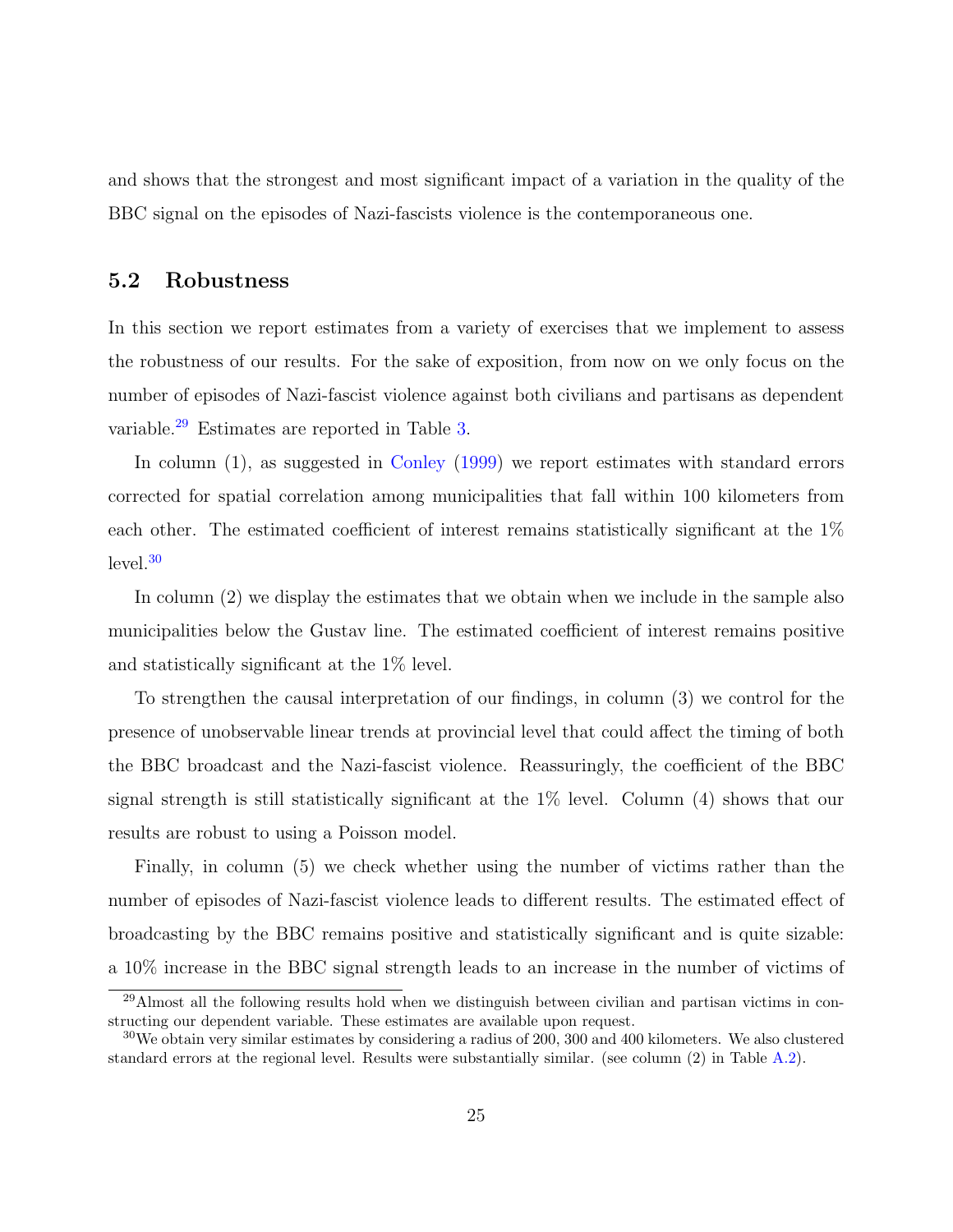and shows that the strongest and most significant impact of a variation in the quality of the BBC signal on the episodes of Nazi-fascists violence is the contemporaneous one.

### 5.2 Robustness

In this section we report estimates from a variety of exercises that we implement to assess the robustness of our results. For the sake of exposition, from now on we only focus on the number of episodes of Nazi-fascist violence against both civilians and partisans as dependent variable.[29] Estimates are reported in Table 3.

In column (1), as suggested in Conley (1999) we report estimates with standard errors corrected for spatial correlation among municipalities that fall within 100 kilometers from each other. The estimated coefficient of interest remains statistically significant at the 1% level.[30]

In column (2) we display the estimates that we obtain when we include in the sample also municipalities below the Gustav line. The estimated coefficient of interest remains positive and statistically significant at the 1% level.

To strengthen the causal interpretation of our findings, in column (3) we control for the presence of unobservable linear trends at provincial level that could affect the timing of both the BBC broadcast and the Nazi-fascist violence. Reassuringly, the coefficient of the BBC signal strength is still statistically significant at the 1% level. Column (4) shows that our results are robust to using a Poisson model.

Finally, in column (5) we check whether using the number of victims rather than the number of episodes of Nazi-fascist violence leads to different results. The estimated effect of broadcasting by the BBC remains positive and statistically significant and is quite sizable: a 10% increase in the BBC signal strength leads to an increase in the number of victims of

---

[29] Almost all the following results hold when we distinguish between civilian and partisan victims in constructing our dependent variable. These estimates are available upon request.

[30] We obtain very similar estimates by considering a radius of 200, 300 and 400 kilometers. We also clustered standard errors at the regional level. Results were substantially similar. (see column (2) in Table A.2).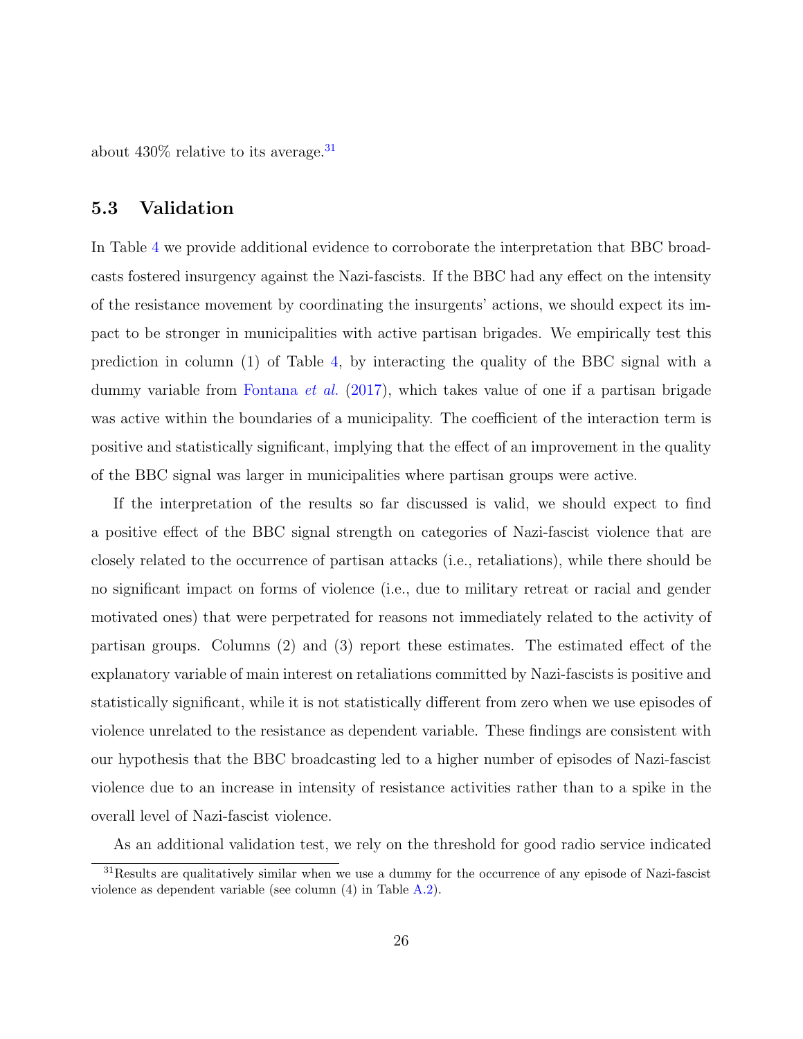about 430% relative to its average.[31]

### 5.3 Validation

In Table 4 we provide additional evidence to corroborate the interpretation that BBC broadcasts fostered insurgency against the Nazi-fascists. If the BBC had any effect on the intensity of the resistance movement by coordinating the insurgents' actions, we should expect its impact to be stronger in municipalities with active partisan brigades. We empirically test this prediction in column (1) of Table 4, by interacting the quality of the BBC signal with a dummy variable from Fontana *et al.* (2017), which takes value of one if a partisan brigade was active within the boundaries of a municipality. The coefficient of the interaction term is positive and statistically significant, implying that the effect of an improvement in the quality of the BBC signal was larger in municipalities where partisan groups were active.

If the interpretation of the results so far discussed is valid, we should expect to find a positive effect of the BBC signal strength on categories of Nazi-fascist violence that are closely related to the occurrence of partisan attacks (i.e., retaliations), while there should be no significant impact on forms of violence (i.e., due to military retreat or racial and gender motivated ones) that were perpetrated for reasons not immediately related to the activity of partisan groups. Columns (2) and (3) report these estimates. The estimated effect of the explanatory variable of main interest on retaliations committed by Nazi-fascists is positive and statistically significant, while it is not statistically different from zero when we use episodes of violence unrelated to the resistance as dependent variable. These findings are consistent with our hypothesis that the BBC broadcasting led to a higher number of episodes of Nazi-fascist violence due to an increase in intensity of resistance activities rather than to a spike in the overall level of Nazi-fascist violence.

As an additional validation test, we rely on the threshold for good radio service indicated

[31] Results are qualitatively similar when we use a dummy for the occurrence of any episode of Nazi-fascist violence as dependent variable (see column (4) in Table A.2).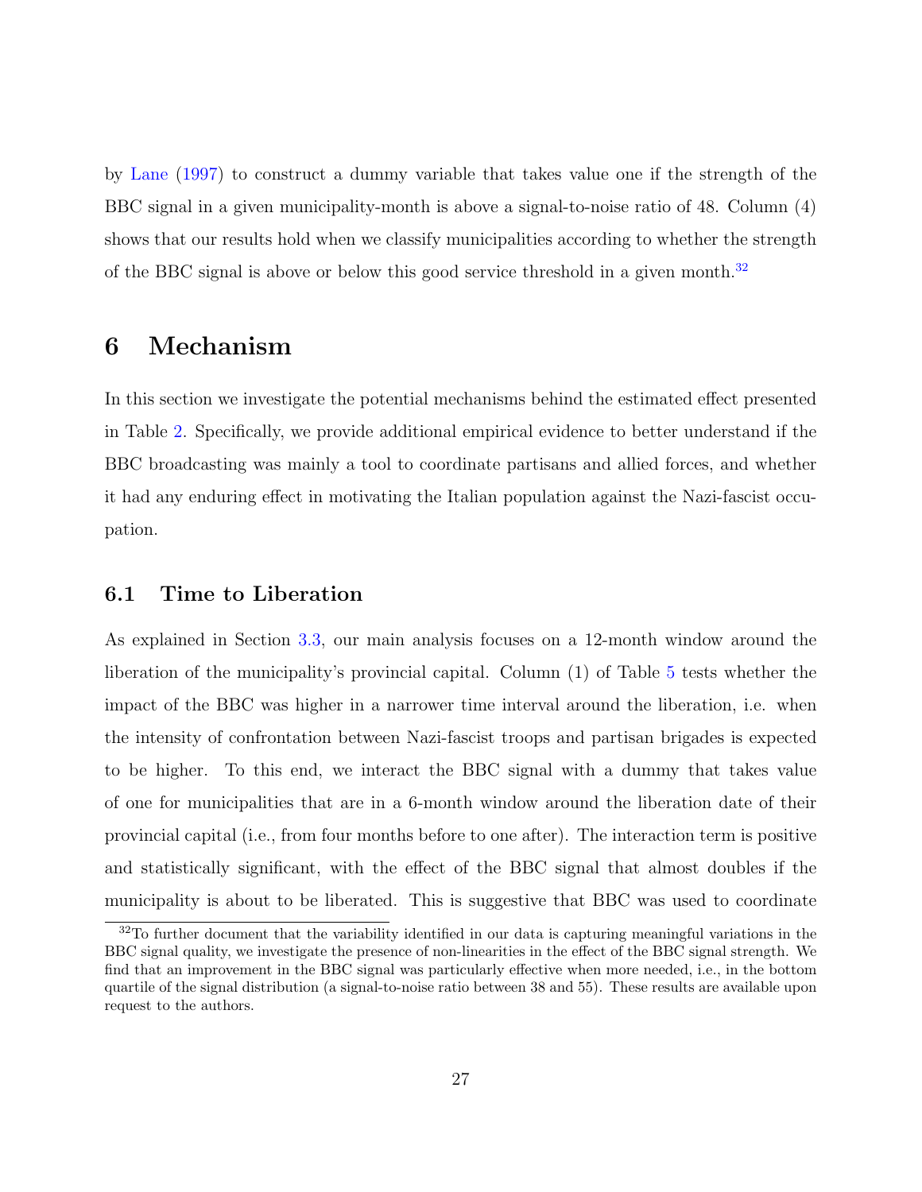by Lane (1997) to construct a dummy variable that takes value one if the strength of the BBC signal in a given municipality-month is above a signal-to-noise ratio of 48. Column (4) shows that our results hold when we classify municipalities according to whether the strength of the BBC signal is above or below this good service threshold in a given month.[32]

# 6 Mechanism

In this section we investigate the potential mechanisms behind the estimated effect presented in Table 2. Specifically, we provide additional empirical evidence to better understand if the BBC broadcasting was mainly a tool to coordinate partisans and allied forces, and whether it had any enduring effect in motivating the Italian population against the Nazi-fascist occupation.

## 6.1 Time to Liberation

As explained in Section 3.3, our main analysis focuses on a 12-month window around the liberation of the municipality's provincial capital. Column (1) of Table 5 tests whether the impact of the BBC was higher in a narrower time interval around the liberation, i.e. when the intensity of confrontation between Nazi-fascist troops and partisan brigades is expected to be higher. To this end, we interact the BBC signal with a dummy that takes value of one for municipalities that are in a 6-month window around the liberation date of their provincial capital (i.e., from four months before to one after). The interaction term is positive and statistically significant, with the effect of the BBC signal that almost doubles if the municipality is about to be liberated. This is suggestive that BBC was used to coordinate

[32] To further document that the variability identified in our data is capturing meaningful variations in the BBC signal quality, we investigate the presence of non-linearities in the effect of the BBC signal strength. We find that an improvement in the BBC signal was particularly effective when more needed, i.e., in the bottom quartile of the signal distribution (a signal-to-noise ratio between 38 and 55). These results are available upon request to the authors.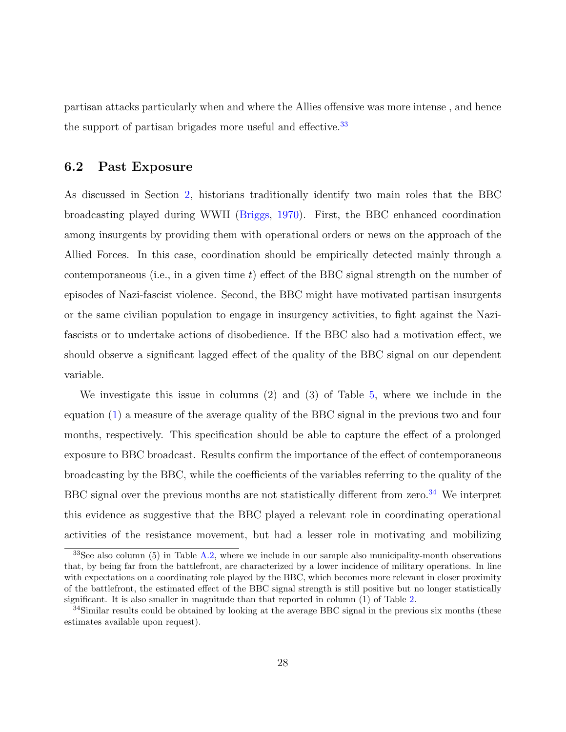partisan attacks particularly when and where the Allies offensive was more intense , and hence the support of partisan brigades more useful and effective.[33]

## 6.2 Past Exposure

As discussed in Section 2, historians traditionally identify two main roles that the BBC broadcasting played during WWII (Briggs, 1970). First, the BBC enhanced coordination among insurgents by providing them with operational orders or news on the approach of the Allied Forces. In this case, coordination should be empirically detected mainly through a contemporaneous (i.e., in a given time $t$) effect of the BBC signal strength on the number of episodes of Nazi-fascist violence. Second, the BBC might have motivated partisan insurgents or the same civilian population to engage in insurgency activities, to fight against the Nazi-fascists or to undertake actions of disobedience. If the BBC also had a motivation effect, we should observe a significant lagged effect of the quality of the BBC signal on our dependent variable.

We investigate this issue in columns (2) and (3) of Table 5, where we include in the equation (1) a measure of the average quality of the BBC signal in the previous two and four months, respectively. This specification should be able to capture the effect of a prolonged exposure to BBC broadcast. Results confirm the importance of the effect of contemporaneous broadcasting by the BBC, while the coefficients of the variables referring to the quality of the BBC signal over the previous months are not statistically different from zero.[34] We interpret this evidence as suggestive that the BBC played a relevant role in coordinating operational activities of the resistance movement, but had a lesser role in motivating and mobilizing

[33] See also column (5) in Table A.2, where we include in our sample also municipality-month observations that, by being far from the battlefront, are characterized by a lower incidence of military operations. In line with expectations on a coordinating role played by the BBC, which becomes more relevant in closer proximity of the battlefront, the estimated effect of the BBC signal strength is still positive but no longer statistically significant. It is also smaller in magnitude than that reported in column (1) of Table 2.

[34] Similar results could be obtained by looking at the average BBC signal in the previous six months (these estimates available upon request).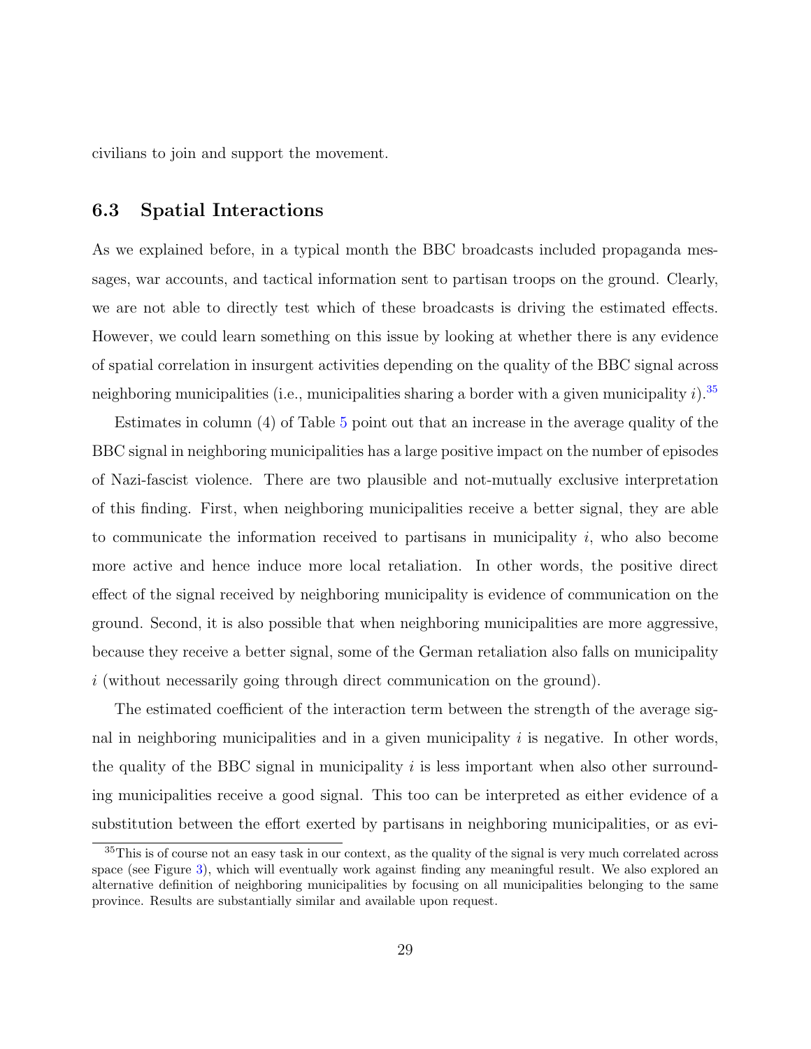civilians to join and support the movement.

### 6.3 Spatial Interactions

As we explained before, in a typical month the BBC broadcasts included propaganda messages, war accounts, and tactical information sent to partisan troops on the ground. Clearly, we are not able to directly test which of these broadcasts is driving the estimated effects. However, we could learn something on this issue by looking at whether there is any evidence of spatial correlation in insurgent activities depending on the quality of the BBC signal across neighboring municipalities (i.e., municipalities sharing a border with a given municipality $i$).[35]

Estimates in column (4) of Table 5 point out that an increase in the average quality of the BBC signal in neighboring municipalities has a large positive impact on the number of episodes of Nazi-fascist violence. There are two plausible and not-mutually exclusive interpretation of this finding. First, when neighboring municipalities receive a better signal, they are able to communicate the information received to partisans in municipality $i$, who also become more active and hence induce more local retaliation. In other words, the positive direct effect of the signal received by neighboring municipality is evidence of communication on the ground. Second, it is also possible that when neighboring municipalities are more aggressive, because they receive a better signal, some of the German retaliation also falls on municipality $i$ (without necessarily going through direct communication on the ground).

The estimated coefficient of the interaction term between the strength of the average signal in neighboring municipalities and in a given municipality $i$ is negative. In other words, the quality of the BBC signal in municipality $i$ is less important when also other surrounding municipalities receive a good signal. This too can be interpreted as either evidence of a substitution between the effort exerted by partisans in neighboring municipalities, or as evi-

[35] This is of course not an easy task in our context, as the quality of the signal is very much correlated across space (see Figure 3), which will eventually work against finding any meaningful result. We also explored an alternative definition of neighboring municipalities by focusing on all municipalities belonging to the same province. Results are substantially similar and available upon request.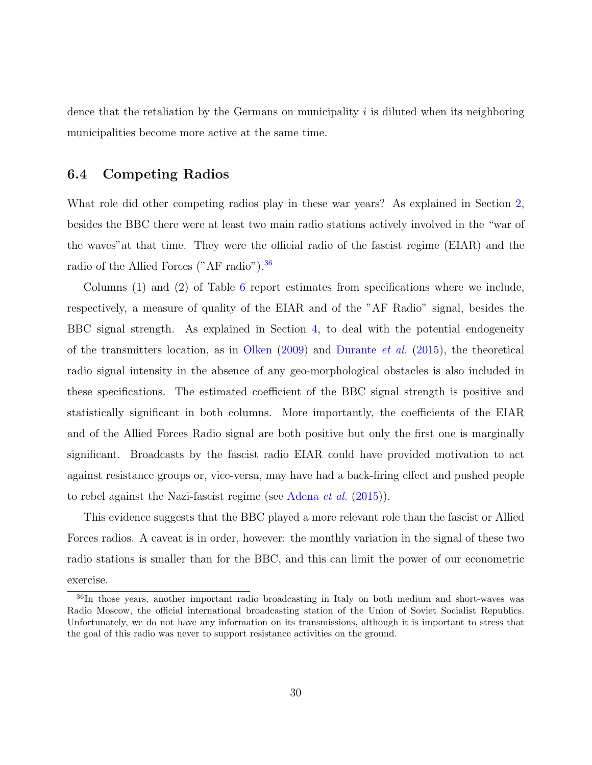dence that the retaliation by the Germans on municipality $i$ is diluted when its neighboring municipalities become more active at the same time.

### 6.4 Competing Radios

What role did other competing radios play in these war years? As explained in Section 2, besides the BBC there were at least two main radio stations actively involved in the "war of the waves"at that time. They were the official radio of the fascist regime (EIAR) and the radio of the Allied Forces ("AF radio").[36]

Columns (1) and (2) of Table 6 report estimates from specifications where we include, respectively, a measure of quality of the EIAR and of the "AF Radio" signal, besides the BBC signal strength. As explained in Section 4, to deal with the potential endogeneity of the transmitters location, as in Olken (2009) and Durante *et al.* (2015), the theoretical radio signal intensity in the absence of any geo-morphological obstacles is also included in these specifications. The estimated coefficient of the BBC signal strength is positive and statistically significant in both columns. More importantly, the coefficients of the EIAR and of the Allied Forces Radio signal are both positive but only the first one is marginally significant. Broadcasts by the fascist radio EIAR could have provided motivation to act against resistance groups or, vice-versa, may have had a back-firing effect and pushed people to rebel against the Nazi-fascist regime (see Adena *et al.* (2015)).

This evidence suggests that the BBC played a more relevant role than the fascist or Allied Forces radios. A caveat is in order, however: the monthly variation in the signal of these two radio stations is smaller than for the BBC, and this can limit the power of our econometric exercise.

[36] In those years, another important radio broadcasting in Italy on both medium and short-waves was Radio Moscow, the official international broadcasting station of the Union of Soviet Socialist Republics. Unfortunately, we do not have any information on its transmissions, although it is important to stress that the goal of this radio was never to support resistance activities on the ground.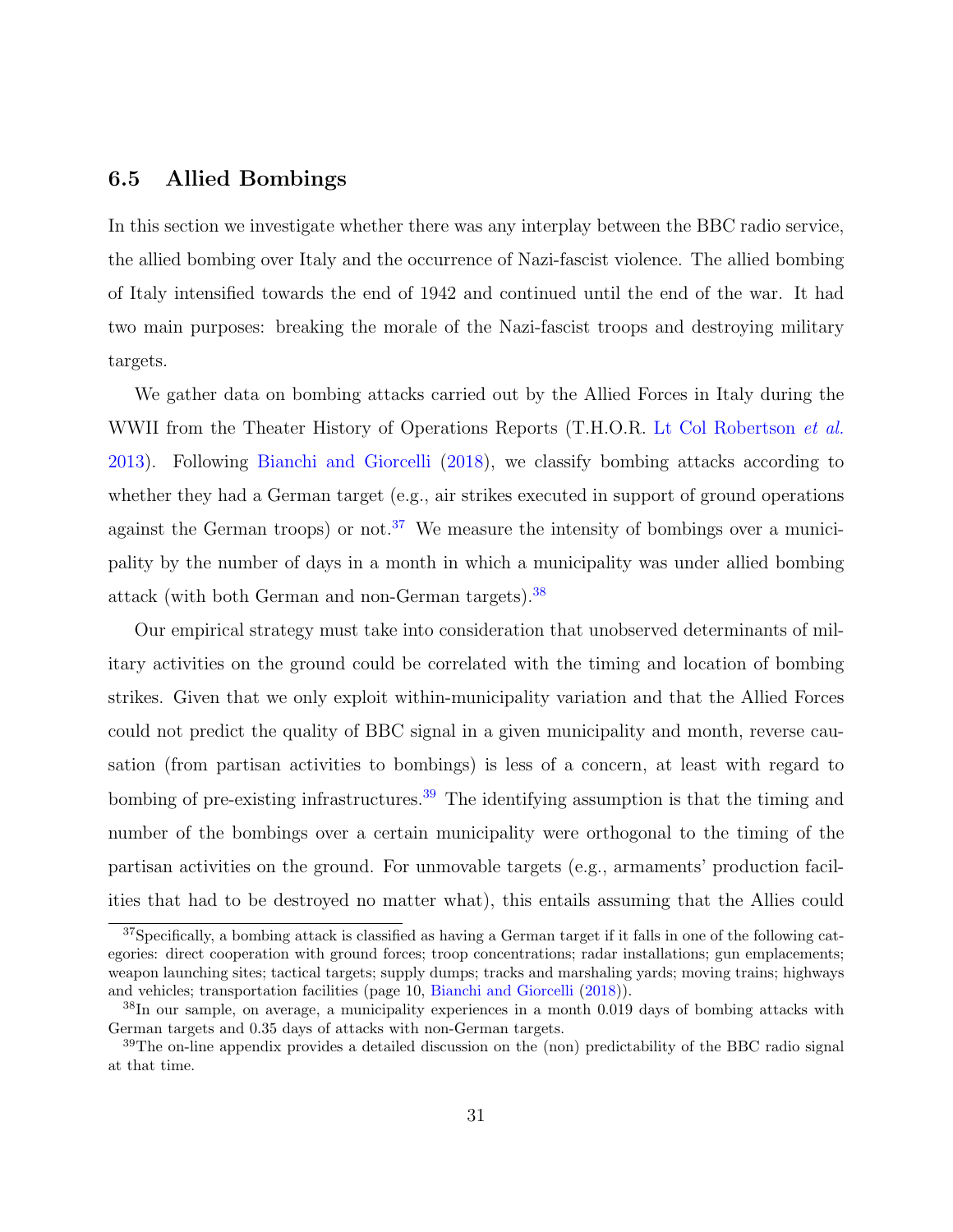### 6.5 Allied Bombings

In this section we investigate whether there was any interplay between the BBC radio service, the allied bombing over Italy and the occurrence of Nazi-fascist violence. The allied bombing of Italy intensified towards the end of 1942 and continued until the end of the war. It had two main purposes: breaking the morale of the Nazi-fascist troops and destroying military targets.

We gather data on bombing attacks carried out by the Allied Forces in Italy during the WWII from the Theater History of Operations Reports (T.H.O.R. Lt Col Robertson *et al.* 2013). Following Bianchi and Giorcelli (2018), we classify bombing attacks according to whether they had a German target (e.g., air strikes executed in support of ground operations against the German troops) or not.[37] We measure the intensity of bombings over a municipality by the number of days in a month in which a municipality was under allied bombing attack (with both German and non-German targets).[38]

Our empirical strategy must take into consideration that unobserved determinants of military activities on the ground could be correlated with the timing and location of bombing strikes. Given that we only exploit within-municipality variation and that the Allied Forces could not predict the quality of BBC signal in a given municipality and month, reverse causation (from partisan activities to bombings) is less of a concern, at least with regard to bombing of pre-existing infrastructures.[39] The identifying assumption is that the timing and number of the bombings over a certain municipality were orthogonal to the timing of the partisan activities on the ground. For unmovable targets (e.g., armaments' production facilities that had to be destroyed no matter what), this entails assuming that the Allies could

[37] Specifically, a bombing attack is classified as having a German target if it falls in one of the following categories: direct cooperation with ground forces; troop concentrations; radar installations; gun emplacements; weapon launching sites; tactical targets; supply dumps; tracks and marshaling yards; moving trains; highways and vehicles; transportation facilities (page 10, Bianchi and Giorcelli (2018)).

[38] In our sample, on average, a municipality experiences in a month 0.019 days of bombing attacks with German targets and 0.35 days of attacks with non-German targets.

[39] The on-line appendix provides a detailed discussion on the (non) predictability of the BBC radio signal at that time.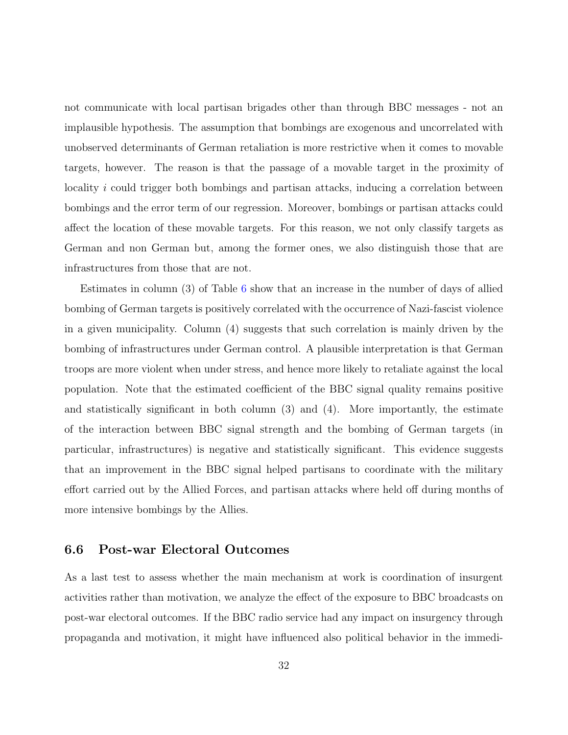not communicate with local partisan brigades other than through BBC messages - not an implausible hypothesis. The assumption that bombings are exogenous and uncorrelated with unobserved determinants of German retaliation is more restrictive when it comes to movable targets, however. The reason is that the passage of a movable target in the proximity of locality $i$ could trigger both bombings and partisan attacks, inducing a correlation between bombings and the error term of our regression. Moreover, bombings or partisan attacks could affect the location of these movable targets. For this reason, we not only classify targets as German and non German but, among the former ones, we also distinguish those that are infrastructures from those that are not.

Estimates in column (3) of Table 6 show that an increase in the number of days of allied bombing of German targets is positively correlated with the occurrence of Nazi-fascist violence in a given municipality. Column (4) suggests that such correlation is mainly driven by the bombing of infrastructures under German control. A plausible interpretation is that German troops are more violent when under stress, and hence more likely to retaliate against the local population. Note that the estimated coefficient of the BBC signal quality remains positive and statistically significant in both column (3) and (4). More importantly, the estimate of the interaction between BBC signal strength and the bombing of German targets (in particular, infrastructures) is negative and statistically significant. This evidence suggests that an improvement in the BBC signal helped partisans to coordinate with the military effort carried out by the Allied Forces, and partisan attacks where held off during months of more intensive bombings by the Allies.

### 6.6 Post-war Electoral Outcomes

As a last test to assess whether the main mechanism at work is coordination of insurgent activities rather than motivation, we analyze the effect of the exposure to BBC broadcasts on post-war electoral outcomes. If the BBC radio service had any impact on insurgency through propaganda and motivation, it might have influenced also political behavior in the immedi-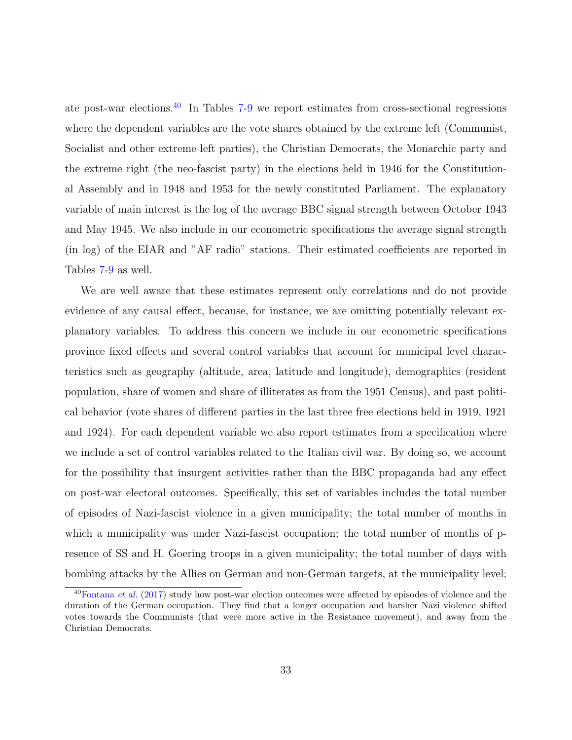ate post-war elections.[40] In Tables 7-9 we report estimates from cross-sectional regressions where the dependent variables are the vote shares obtained by the extreme left (Communist, Socialist and other extreme left parties), the Christian Democrats, the Monarchic party and the extreme right (the neo-fascist party) in the elections held in 1946 for the Constitutional Assembly and in 1948 and 1953 for the newly constituted Parliament. The explanatory variable of main interest is the log of the average BBC signal strength between October 1943 and May 1945. We also include in our econometric specifications the average signal strength (in log) of the EIAR and "AF radio" stations. Their estimated coefficients are reported in Tables 7-9 as well.

We are well aware that these estimates represent only correlations and do not provide evidence of any causal effect, because, for instance, we are omitting potentially relevant explanatory variables. To address this concern we include in our econometric specifications province fixed effects and several control variables that account for municipal level characteristics such as geography (altitude, area, latitude and longitude), demographics (resident population, share of women and share of illiterates as from the 1951 Census), and past political behavior (vote shares of different parties in the last three free elections held in 1919, 1921 and 1924). For each dependent variable we also report estimates from a specification where we include a set of control variables related to the Italian civil war. By doing so, we account for the possibility that insurgent activities rather than the BBC propaganda had any effect on post-war electoral outcomes. Specifically, this set of variables includes the total number of episodes of Nazi-fascist violence in a given municipality; the total number of months in which a municipality was under Nazi-fascist occupation; the total number of months of presence of SS and H. Goering troops in a given municipality; the total number of days with bombing attacks by the Allies on German and non-German targets, at the municipality level;

[40] Fontana *et al.* (2017) study how post-war election outcomes were affected by episodes of violence and the duration of the German occupation. They find that a longer occupation and harsher Nazi violence shifted votes towards the Communists (that were more active in the Resistance movement), and away from the Christian Democrats.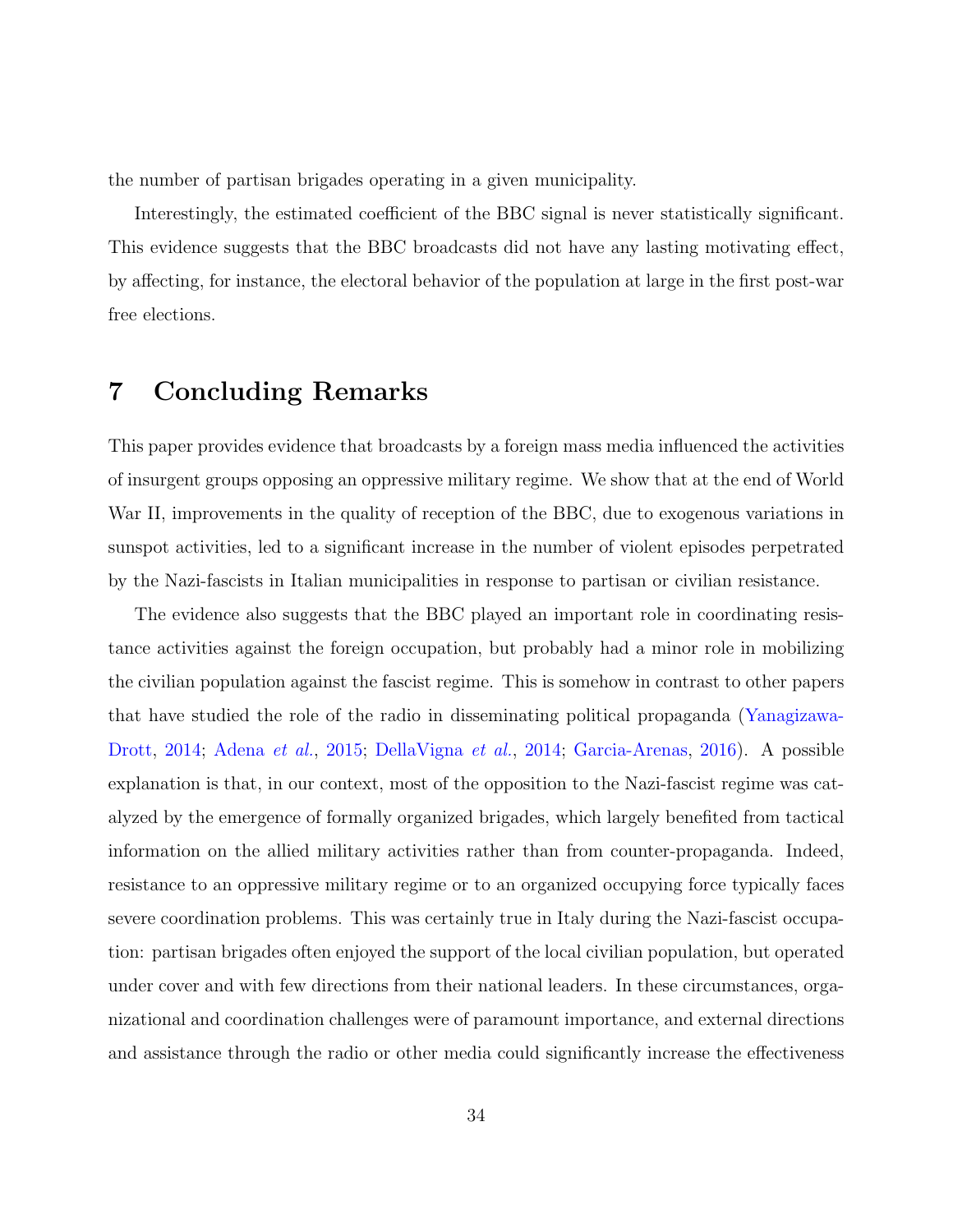the number of partisan brigades operating in a given municipality.

Interestingly, the estimated coefficient of the BBC signal is never statistically significant. This evidence suggests that the BBC broadcasts did not have any lasting motivating effect, by affecting, for instance, the electoral behavior of the population at large in the first post-war free elections.

# 7 Concluding Remarks

This paper provides evidence that broadcasts by a foreign mass media influenced the activities of insurgent groups opposing an oppressive military regime. We show that at the end of World War II, improvements in the quality of reception of the BBC, due to exogenous variations in sunspot activities, led to a significant increase in the number of violent episodes perpetrated by the Nazi-fascists in Italian municipalities in response to partisan or civilian resistance.

The evidence also suggests that the BBC played an important role in coordinating resistance activities against the foreign occupation, but probably had a minor role in mobilizing the civilian population against the fascist regime. This is somehow in contrast to other papers that have studied the role of the radio in disseminating political propaganda (Yanagizawa-Drott, 2014; Adena *et al.*, 2015; DellaVigna *et al.*, 2014; Garcia-Arenas, 2016). A possible explanation is that, in our context, most of the opposition to the Nazi-fascist regime was catalyzed by the emergence of formally organized brigades, which largely benefited from tactical information on the allied military activities rather than from counter-propaganda. Indeed, resistance to an oppressive military regime or to an organized occupying force typically faces severe coordination problems. This was certainly true in Italy during the Nazi-fascist occupation: partisan brigades often enjoyed the support of the local civilian population, but operated under cover and with few directions from their national leaders. In these circumstances, organizational and coordination challenges were of paramount importance, and external directions and assistance through the radio or other media could significantly increase the effectiveness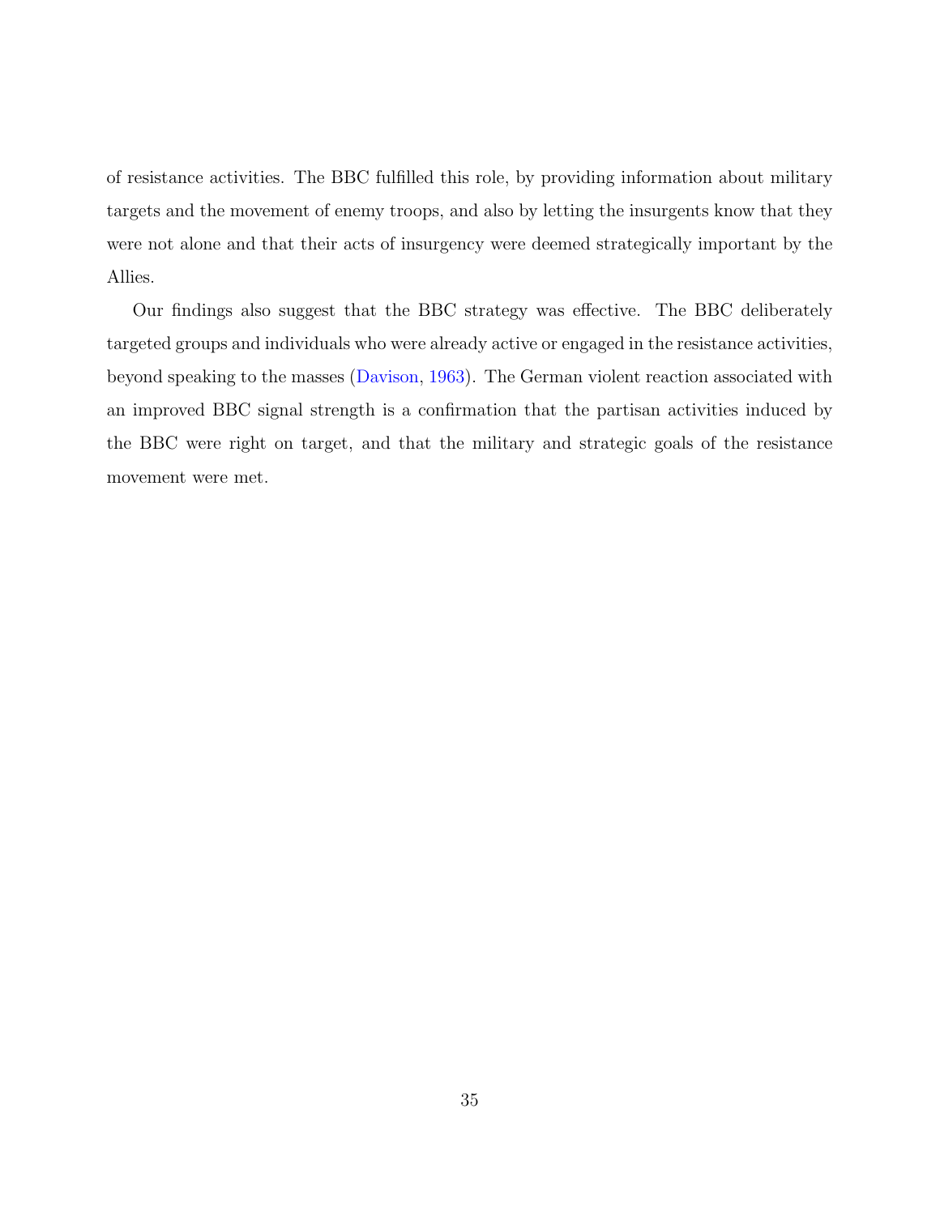of resistance activities. The BBC fulfilled this role, by providing information about military targets and the movement of enemy troops, and also by letting the insurgents know that they were not alone and that their acts of insurgency were deemed strategically important by the Allies.

Our findings also suggest that the BBC strategy was effective. The BBC deliberately targeted groups and individuals who were already active or engaged in the resistance activities, beyond speaking to the masses (Davison, 1963). The German violent reaction associated with an improved BBC signal strength is a confirmation that the partisan activities induced by the BBC were right on target, and that the military and strategic goals of the resistance movement were met.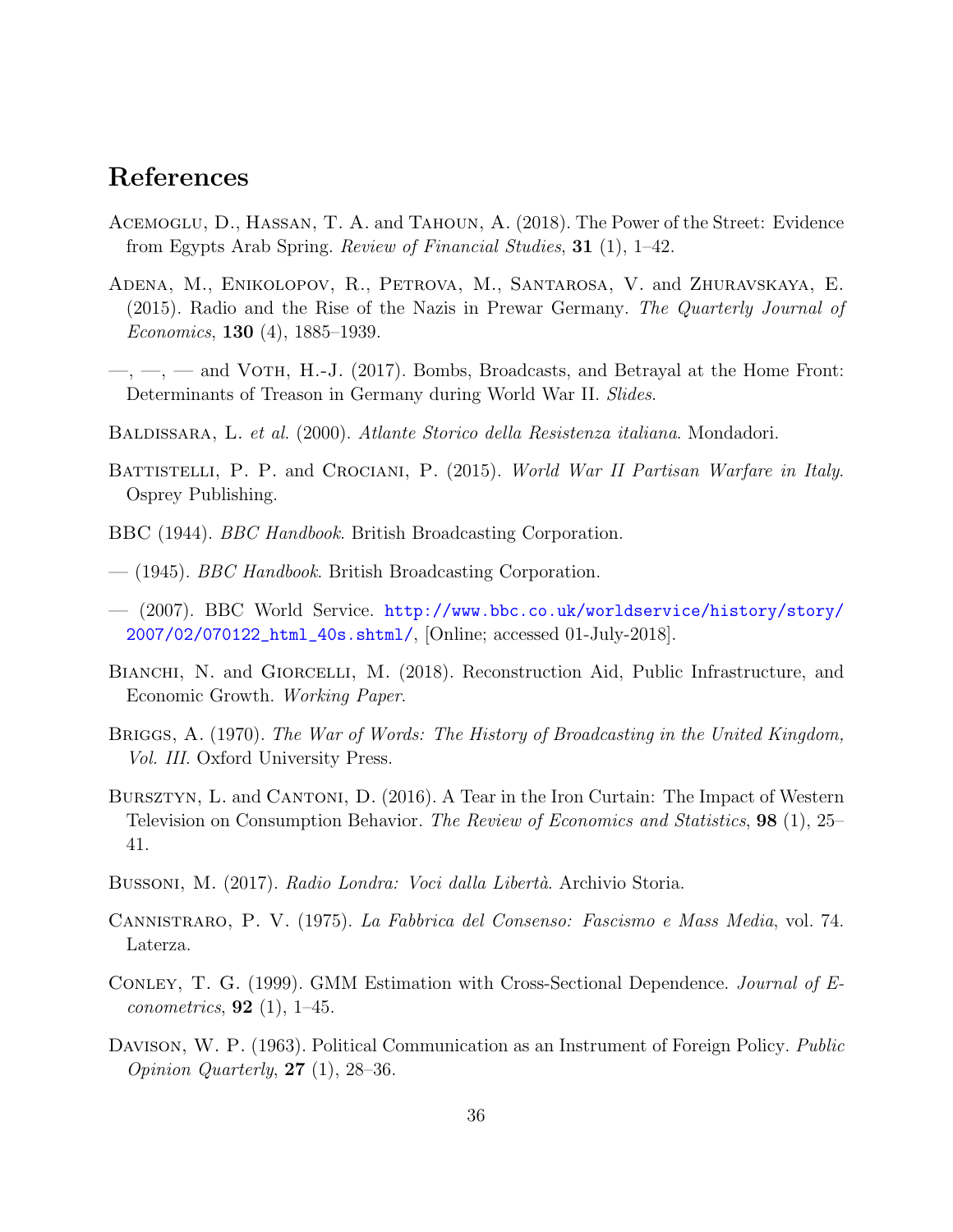# References

Acemoglu, D., Hassan, T. A. and Tahoun, A. (2018). The Power of the Street: Evidence from Egypts Arab Spring. *Review of Financial Studies*, **31** (1), 1–42.

Adena, M., Enikolopov, R., Petrova, M., Santarosa, V. and Zhuravskaya, E. (2015). Radio and the Rise of the Nazis in Prewar Germany. *The Quarterly Journal of Economics*, **130** (4), 1885–1939.

—, —, — and Voth, H.-J. (2017). Bombs, Broadcasts, and Betrayal at the Home Front: Determinants of Treason in Germany during World War II. *Slides*.

Baldissara, L. *et al.* (2000). *Atlante Storico della Resistenza italiana*. Mondadori.

Battistelli, P. P. and Crociani, P. (2015). *World War II Partisan Warfare in Italy*. Osprey Publishing.

BBC (1944). *BBC Handbook*. British Broadcasting Corporation.

— (1945). *BBC Handbook*. British Broadcasting Corporation.

— (2007). BBC World Service. http://www.bbc.co.uk/worldservice/history/story/2007/02/070122_html_40s.shtml/, [Online; accessed 01-July-2018].

Bianchi, N. and Giorcelli, M. (2018). Reconstruction Aid, Public Infrastructure, and Economic Growth. *Working Paper*.

Briggs, A. (1970). *The War of Words: The History of Broadcasting in the United Kingdom, Vol. III*. Oxford University Press.

Bursztyn, L. and Cantoni, D. (2016). A Tear in the Iron Curtain: The Impact of Western Television on Consumption Behavior. *The Review of Economics and Statistics*, **98** (1), 25–41.

Bussoni, M. (2017). *Radio Londra: Voci dalla Libertà*. Archivio Storia.

Cannistraro, P. V. (1975). *La Fabbrica del Consenso: Fascismo e Mass Media*, vol. 74. Laterza.

Conley, T. G. (1999). GMM Estimation with Cross-Sectional Dependence. *Journal of Econometrics*, **92** (1), 1–45.

Davison, W. P. (1963). Political Communication as an Instrument of Foreign Policy. *Public Opinion Quarterly*, **27** (1), 28–36.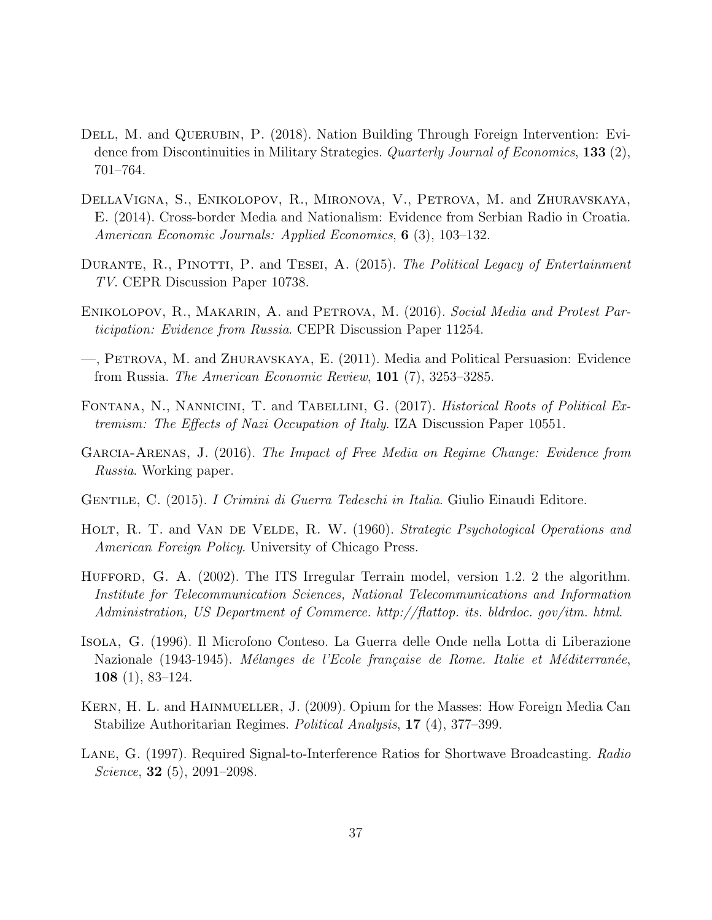Dell, M. and Querubin, P. (2018). Nation Building Through Foreign Intervention: Evidence from Discontinuities in Military Strategies. *Quarterly Journal of Economics*, **133** (2), 701–764.

DellaVigna, S., Enikolopov, R., Mironova, V., Petrova, M. and Zhuravskaya, E. (2014). Cross-border Media and Nationalism: Evidence from Serbian Radio in Croatia. *American Economic Journals: Applied Economics*, **6** (3), 103–132.

Durante, R., Pinotti, P. and Tesei, A. (2015). *The Political Legacy of Entertainment TV*. CEPR Discussion Paper 10738.

Enikolopov, R., Makarin, A. and Petrova, M. (2016). *Social Media and Protest Participation: Evidence from Russia*. CEPR Discussion Paper 11254.

—, Petrova, M. and Zhuravskaya, E. (2011). Media and Political Persuasion: Evidence from Russia. *The American Economic Review*, **101** (7), 3253–3285.

Fontana, N., Nannicini, T. and Tabellini, G. (2017). *Historical Roots of Political Extremism: The Effects of Nazi Occupation of Italy*. IZA Discussion Paper 10551.

Garcia-Arenas, J. (2016). *The Impact of Free Media on Regime Change: Evidence from Russia*. Working paper.

Gentile, C. (2015). *I Crimini di Guerra Tedeschi in Italia*. Giulio Einaudi Editore.

Holt, R. T. and Van de Velde, R. W. (1960). *Strategic Psychological Operations and American Foreign Policy*. University of Chicago Press.

Hufford, G. A. (2002). The ITS Irregular Terrain model, version 1.2. 2 the algorithm. *Institute for Telecommunication Sciences, National Telecommunications and Information Administration, US Department of Commerce. http://flattop. its. bldrdoc. gov/itm. html*.

Isola, G. (1996). Il Microfono Conteso. La Guerra delle Onde nella Lotta di Liberazione Nazionale (1943-1945). *Mélanges de l'Ecole française de Rome. Italie et Méditerranée*, **108** (1), 83–124.

Kern, H. L. and Hainmueller, J. (2009). Opium for the Masses: How Foreign Media Can Stabilize Authoritarian Regimes. *Political Analysis*, **17** (4), 377–399.

Lane, G. (1997). Required Signal-to-Interference Ratios for Shortwave Broadcasting. *Radio Science*, **32** (5), 2091–2098.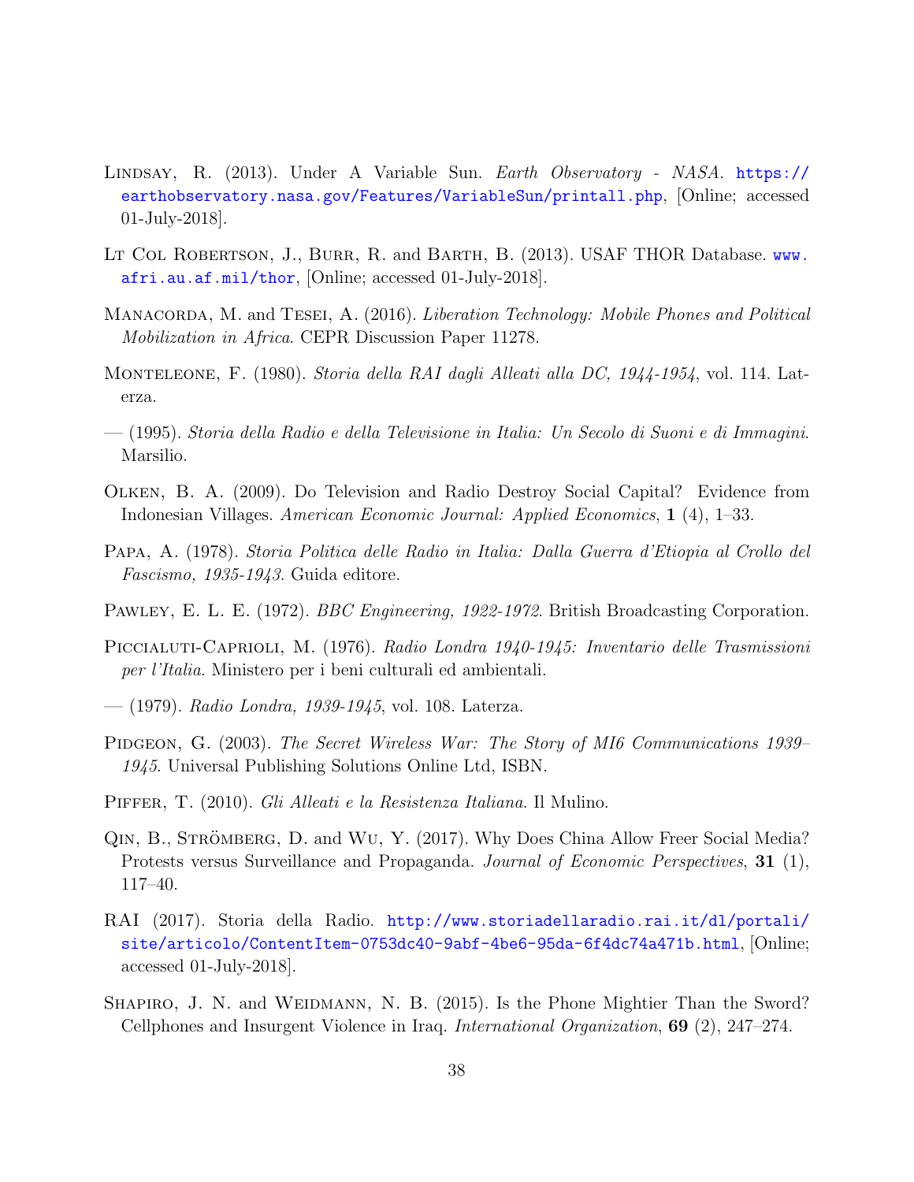Lindsay, R. (2013). Under A Variable Sun. *Earth Observatory - NASA*. https://earthobservatory.nasa.gov/Features/VariableSun/printall.php, [Online; accessed 01-July-2018].

Lt Col Robertson, J., Burr, R. and Barth, B. (2013). USAF THOR Database. www.afri.au.af.mil/thor, [Online; accessed 01-July-2018].

Manacorda, M. and Tesei, A. (2016). *Liberation Technology: Mobile Phones and Political Mobilization in Africa*. CEPR Discussion Paper 11278.

Monteleone, F. (1980). *Storia della RAI dagli Alleati alla DC, 1944-1954*, vol. 114. Laterza.

— (1995). *Storia della Radio e della Televisione in Italia: Un Secolo di Suoni e di Immagini*. Marsilio.

Olken, B. A. (2009). Do Television and Radio Destroy Social Capital? Evidence from Indonesian Villages. *American Economic Journal: Applied Economics*, **1** (4), 1–33.

Papa, A. (1978). *Storia Politica delle Radio in Italia: Dalla Guerra d'Etiopia al Crollo del Fascismo, 1935-1943*. Guida editore.

Pawley, E. L. E. (1972). *BBC Engineering, 1922-1972*. British Broadcasting Corporation.

Piccialuti-Caprioli, M. (1976). *Radio Londra 1940-1945: Inventario delle Trasmissioni per l'Italia*. Ministero per i beni culturali ed ambientali.

— (1979). *Radio Londra, 1939-1945*, vol. 108. Laterza.

Pidgeon, G. (2003). *The Secret Wireless War: The Story of MI6 Communications 1939–1945*. Universal Publishing Solutions Online Ltd, ISBN.

Piffer, T. (2010). *Gli Alleati e la Resistenza Italiana*. Il Mulino.

Qin, B., Strömberg, D. and Wu, Y. (2017). Why Does China Allow Freer Social Media? Protests versus Surveillance and Propaganda. *Journal of Economic Perspectives*, **31** (1), 117–40.

RAI (2017). Storia della Radio. http://www.storiadellaradio.rai.it/dl/portali/site/articolo/ContentItem-0753dc40-9abf-4be6-95da-6f4dc74a471b.html, [Online; accessed 01-July-2018].

Shapiro, J. N. and Weidmann, N. B. (2015). Is the Phone Mightier Than the Sword? Cellphones and Insurgent Violence in Iraq. *International Organization*, **69** (2), 247–274.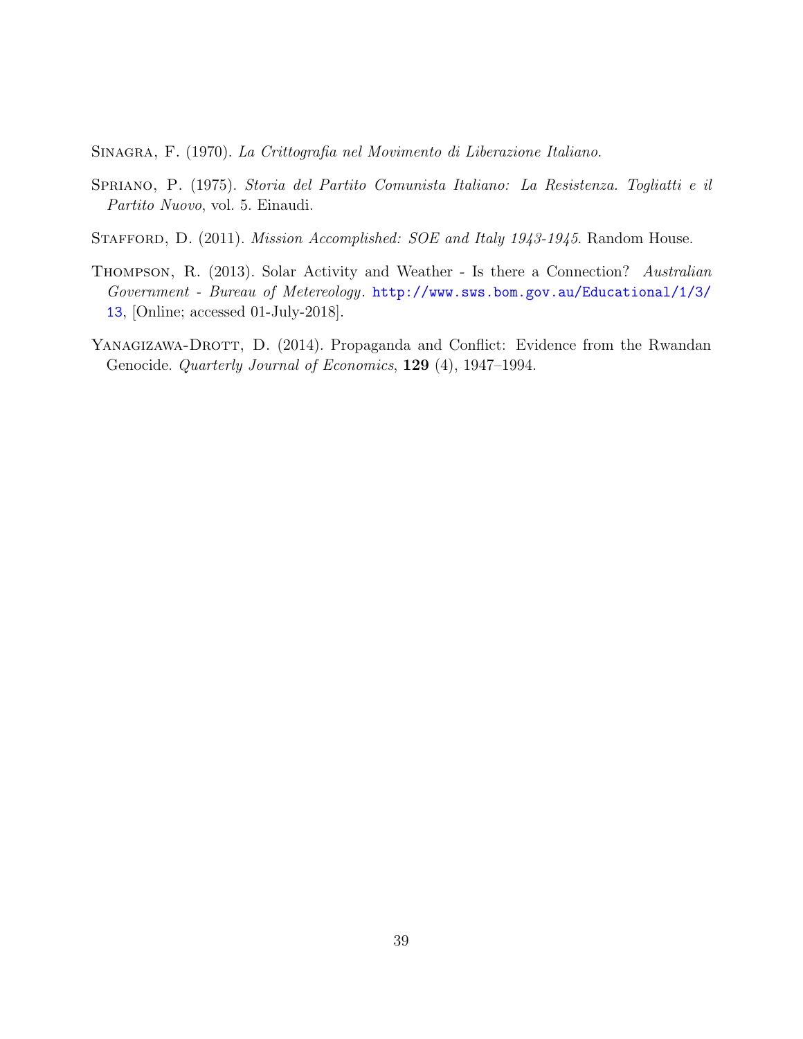Sinagra, F. (1970). *La Crittografia nel Movimento di Liberazione Italiano*.

Spriano, P. (1975). *Storia del Partito Comunista Italiano: La Resistenza. Togliatti e il Partito Nuovo*, vol. 5. Einaudi.

Stafford, D. (2011). *Mission Accomplished: SOE and Italy 1943-1945*. Random House.

Thompson, R. (2013). Solar Activity and Weather - Is there a Connection? *Australian Government - Bureau of Metereology*. http://www.sws.bom.gov.au/Educational/1/3/13, [Online; accessed 01-July-2018].

Yanagizawa-Drott, D. (2014). Propaganda and Conflict: Evidence from the Rwandan Genocide. *Quarterly Journal of Economics*, **129** (4), 1947–1994.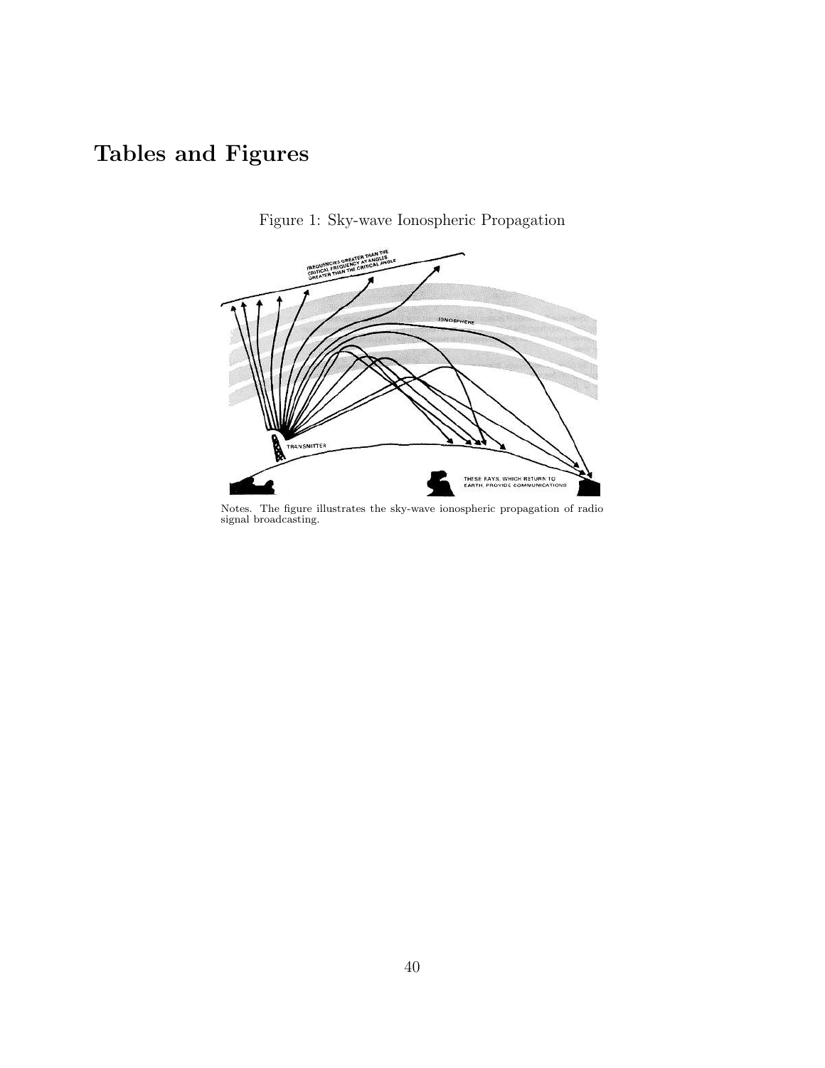# Tables and Figures

Figure 1: Sky-wave Ionospheric Propagation

Notes. The figure illustrates the sky-wave ionospheric propagation of radio signal broadcasting.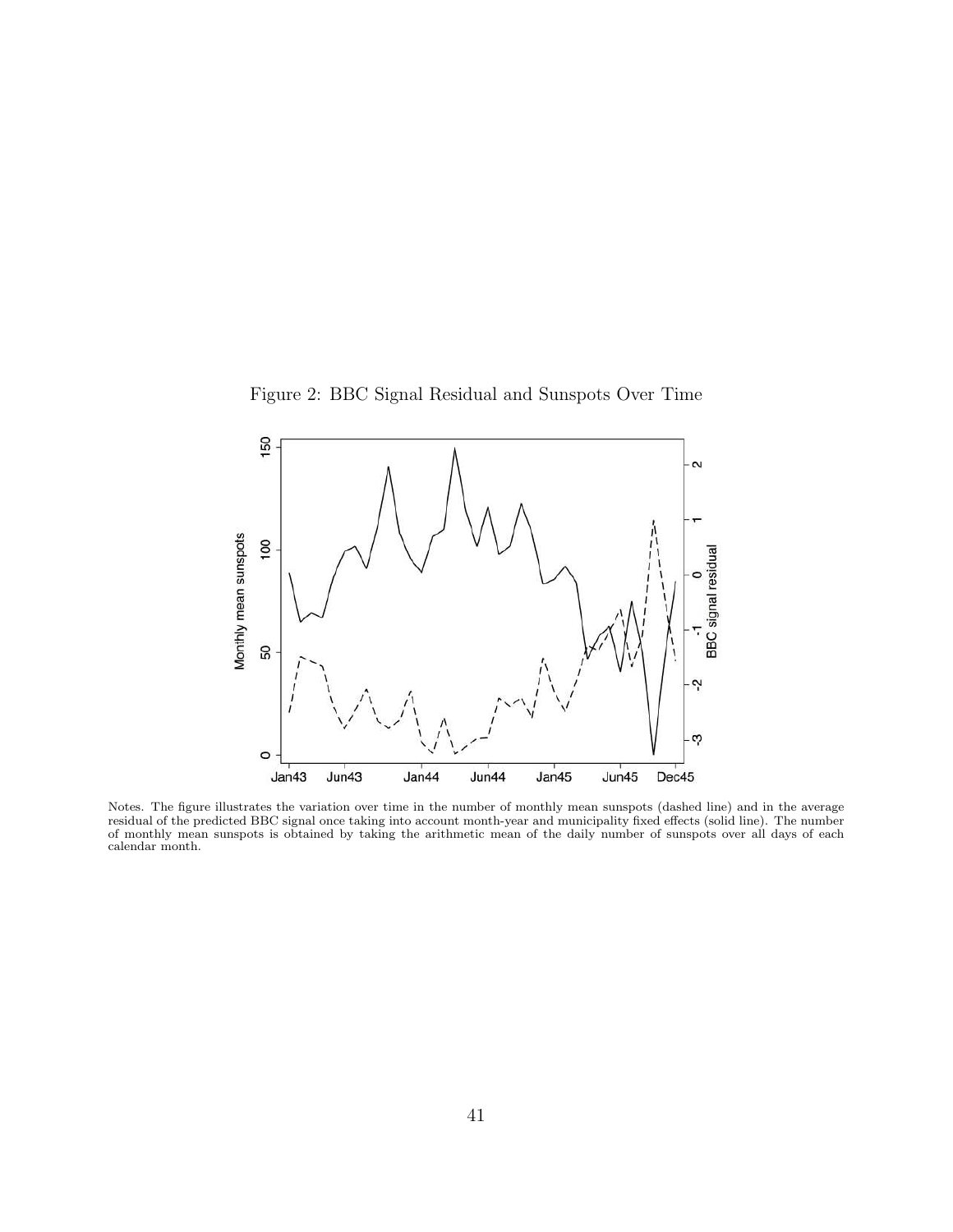Figure 2: BBC Signal Residual and Sunspots Over Time

Notes. The figure illustrates the variation over time in the number of monthly mean sunspots (dashed line) and in the average residual of the predicted BBC signal once taking into account month-year and municipality fixed effects (solid line). The number of monthly mean sunspots is obtained by taking the arithmetic mean of the daily number of sunspots over all days of each calendar month.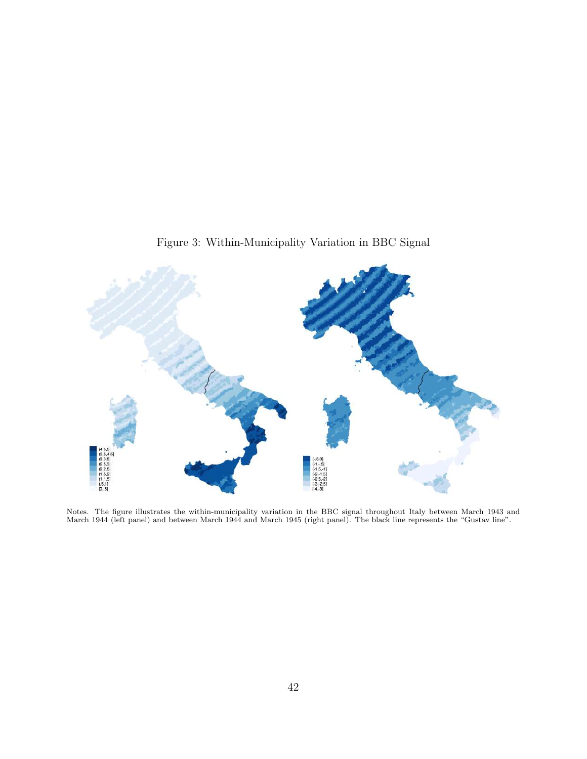Figure 3: Within-Municipality Variation in BBC Signal

Notes. The figure illustrates the within-municipality variation in the BBC signal throughout Italy between March 1943 and March 1944 (left panel) and between March 1944 and March 1945 (right panel). The black line represents the "Gustav line".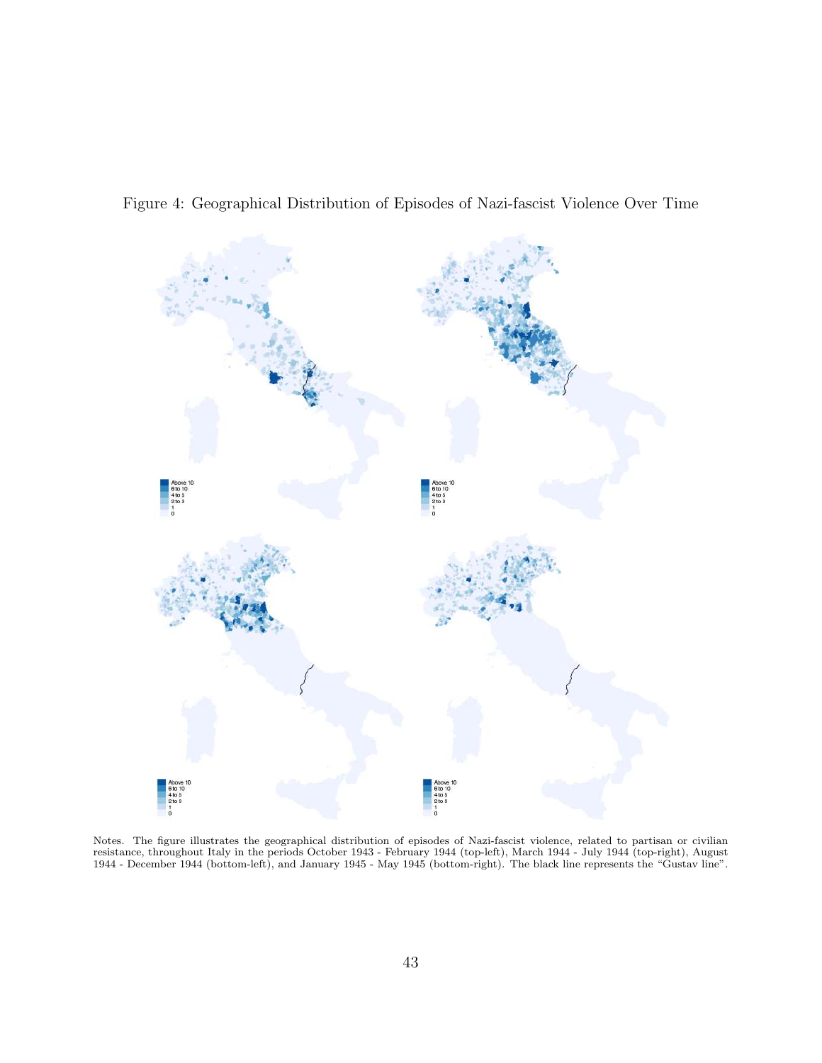Figure 4: Geographical Distribution of Episodes of Nazi-fascist Violence Over Time

Notes. The figure illustrates the geographical distribution of episodes of Nazi-fascist violence, related to partisan or civilian resistance, throughout Italy in the periods October 1943 - February 1944 (top-left), March 1944 - July 1944 (top-right), August 1944 - December 1944 (bottom-left), and January 1945 - May 1945 (bottom-right). The black line represents the "Gustav line".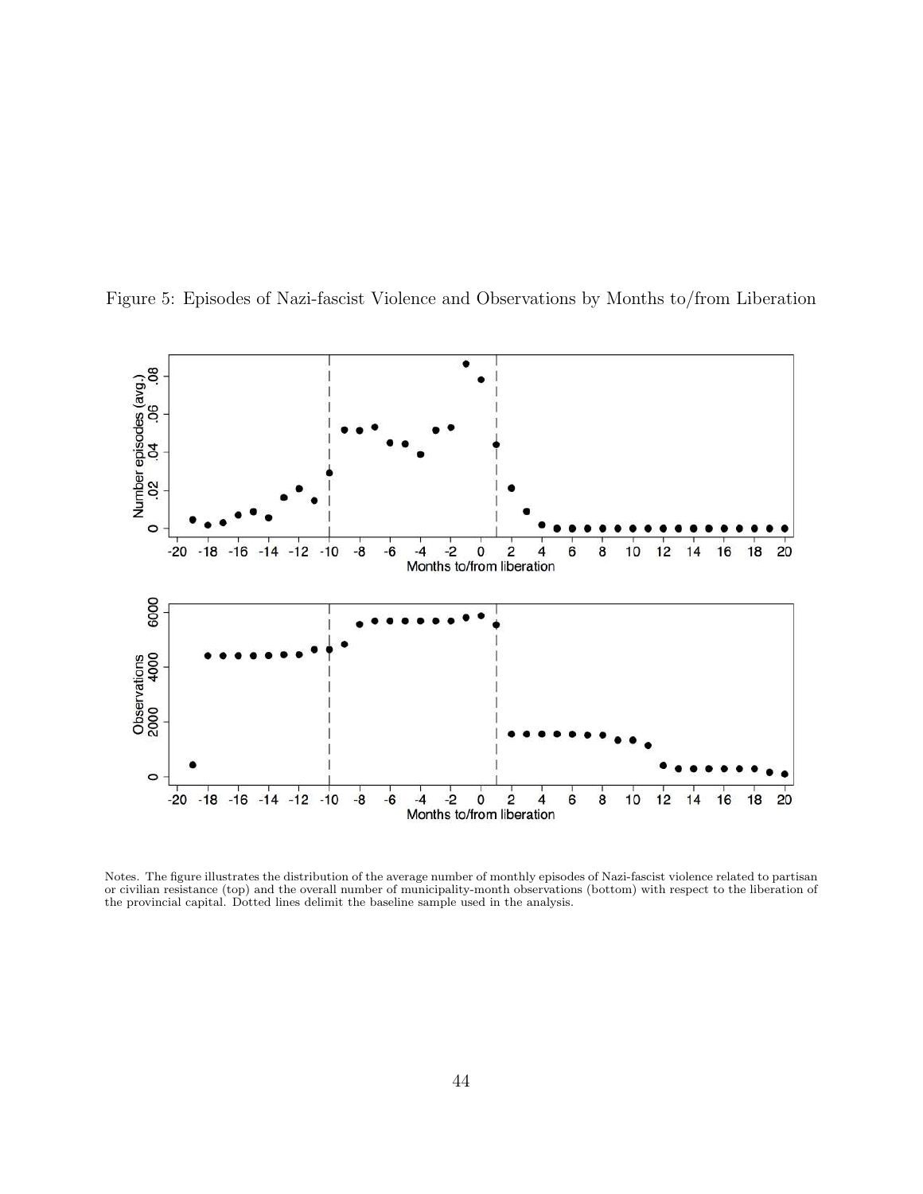Figure 5: Episodes of Nazi-fascist Violence and Observations by Months to/from Liberation

Notes. The figure illustrates the distribution of the average number of monthly episodes of Nazi-fascist violence related to partisan or civilian resistance (top) and the overall number of municipality-month observations (bottom) with respect to the liberation of the provincial capital. Dotted lines delimit the baseline sample used in the analysis.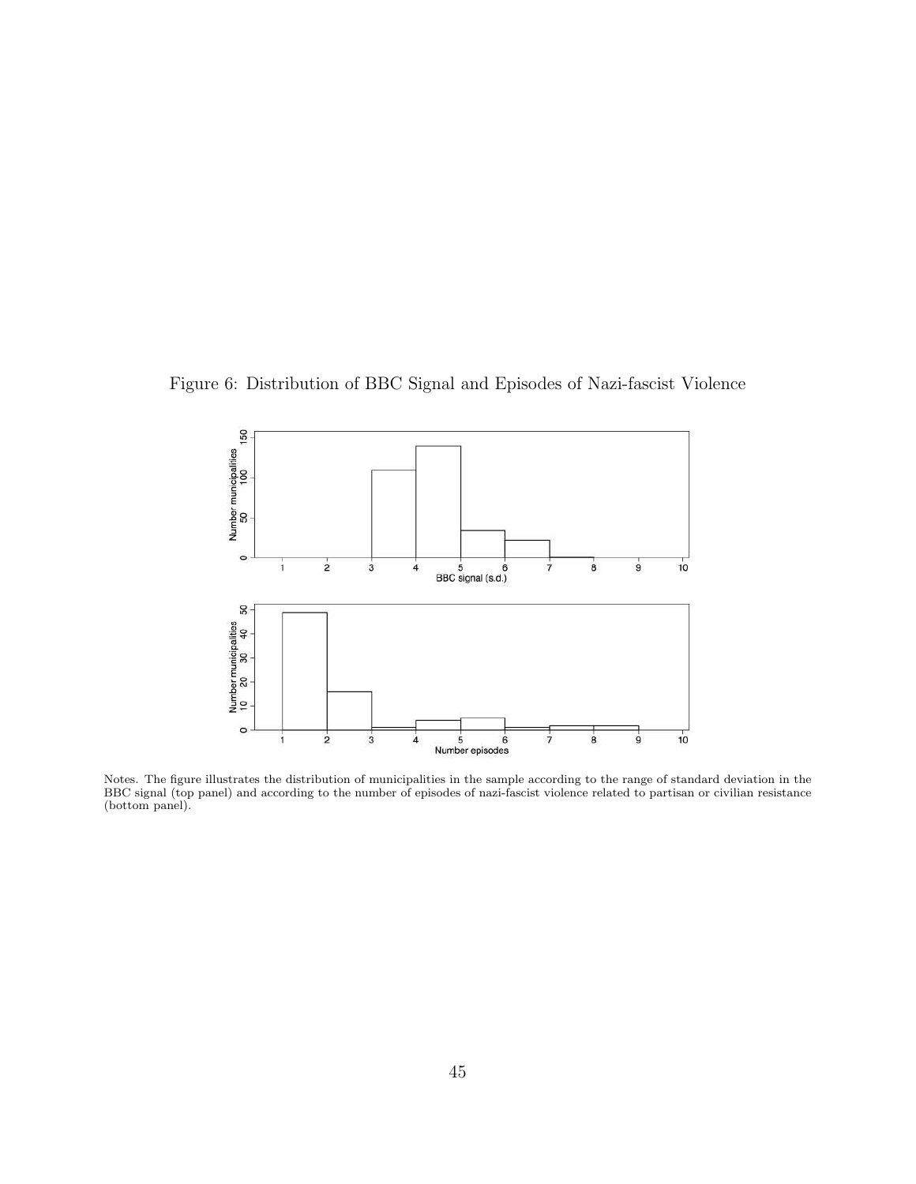Figure 6: Distribution of BBC Signal and Episodes of Nazi-fascist Violence

Notes. The figure illustrates the distribution of municipalities in the sample according to the range of standard deviation in the BBC signal (top panel) and according to the number of episodes of nazi-fascist violence related to partisan or civilian resistance (bottom panel).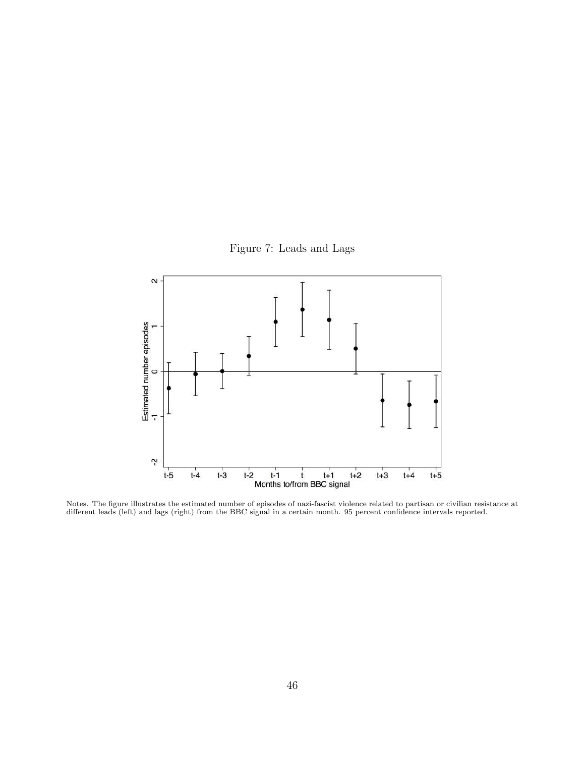Figure 7: Leads and Lags

Notes. The figure illustrates the estimated number of episodes of nazi-fascist violence related to partisan or civilian resistance at different leads (left) and lags (right) from the BBC signal in a certain month. 95 percent confidence intervals reported.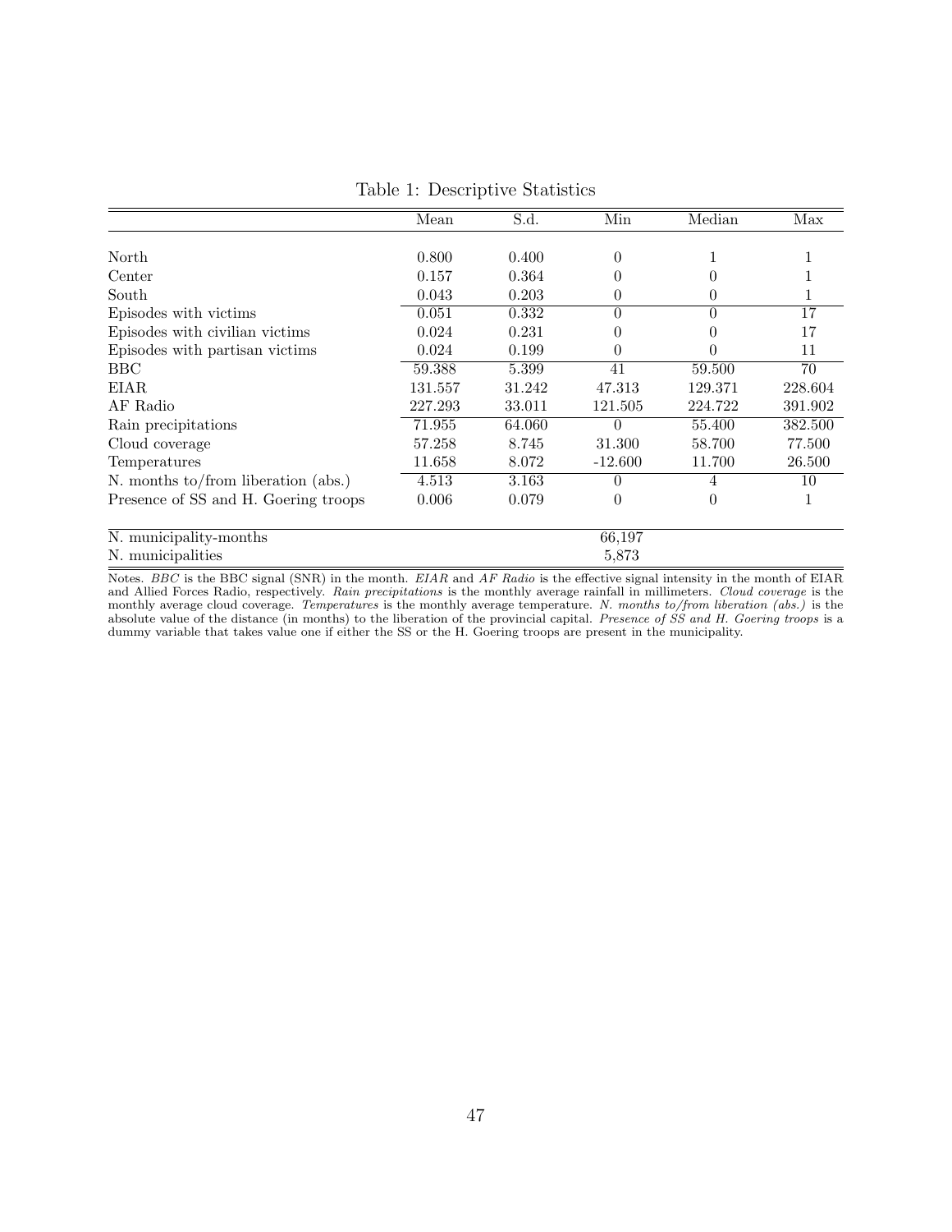Table 1: Descriptive Statistics

| | Mean | S.d. | Min | Median | Max |
|---|---|---|---|---|---|
| North | 0.800 | 0.400 | 0 | 1 | 1 |
| Center | 0.157 | 0.364 | 0 | 0 | 1 |
| South | 0.043 | 0.203 | 0 | 0 | 1 |
| Episodes with victims | 0.051 | 0.332 | 0 | 0 | 17 |
| Episodes with civilian victims | 0.024 | 0.231 | 0 | 0 | 17 |
| Episodes with partisan victims | 0.024 | 0.199 | 0 | 0 | 11 |
| BBC | 59.388 | 5.399 | 41 | 59.500 | 70 |
| EIAR | 131.557 | 31.242 | 47.313 | 129.371 | 228.604 |
| AF Radio | 227.293 | 33.011 | 121.505 | 224.722 | 391.902 |
| Rain precipitations | 71.955 | 64.060 | 0 | 55.400 | 382.500 |
| Cloud coverage | 57.258 | 8.745 | 31.300 | 58.700 | 77.500 |
| Temperatures | 11.658 | 8.072 | -12.600 | 11.700 | 26.500 |
| N. months to/from liberation (abs.) | 4.513 | 3.163 | 0 | 4 | 10 |
| Presence of SS and H. Goering troops | 0.006 | 0.079 | 0 | 0 | 1 |
| N. municipality-months | | | 66,197 | | |
| N. municipalities | | | 5,873 | | |

Notes. *BBC* is the BBC signal (SNR) in the month. *EIAR* and *AF Radio* is the effective signal intensity in the month of EIAR and Allied Forces Radio, respectively. *Rain precipitations* is the monthly average rainfall in millimeters. *Cloud coverage* is the monthly average cloud coverage. *Temperatures* is the monthly average temperature. *N. months to/from liberation (abs.)* is the absolute value of the distance (in months) to the liberation of the provincial capital. *Presence of SS and H. Goering troops* is a dummy variable that takes value one if either the SS or the H. Goering troops are present in the municipality.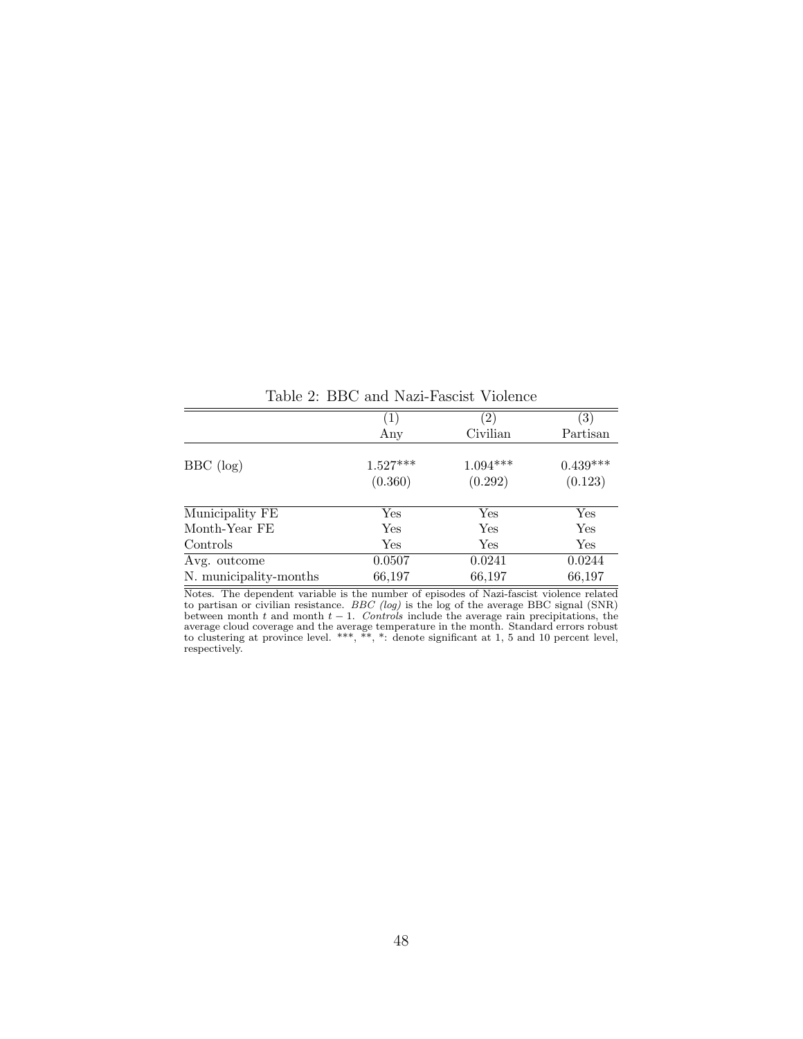Table 2: BBC and Nazi-Fascist Violence

| | (1) | (2) | (3) |
|---|---|---|---|
| | Any | Civilian | Partisan |
| BBC (log) | 1.527*** | 1.094*** | 0.439*** |
| | (0.360) | (0.292) | (0.123) |
| Municipality FE | Yes | Yes | Yes |
| Month-Year FE | Yes | Yes | Yes |
| Controls | Yes | Yes | Yes |
| Avg. outcome | 0.0507 | 0.0241 | 0.0244 |
| N. municipality-months | 66,197 | 66,197 | 66,197 |

Notes. The dependent variable is the number of episodes of Nazi-fascist violence related to partisan or civilian resistance. *BBC (log)* is the log of the average BBC signal (SNR) between month $t$ and month $t-1$. *Controls* include the average rain precipitations, the average cloud coverage and the average temperature in the month. Standard errors robust to clustering at province level. ***, **, *: denote significant at 1, 5 and 10 percent level, respectively.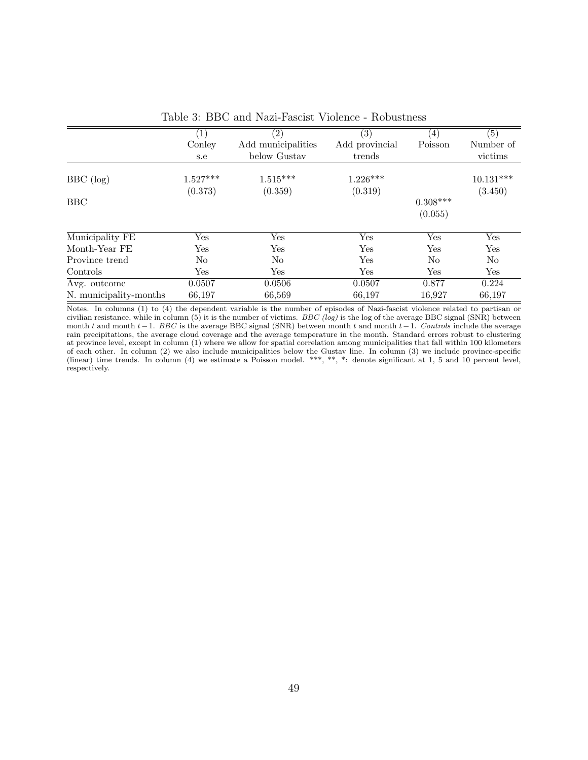Table 3: BBC and Nazi-Fascist Violence - Robustness

| | (1) Conley s.e | (2) Add municipalities below Gustav | (3) Add provincial trends | (4) Poisson | (5) Number of victims |
|---|---|---|---|---|---|
| BBC (log) | 1.527*** | 1.515*** | 1.226*** | | 10.131*** |
| | (0.373) | (0.359) | (0.319) | | (3.450) |
| BBC | | | | 0.308*** | |
| | | | | (0.055) | |
| Municipality FE | Yes | Yes | Yes | Yes | Yes |
| Month-Year FE | Yes | Yes | Yes | Yes | Yes |
| Province trend | No | No | Yes | No | No |
| Controls | Yes | Yes | Yes | Yes | Yes |
| Avg. outcome | 0.0507 | 0.0506 | 0.0507 | 0.877 | 0.224 |
| N. municipality-months | 66,197 | 66,569 | 66,197 | 16,927 | 66,197 |

Notes. In columns (1) to (4) the dependent variable is the number of episodes of Nazi-fascist violence related to partisan or civilian resistance, while in column (5) it is the number of victims. *BBC (log)* is the log of the average BBC signal (SNR) between month $t$ and month $t-1$. *BBC* is the average BBC signal (SNR) between month $t$ and month $t-1$. *Controls* include the average rain precipitations, the average cloud coverage and the average temperature in the month. Standard errors robust to clustering at province level, except in column (1) where we allow for spatial correlation among municipalities that fall within 100 kilometers of each other. In column (2) we also include municipalities below the Gustav line. In column (3) we include province-specific (linear) time trends. In column (4) we estimate a Poisson model. ***, **, *: denote significant at 1, 5 and 10 percent level, respectively.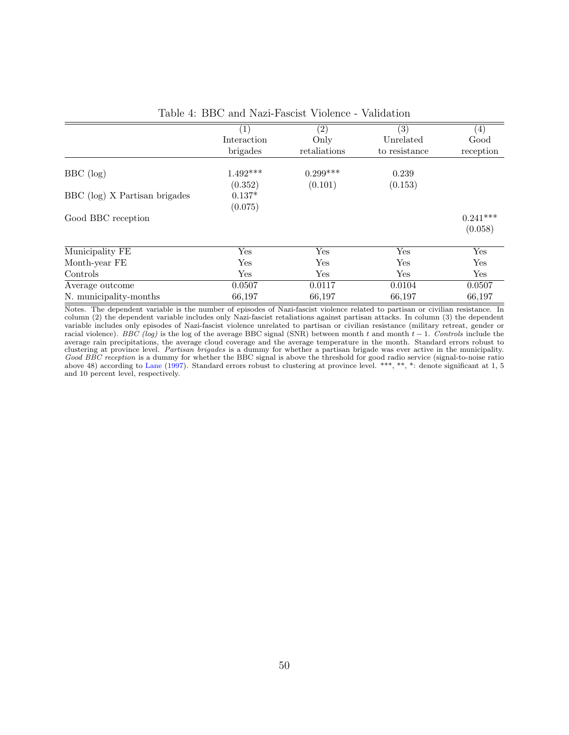Table 4: BBC and Nazi-Fascist Violence - Validation

| | (1) Interaction brigades | (2) Only retaliations | (3) Unrelated to resistance | (4) Good reception |
|---|---|---|---|---|
| BBC (log) | 1.492*** | 0.299*** | 0.239 | |
| | (0.352) | (0.101) | (0.153) | |
| BBC (log) X Partisan brigades | 0.137* | | | |
| | (0.075) | | | |
| Good BBC reception | | | | 0.241*** |
| | | | | (0.058) |
| Municipality FE | Yes | Yes | Yes | Yes |
| Month-year FE | Yes | Yes | Yes | Yes |
| Controls | Yes | Yes | Yes | Yes |
| Average outcome | 0.0507 | 0.0117 | 0.0104 | 0.0507 |
| N. municipality-months | 66,197 | 66,197 | 66,197 | 66,197 |

Notes. The dependent variable is the number of episodes of Nazi-fascist violence related to partisan or civilian resistance. In column (2) the dependent variable includes only Nazi-fascist retaliations against partisan attacks. In column (3) the dependent variable includes only episodes of Nazi-fascist violence unrelated to partisan or civilian resistance (military retreat, gender or racial violence). *BBC (log)* is the log of the average BBC signal (SNR) between month $t$ and month $t-1$. *Controls* include the average rain precipitations, the average cloud coverage and the average temperature in the month. Standard errors robust to clustering at province level. *Partisan brigades* is a dummy for whether a partisan brigade was ever active in the municipality. *Good BBC reception* is a dummy for whether the BBC signal is above the threshold for good radio service (signal-to-noise ratio above 48) according to Lane (1997). Standard errors robust to clustering at province level. ***, **, *: denote significant at 1, 5 and 10 percent level, respectively.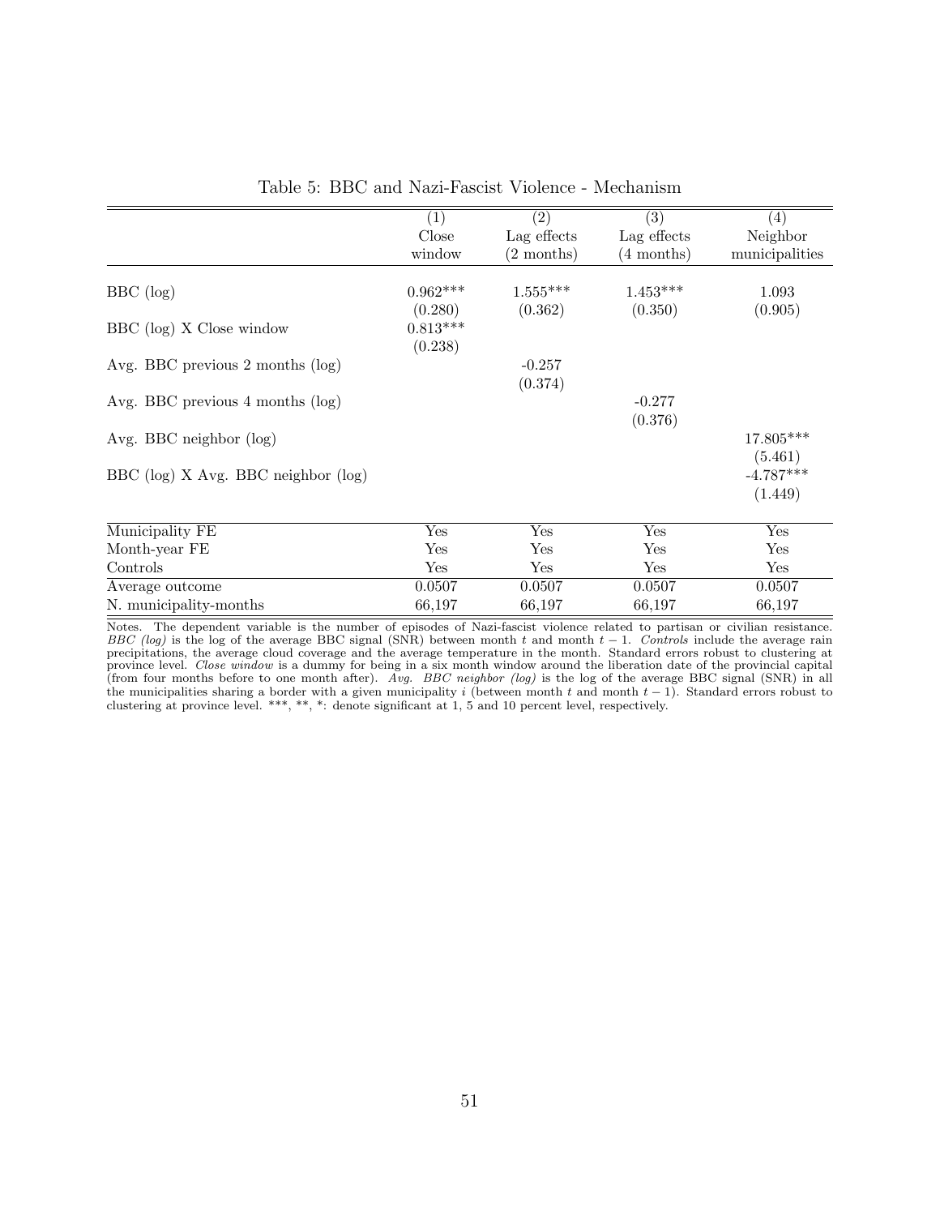Table 5: BBC and Nazi-Fascist Violence - Mechanism

| | (1) | (2) | (3) | (4) |
|---|---|---|---|---|
| | Close window | Lag effects (2 months) | Lag effects (4 months) | Neighbor municipalities |
| BBC (log) | 0.962*** | 1.555*** | 1.453*** | 1.093 |
| | (0.280) | (0.362) | (0.350) | (0.905) |
| BBC (log) X Close window | 0.813*** | | | |
| | (0.238) | | | |
| Avg. BBC previous 2 months (log) | | -0.257 | | |
| | | (0.374) | | |
| Avg. BBC previous 4 months (log) | | | -0.277 | |
| | | | (0.376) | |
| Avg. BBC neighbor (log) | | | | 17.805*** |
| | | | | (5.461) |
| BBC (log) X Avg. BBC neighbor (log) | | | | -4.787*** |
| | | | | (1.449) |
| Municipality FE | Yes | Yes | Yes | Yes |
| Month-year FE | Yes | Yes | Yes | Yes |
| Controls | Yes | Yes | Yes | Yes |
| Average outcome | 0.0507 | 0.0507 | 0.0507 | 0.0507 |
| N. municipality-months | 66,197 | 66,197 | 66,197 | 66,197 |

Notes. The dependent variable is the number of episodes of Nazi-fascist violence related to partisan or civilian resistance. *BBC (log)* is the log of the average BBC signal (SNR) between month $t$ and month $t-1$. *Controls* include the average rain precipitations, the average cloud coverage and the average temperature in the month. Standard errors robust to clustering at province level. *Close window* is a dummy for being in a six month window around the liberation date of the provincial capital (from four months before to one month after). *Avg. BBC neighbor (log)* is the log of the average BBC signal (SNR) in all the municipalities sharing a border with a given municipality $i$ (between month $t$ and month $t-1$). Standard errors robust to clustering at province level. ***, **, *: denote significant at 1, 5 and 10 percent level, respectively.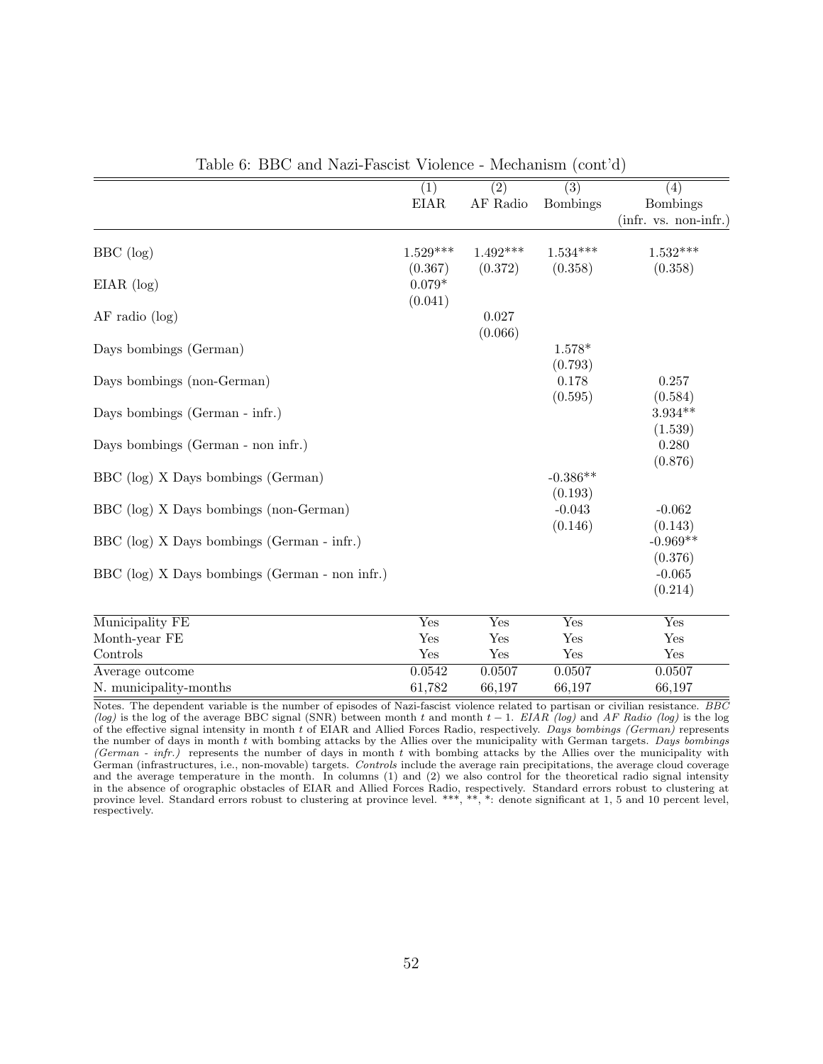Table 6: BBC and Nazi-Fascist Violence - Mechanism (cont'd)

| | (1) | (2) | (3) | (4) |
|---|---|---|---|---|
| | EIAR | AF Radio | Bombings | Bombings (infr. vs. non-infr.) |
| BBC (log) | 1.529*** | 1.492*** | 1.534*** | 1.532*** |
| | (0.367) | (0.372) | (0.358) | (0.358) |
| EIAR (log) | 0.079* | | | |
| | (0.041) | | | |
| AF radio (log) | | 0.027 | | |
| | | (0.066) | | |
| Days bombings (German) | | | 1.578* | |
| | | | (0.793) | |
| Days bombings (non-German) | | | 0.178 | 0.257 |
| | | | (0.595) | (0.584) |
| Days bombings (German - infr.) | | | | 3.934** |
| | | | | (1.539) |
| Days bombings (German - non infr.) | | | | 0.280 |
| | | | | (0.876) |
| BBC (log) X Days bombings (German) | | | -0.386** | |
| | | | (0.193) | |
| BBC (log) X Days bombings (non-German) | | | -0.043 | -0.062 |
| | | | (0.146) | (0.143) |
| BBC (log) X Days bombings (German - infr.) | | | | -0.969** |
| | | | | (0.376) |
| BBC (log) X Days bombings (German - non infr.) | | | | -0.065 |
| | | | | (0.214) |
| Municipality FE | Yes | Yes | Yes | Yes |
| Month-year FE | Yes | Yes | Yes | Yes |
| Controls | Yes | Yes | Yes | Yes |
| Average outcome | 0.0542 | 0.0507 | 0.0507 | 0.0507 |
| N. municipality-months | 61,782 | 66,197 | 66,197 | 66,197 |

Notes. The dependent variable is the number of episodes of Nazi-fascist violence related to partisan or civilian resistance. *BBC (log)* is the log of the average BBC signal (SNR) between month $t$ and month $t-1$. *EIAR (log)* and *AF Radio (log)* is the log of the effective signal intensity in month $t$ of EIAR and Allied Forces Radio, respectively. *Days bombings (German)* represents the number of days in month $t$ with bombing attacks by the Allies over the municipality with German targets. *Days bombings (German - infr.)* represents the number of days in month $t$ with bombing attacks by the Allies over the municipality with German (infrastructures, i.e., non-movable) targets. *Controls* include the average rain precipitations, the average cloud coverage and the average temperature in the month. In columns (1) and (2) we also control for the theoretical radio signal intensity in the absence of orographic obstacles of EIAR and Allied Forces Radio, respectively. Standard errors robust to clustering at province level. Standard errors robust to clustering at province level. ***, **, *: denote significant at 1, 5 and 10 percent level, respectively.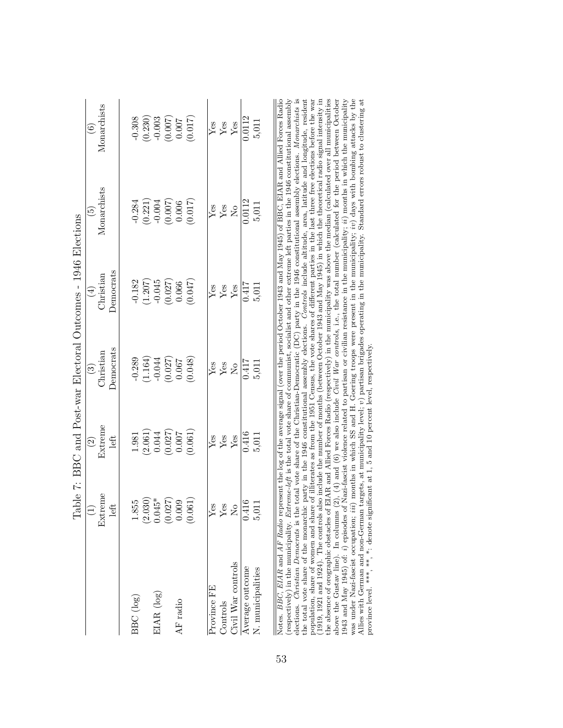# Table 7: BBC and Post-war Electoral Outcomes - 1946 Elections

| | (1) Extreme left | (2) Extreme left | (3) Christian Democrats | (4) Christian Democrats | (5) Monarchists | (6) Monarchists |
|---|---|---|---|---|---|---|
| BBC (log) | 1.855 | 1.981 | -0.289 | -0.182 | -0.284 | -0.308 |
| | (2.030) | (2.061) | (1.164) | (1.207) | (0.221) | (0.230) |
| EIAR (log) | 0.045* | 0.044 | -0.044 | -0.045 | -0.004 | -0.003 |
| | (0.027) | (0.027) | (0.027) | (0.027) | (0.007) | (0.007) |
| AF radio | 0.009 | 0.007 | 0.067 | 0.066 | 0.006 | 0.007 |
| | (0.061) | (0.061) | (0.048) | (0.047) | (0.017) | (0.017) |
| Province FE | Yes | Yes | Yes | Yes | Yes | Yes |
| Controls | Yes | Yes | Yes | Yes | Yes | Yes |
| Civil War controls | No | Yes | No | Yes | No | Yes |
| Average outcome | 0.416 | 0.416 | 0.417 | 0.417 | 0.0112 | 0.0112 |
| N. municipalities | 5,011 | 5,011 | 5,011 | 5,011 | 5,011 | 5,011 |

Notes. *BBC*, *EIAR* and *AF Radio* represent the log of the average signal (over the period October 1943 and May 1945) of BBC, EIAR and Allied Forces Radio (respectively) in the municipality. *Extreme-left* is the total vote share of communist, socialist and other extreme left parties in the 1946 constitutional assembly elections. *Christian Democrats* is the total vote share of the Christian-Democratic (DC) party in the 1946 constitutional assembly elections. *Monarchists* is the total vote share of the monarchic party in the 1946 constitutional assembly elections. *Controls* include altitude, area, latitude and longitude, resident population, share of women and share of illiterates as from the 1951 Census, the vote shares of different parties in the last three free elections before the war (1919, 1921 and 1924). The controls also include the number of months (between October 1943 and May 1945) in which the theoretical radio signal intensity in the absence of orographic obstacles of EIAR and Allied Forces Radio (respectively) in the municipality was above the median (calculated over all municipalities above the Gustav line). In columns (2), (4) and (6) we also include *Civil War controls*, i.e., the total number (calculated for the period between October 1943 and May 1945) of: *i)* episodes of Nazi-fascist violence related to partisan or civilian resistance in the municipality; *ii)* months in which the municipality was under Nazi-fascist occupation; *iii)* months in which SS and H. Goering troops were present in the municipality; *iv)* days with bombing attacks by the Allies with German and non-German targets, at municipality level; *v)* partisan brigades operating in the municipality. Standard errors robust to clustering at province level. ***, **, *: denote significant at 1, 5 and 10 percent level, respectively.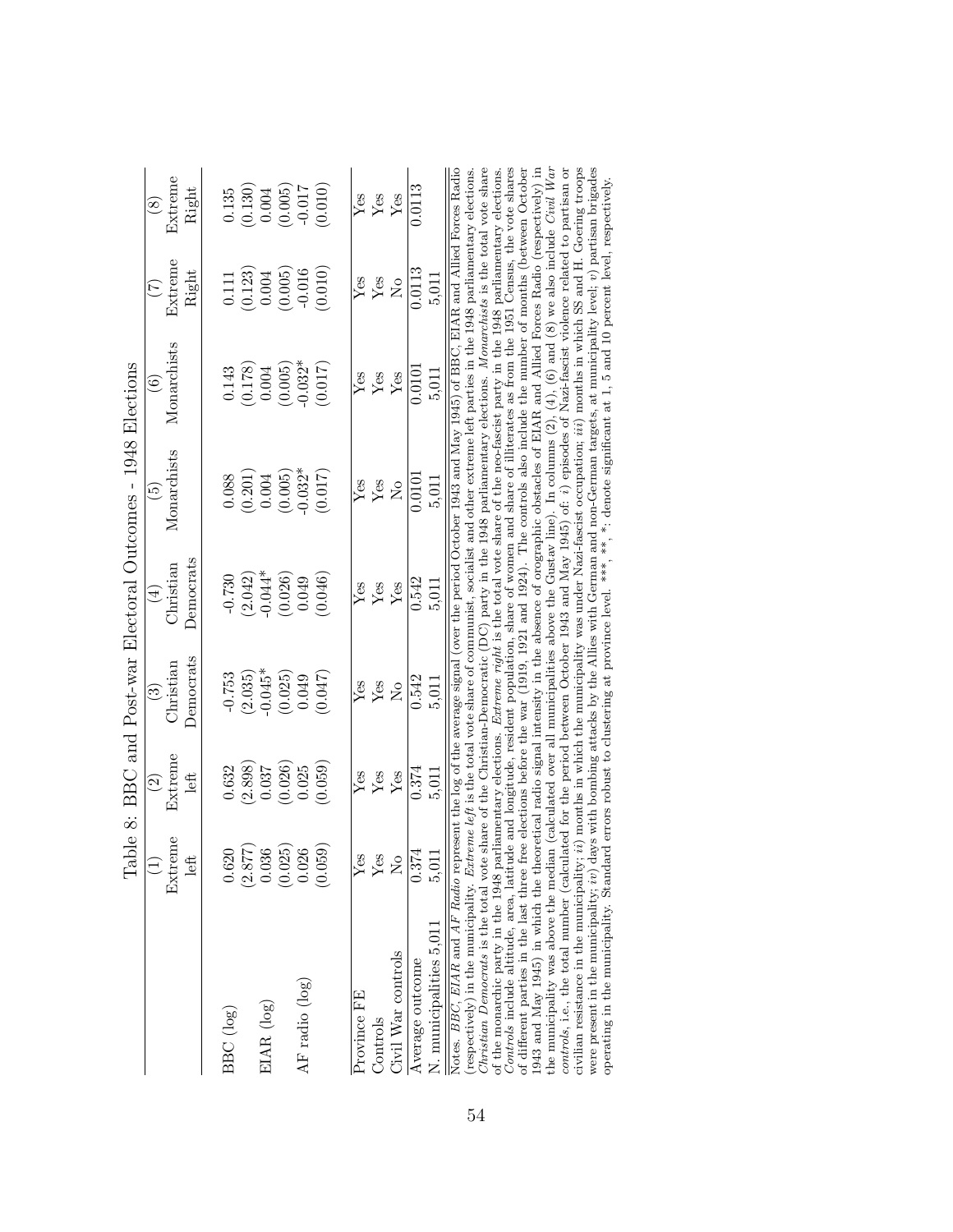Table 8: BBC and Post-war Electoral Outcomes - 1948 Elections

| | (1) Extreme left | (2) Extreme left | (3) Christian Democrats | (4) Christian Democrats | (5) Monarchists | (6) Monarchists | (7) Extreme Right | (8) Extreme Right |
|---|---|---|---|---|---|---|---|---|
| BBC (log) | 0.620 | 0.632 | -0.753 | -0.730 | 0.088 | 0.143 | 0.111 | 0.135 |
| | (2.877) | (2.898) | (2.035) | (2.042) | (0.201) | (0.178) | (0.123) | (0.130) |
| EIAR (log) | 0.036 | 0.037 | -0.045* | -0.044* | 0.004 | 0.004 | 0.004 | 0.004 |
| | (0.025) | (0.026) | (0.025) | (0.026) | (0.005) | (0.005) | (0.005) | (0.005) |
| AF radio (log) | 0.026 | 0.025 | 0.049 | 0.049 | -0.032* | -0.032* | -0.016 | -0.017 |
| | (0.059) | (0.059) | (0.047) | (0.046) | (0.017) | (0.017) | (0.010) | (0.010) |
| Province FE | Yes | Yes | Yes | Yes | Yes | Yes | Yes | Yes |
| Controls | Yes | Yes | Yes | Yes | Yes | Yes | Yes | Yes |
| Civil War controls | No | Yes | No | Yes | No | Yes | No | Yes |
| Average outcome | 0.374 | 0.374 | 0.542 | 0.542 | 0.0101 | 0.0101 | 0.0113 | 0.0113 |
| N. municipalities 5,011 | 5,011 | 5,011 | 5,011 | 5,011 | 5,011 | 5,011 | 5,011 | |

Notes. *BBC*, *EIAR* and *AF Radio* represent the log of the average signal (over the period October 1943 and May 1945) of BBC, EIAR and Allied Forces Radio (respectively) in the municipality. *Extreme left* is the total vote share of communist, socialist and other extreme left parties in the 1948 parliamentary elections. *Christian Democrats* is the total vote share of the Christian-Democratic (DC) party in the 1948 parliamentary elections. *Monarchists* is the total vote share of the monarchic party in the 1948 parliamentary elections. *Extreme right* is the total vote share of the neo-fascist party in the 1948 parliamentary elections. *Controls* include altitude, area, latitude and longitude, resident population, share of women and share of illiterates as from the 1951 Census, the vote shares of different parties in the last three free elections before the war (1919, 1921 and 1924). The controls also include the number of months (between October 1943 and May 1945) in which the theoretical radio signal intensity in the absence of orographic obstacles of EIAR and Allied Forces Radio (respectively) in the municipality was above the median (calculated over all municipalities above the Gustav line). In columns (2), (4), (6) and (8) we also include *Civil War controls*, i.e., the total number (calculated for the period between October 1943 and May 1945) of: *i)* episodes of Nazi-fascist violence related to partisan or civilian resistance in the municipality; *ii)* months in which the municipality was under Nazi-fascist occupation; *iii)* months in which SS and H. Goering troops were present in the municipality; *iv)* days with bombing attacks by the Allies with German and non-German targets, at municipality level; *v)* partisan brigades operating in the municipality. Standard errors robust to clustering at province level. ***, **, *: denote significant at 1, 5 and 10 percent level, respectively.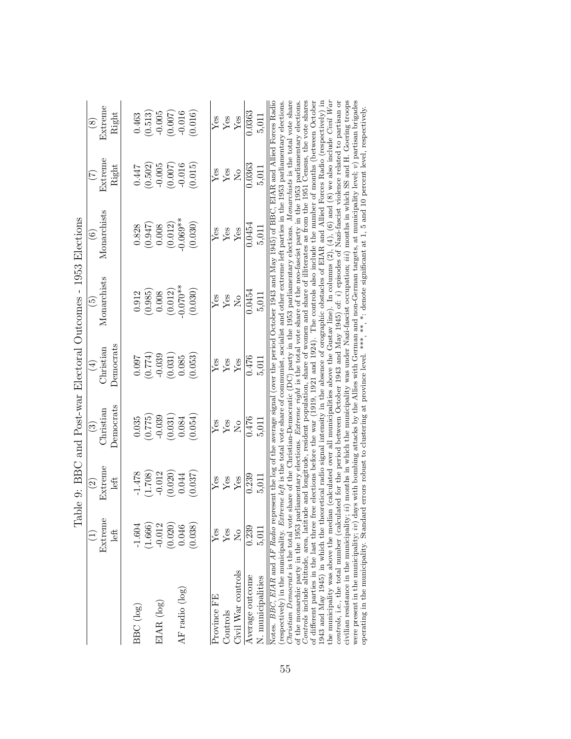Table 9: BBC and Post-war Electoral Outcomes - 1953 Elections

| | (1) | (2) | (3) | (4) | (5) | (6) | (7) | (8) |
|---|---|---|---|---|---|---|---|---|
| | Extreme left | Extreme left | Christian Democrats | Christian Democrats | Monarchists | Monarchists | Extreme Right | Extreme Right |
| BBC (log) | -1.604 | -1.478 | 0.035 | 0.097 | 0.912 | 0.828 | 0.447 | 0.463 |
| | (1.666) | (1.708) | (0.775) | (0.774) | (0.985) | (0.947) | (0.502) | (0.513) |
| EIAR (log) | -0.012 | -0.012 | -0.039 | -0.039 | 0.008 | 0.008 | -0.005 | -0.005 |
| | (0.020) | (0.020) | (0.031) | (0.031) | (0.012) | (0.012) | (0.007) | (0.007) |
| AF radio (log) | 0.046 | 0.044 | 0.084 | 0.085 | -0.070** | -0.069** | -0.016 | -0.016 |
| | (0.038) | (0.037) | (0.054) | (0.053) | (0.030) | (0.030) | (0.015) | (0.016) |
| Province FE | Yes | Yes | Yes | Yes | Yes | Yes | Yes | Yes |
| Controls | Yes | Yes | Yes | Yes | Yes | Yes | Yes | Yes |
| Civil War controls | No | Yes | No | Yes | No | Yes | No | Yes |
| Average outcome | 0.239 | 0.239 | 0.476 | 0.476 | 0.0454 | 0.0454 | 0.0363 | 0.0363 |
| N. municipalities | 5,011 | 5,011 | 5,011 | 5,011 | 5,011 | 5,011 | 5,011 | 5,011 |

Notes. *BBC*, *EIAR* and *AF Radio* represent the log of the average signal (over the period October 1943 and May 1945) of BBC, EIAR and Allied Forces Radio (respectively) in the municipality. *Extreme left* is the total vote share of communist, socialist and other extreme left parties in the 1953 parliamentary elections. *Christian Democrats* is the total vote share of the Christian-Democratic (DC) party in the 1953 parliamentary elections. *Monarchists* is the total vote share of the monarchic party in the 1953 parliamentary elections. *Extreme right* is the total vote share of the neo-fascist party in the 1953 parliamentary elections. *Controls* include altitude, area, latitude and longitude, resident population, share of women and share of illiterates as from the 1951 Census, the vote shares of different parties in the last three free elections before the war (1919, 1921 and 1924). The controls also include the number of months (between October 1943 and May 1945) in which the theoretical radio signal intensity in the absence of orographic obstacles of EIAR and Allied Forces Radio (respectively) in the municipality was above the median (calculated over all municipalities above the Gustav line). In columns (2), (4), (6) and (8) we also include *Civil War controls*, i.e., the total number (calculated for the period between October 1943 and May 1945) of: *i)* episodes of Nazi-fascist violence related to partisan or civilian resistance in the municipality; *ii)* months in which the municipality was under Nazi-fascist occupation; *iii)* months in which SS and H. Goering troops were present in the municipality; *iv)* days with bombing attacks by the Allies with German and non-German targets, at municipality level; *v)* partisan brigades operating in the municipality. Standard errors robust to clustering at province level. ***, **, *: denote significant at 1, 5 and 10 percent level, respectively.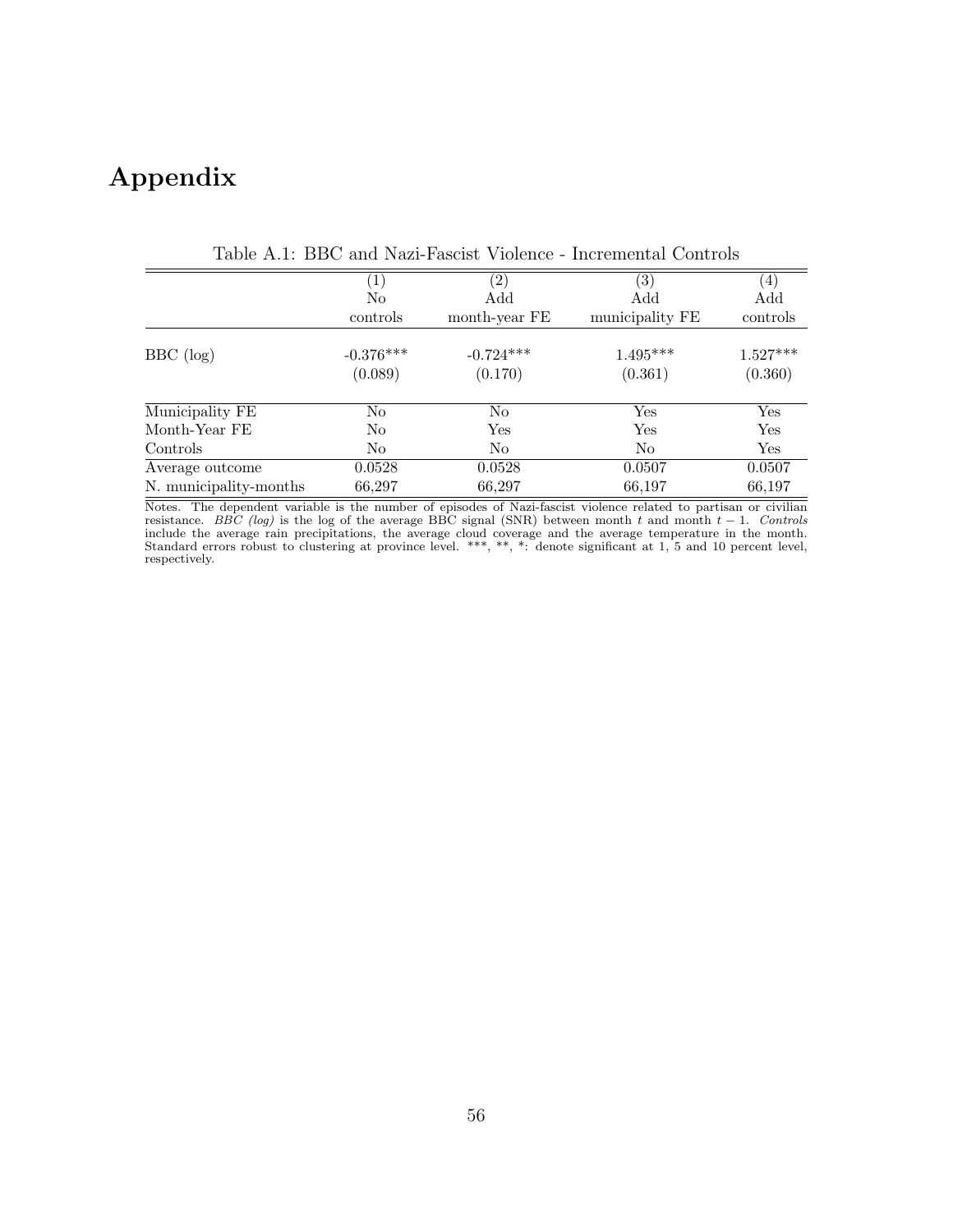# Appendix

Table A.1: BBC and Nazi-Fascist Violence - Incremental Controls

| | (1) No controls | (2) Add month-year FE | (3) Add municipality FE | (4) Add controls |
|---|---|---|---|---|
| BBC (log) | -0.376*** | -0.724*** | 1.495*** | 1.527*** |
| | (0.089) | (0.170) | (0.361) | (0.360) |
| Municipality FE | No | No | Yes | Yes |
| Month-Year FE | No | Yes | Yes | Yes |
| Controls | No | No | No | Yes |
| Average outcome | 0.0528 | 0.0528 | 0.0507 | 0.0507 |
| N. municipality-months | 66,297 | 66,297 | 66,197 | 66,197 |

Notes. The dependent variable is the number of episodes of Nazi-fascist violence related to partisan or civilian resistance. *BBC (log)* is the log of the average BBC signal (SNR) between month $t$ and month $t-1$. *Controls* include the average rain precipitations, the average cloud coverage and the average temperature in the month. Standard errors robust to clustering at province level. ***, **, *: denote significant at 1, 5 and 10 percent level, respectively.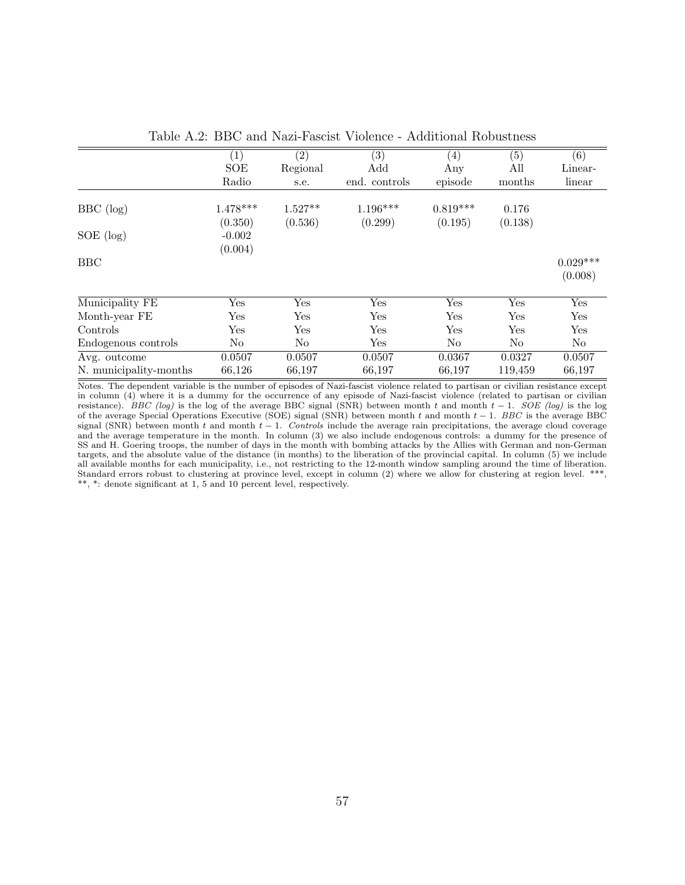Table A.2: BBC and Nazi-Fascist Violence - Additional Robustness

| | (1) SOE Radio | (2) Regional s.e. | (3) Add end. controls | (4) Any episode | (5) All months | (6) Linear-linear |
|---|---|---|---|---|---|---|
| BBC (log) | 1.478*** | 1.527** | 1.196*** | 0.819*** | 0.176 | |
| | (0.350) | (0.536) | (0.299) | (0.195) | (0.138) | |
| SOE (log) | -0.002 | | | | | |
| | (0.004) | | | | | |
| BBC | | | | | | 0.029*** |
| | | | | | | (0.008) |
| Municipality FE | Yes | Yes | Yes | Yes | Yes | Yes |
| Month-year FE | Yes | Yes | Yes | Yes | Yes | Yes |
| Controls | Yes | Yes | Yes | Yes | Yes | Yes |
| Endogenous controls | No | No | Yes | No | No | No |
| Avg. outcome | 0.0507 | 0.0507 | 0.0507 | 0.0367 | 0.0327 | 0.0507 |
| N. municipality-months | 66,126 | 66,197 | 66,197 | 66,197 | 119,459 | 66,197 |

Notes. The dependent variable is the number of episodes of Nazi-fascist violence related to partisan or civilian resistance except in column (4) where it is a dummy for the occurrence of any episode of Nazi-fascist violence (related to partisan or civilian resistance). *BBC (log)* is the log of the average BBC signal (SNR) between month $t$ and month $t-1$. *SOE (log)* is the log of the average Special Operations Executive (SOE) signal (SNR) between month $t$ and month $t-1$. *BBC* is the average BBC signal (SNR) between month $t$ and month $t-1$. *Controls* include the average rain precipitations, the average cloud coverage and the average temperature in the month. In column (3) we also include endogenous controls: a dummy for the presence of SS and H. Goering troops, the number of days in the month with bombing attacks by the Allies with German and non-German targets, and the absolute value of the distance (in months) to the liberation of the provincial capital. In column (5) we include all available months for each municipality, i.e., not restricting to the 12-month window sampling around the time of liberation. Standard errors robust to clustering at province level, except in column (2) where we allow for clustering at region level. ***, **, *: denote significant at 1, 5 and 10 percent level, respectively.